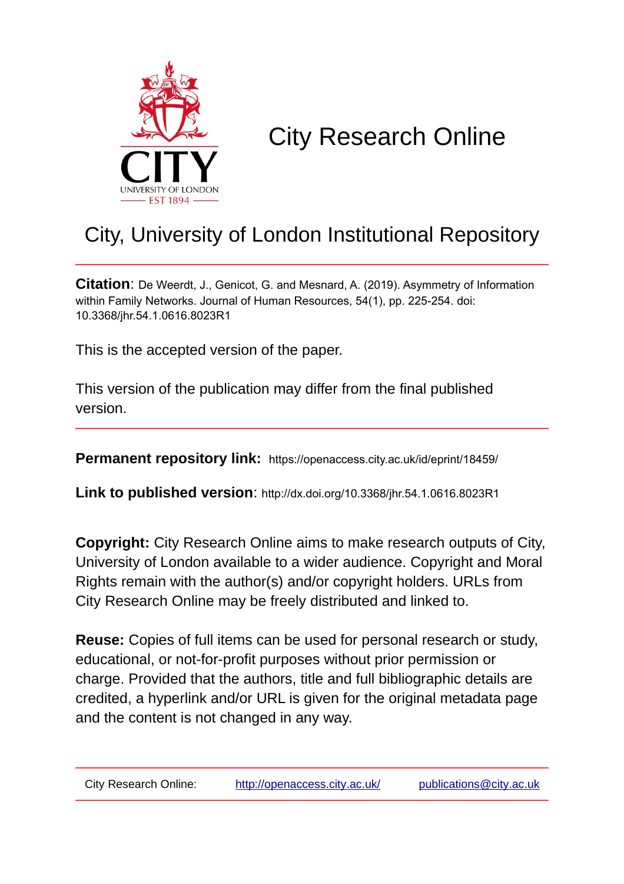# City Research Online

## City, University of London Institutional Repository

**Citation**: De Weerdt, J., Genicot, G. and Mesnard, A. (2019). Asymmetry of Information within Family Networks. Journal of Human Resources, 54(1), pp. 225-254. doi: 10.3368/jhr.54.1.0616.8023R1

This is the accepted version of the paper.

This version of the publication may differ from the final published version.

**Permanent repository link:** https://openaccess.city.ac.uk/id/eprint/18459/

**Link to published version**: http://dx.doi.org/10.3368/jhr.54.1.0616.8023R1

**Copyright:** City Research Online aims to make research outputs of City, University of London available to a wider audience. Copyright and Moral Rights remain with the author(s) and/or copyright holders. URLs from City Research Online may be freely distributed and linked to.

**Reuse:** Copies of full items can be used for personal research or study, educational, or not-for-profit purposes without prior permission or charge. Provided that the authors, title and full bibliographic details are credited, a hyperlink and/or URL is given for the original metadata page and the content is not changed in any way.

City Research Online: http://openaccess.city.ac.uk/ publications@city.ac.uk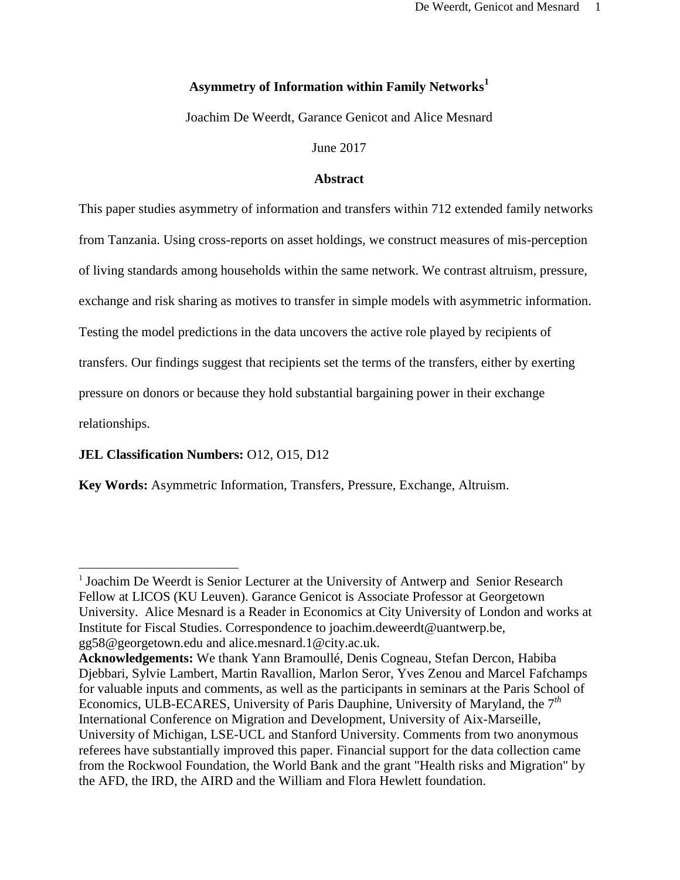# Asymmetry of Information within Family Networks[1]

Joachim De Weerdt, Garance Genicot and Alice Mesnard

June 2017

## Abstract

This paper studies asymmetry of information and transfers within 712 extended family networks from Tanzania. Using cross-reports on asset holdings, we construct measures of mis-perception of living standards among households within the same network. We contrast altruism, pressure, exchange and risk sharing as motives to transfer in simple models with asymmetric information. Testing the model predictions in the data uncovers the active role played by recipients of transfers. Our findings suggest that recipients set the terms of the transfers, either by exerting pressure on donors or because they hold substantial bargaining power in their exchange relationships.

**JEL Classification Numbers:** O12, O15, D12

**Key Words:** Asymmetric Information, Transfers, Pressure, Exchange, Altruism.

---

[1] Joachim De Weerdt is Senior Lecturer at the University of Antwerp and Senior Research Fellow at LICOS (KU Leuven). Garance Genicot is Associate Professor at Georgetown University. Alice Mesnard is a Reader in Economics at City University of London and works at Institute for Fiscal Studies. Correspondence to joachim.deweerdt@uantwerp.be, gg58@georgetown.edu and alice.mesnard.1@city.ac.uk.

**Acknowledgements:** We thank Yann Bramoullé, Denis Cogneau, Stefan Dercon, Habiba Djebbari, Sylvie Lambert, Martin Ravallion, Marlon Seror, Yves Zenou and Marcel Fafchamps for valuable inputs and comments, as well as the participants in seminars at the Paris School of Economics, ULB-ECARES, University of Paris Dauphine, University of Maryland, the 7*th* International Conference on Migration and Development, University of Aix-Marseille, University of Michigan, LSE-UCL and Stanford University. Comments from two anonymous referees have substantially improved this paper. Financial support for the data collection came from the Rockwool Foundation, the World Bank and the grant "Health risks and Migration" by the AFD, the IRD, the AIRD and the William and Flora Hewlett foundation.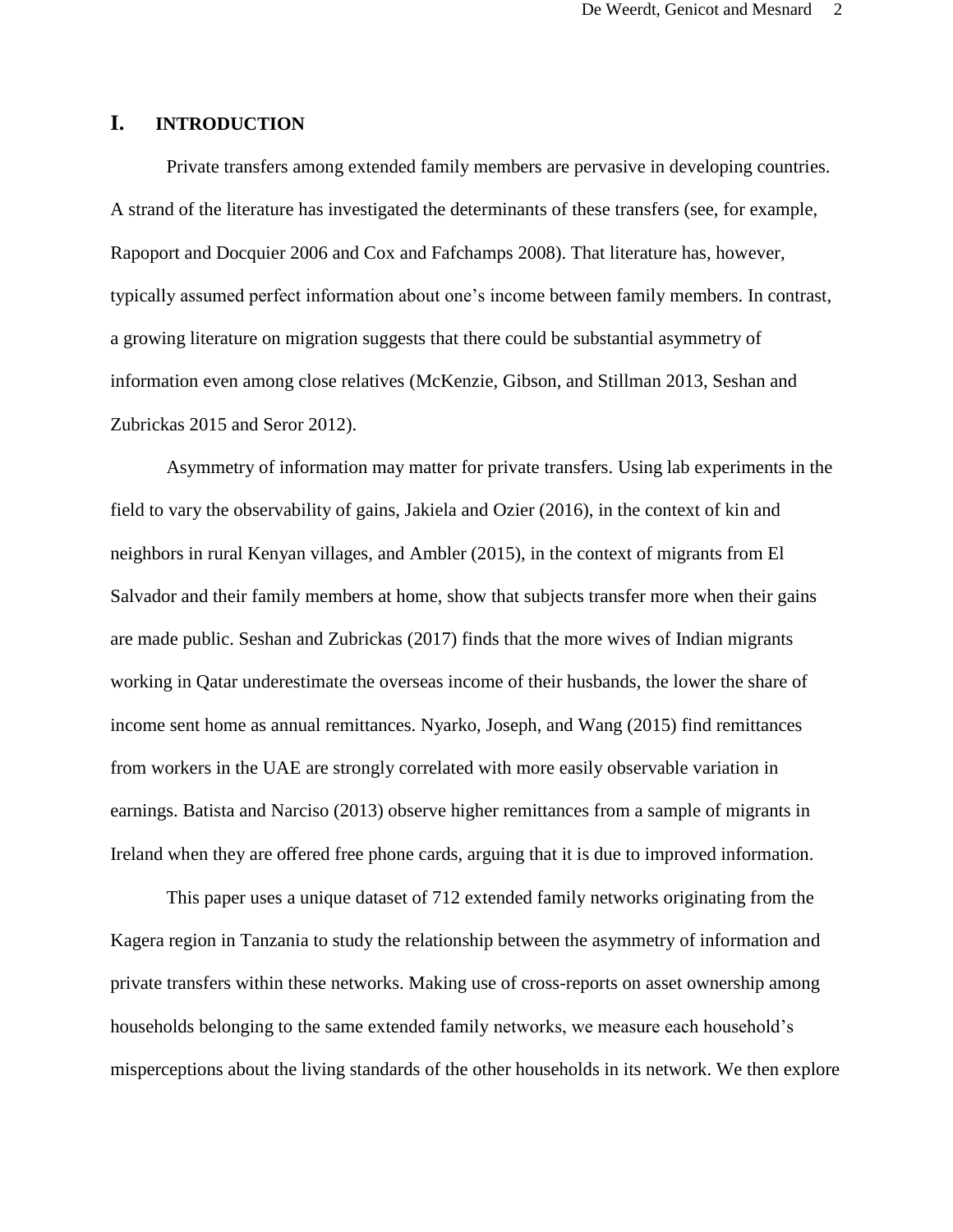# I. INTRODUCTION

Private transfers among extended family members are pervasive in developing countries. A strand of the literature has investigated the determinants of these transfers (see, for example, Rapoport and Docquier 2006 and Cox and Fafchamps 2008). That literature has, however, typically assumed perfect information about one's income between family members. In contrast, a growing literature on migration suggests that there could be substantial asymmetry of information even among close relatives (McKenzie, Gibson, and Stillman 2013, Seshan and Zubrickas 2015 and Seror 2012).

Asymmetry of information may matter for private transfers. Using lab experiments in the field to vary the observability of gains, Jakiela and Ozier (2016), in the context of kin and neighbors in rural Kenyan villages, and Ambler (2015), in the context of migrants from El Salvador and their family members at home, show that subjects transfer more when their gains are made public. Seshan and Zubrickas (2017) finds that the more wives of Indian migrants working in Qatar underestimate the overseas income of their husbands, the lower the share of income sent home as annual remittances. Nyarko, Joseph, and Wang (2015) find remittances from workers in the UAE are strongly correlated with more easily observable variation in earnings. Batista and Narciso (2013) observe higher remittances from a sample of migrants in Ireland when they are offered free phone cards, arguing that it is due to improved information.

This paper uses a unique dataset of 712 extended family networks originating from the Kagera region in Tanzania to study the relationship between the asymmetry of information and private transfers within these networks. Making use of cross-reports on asset ownership among households belonging to the same extended family networks, we measure each household's misperceptions about the living standards of the other households in its network. We then explore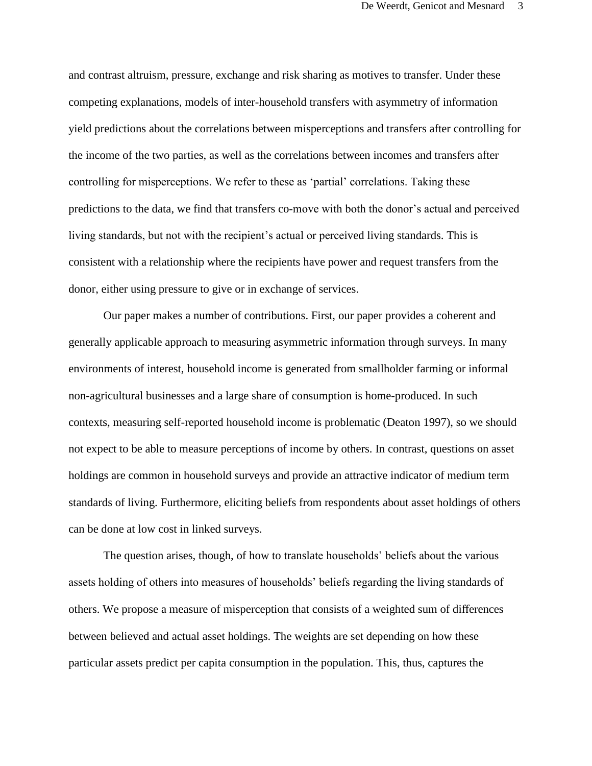and contrast altruism, pressure, exchange and risk sharing as motives to transfer. Under these competing explanations, models of inter-household transfers with asymmetry of information yield predictions about the correlations between misperceptions and transfers after controlling for the income of the two parties, as well as the correlations between incomes and transfers after controlling for misperceptions. We refer to these as 'partial' correlations. Taking these predictions to the data, we find that transfers co-move with both the donor's actual and perceived living standards, but not with the recipient's actual or perceived living standards. This is consistent with a relationship where the recipients have power and request transfers from the donor, either using pressure to give or in exchange of services.

Our paper makes a number of contributions. First, our paper provides a coherent and generally applicable approach to measuring asymmetric information through surveys. In many environments of interest, household income is generated from smallholder farming or informal non-agricultural businesses and a large share of consumption is home-produced. In such contexts, measuring self-reported household income is problematic (Deaton 1997), so we should not expect to be able to measure perceptions of income by others. In contrast, questions on asset holdings are common in household surveys and provide an attractive indicator of medium term standards of living. Furthermore, eliciting beliefs from respondents about asset holdings of others can be done at low cost in linked surveys.

The question arises, though, of how to translate households' beliefs about the various assets holding of others into measures of households' beliefs regarding the living standards of others. We propose a measure of misperception that consists of a weighted sum of differences between believed and actual asset holdings. The weights are set depending on how these particular assets predict per capita consumption in the population. This, thus, captures the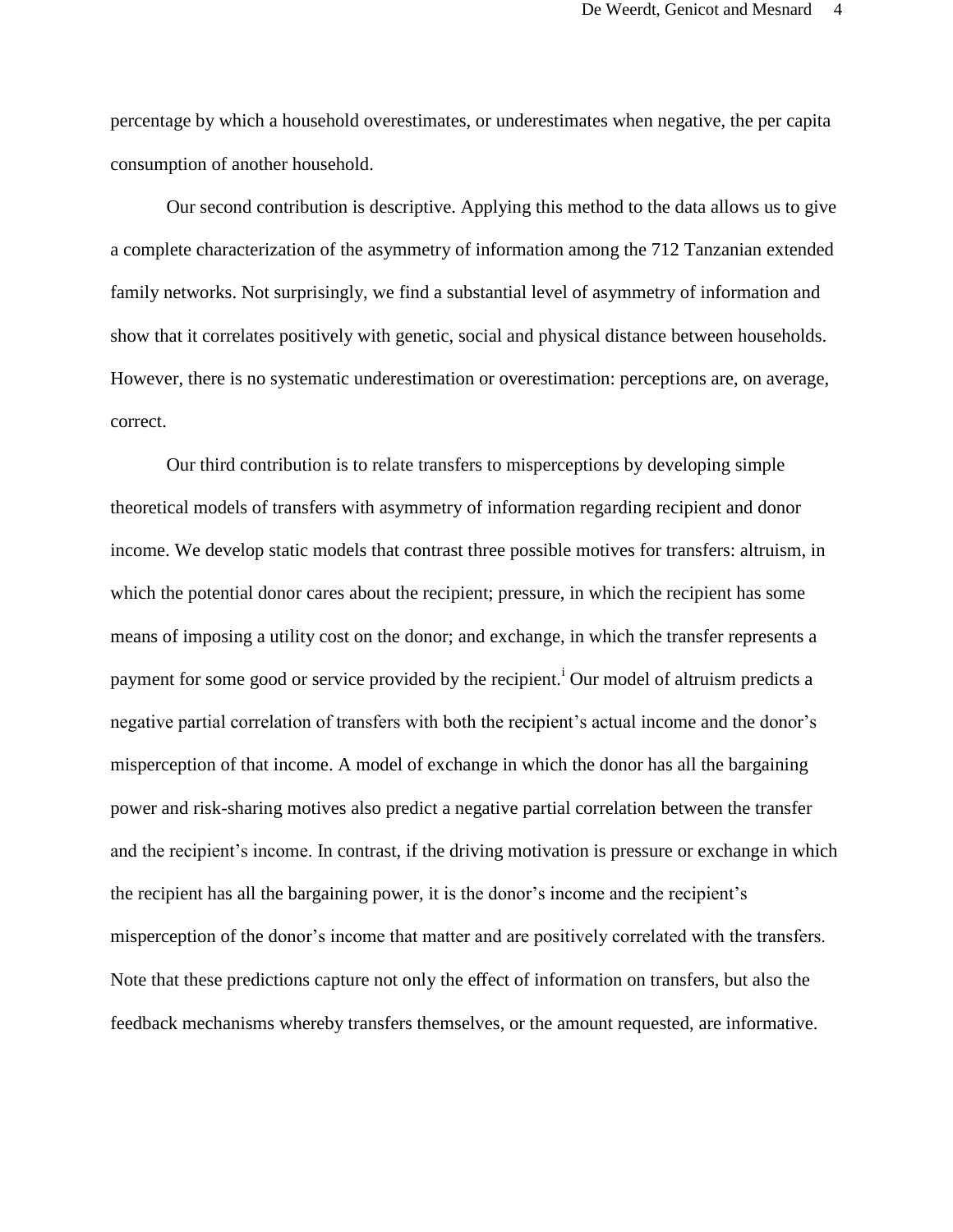percentage by which a household overestimates, or underestimates when negative, the per capita consumption of another household.

Our second contribution is descriptive. Applying this method to the data allows us to give a complete characterization of the asymmetry of information among the 712 Tanzanian extended family networks. Not surprisingly, we find a substantial level of asymmetry of information and show that it correlates positively with genetic, social and physical distance between households. However, there is no systematic underestimation or overestimation: perceptions are, on average, correct.

Our third contribution is to relate transfers to misperceptions by developing simple theoretical models of transfers with asymmetry of information regarding recipient and donor income. We develop static models that contrast three possible motives for transfers: altruism, in which the potential donor cares about the recipient; pressure, in which the recipient has some means of imposing a utility cost on the donor; and exchange, in which the transfer represents a payment for some good or service provided by the recipient.[i] Our model of altruism predicts a negative partial correlation of transfers with both the recipient's actual income and the donor's misperception of that income. A model of exchange in which the donor has all the bargaining power and risk-sharing motives also predict a negative partial correlation between the transfer and the recipient's income. In contrast, if the driving motivation is pressure or exchange in which the recipient has all the bargaining power, it is the donor's income and the recipient's misperception of the donor's income that matter and are positively correlated with the transfers. Note that these predictions capture not only the effect of information on transfers, but also the feedback mechanisms whereby transfers themselves, or the amount requested, are informative.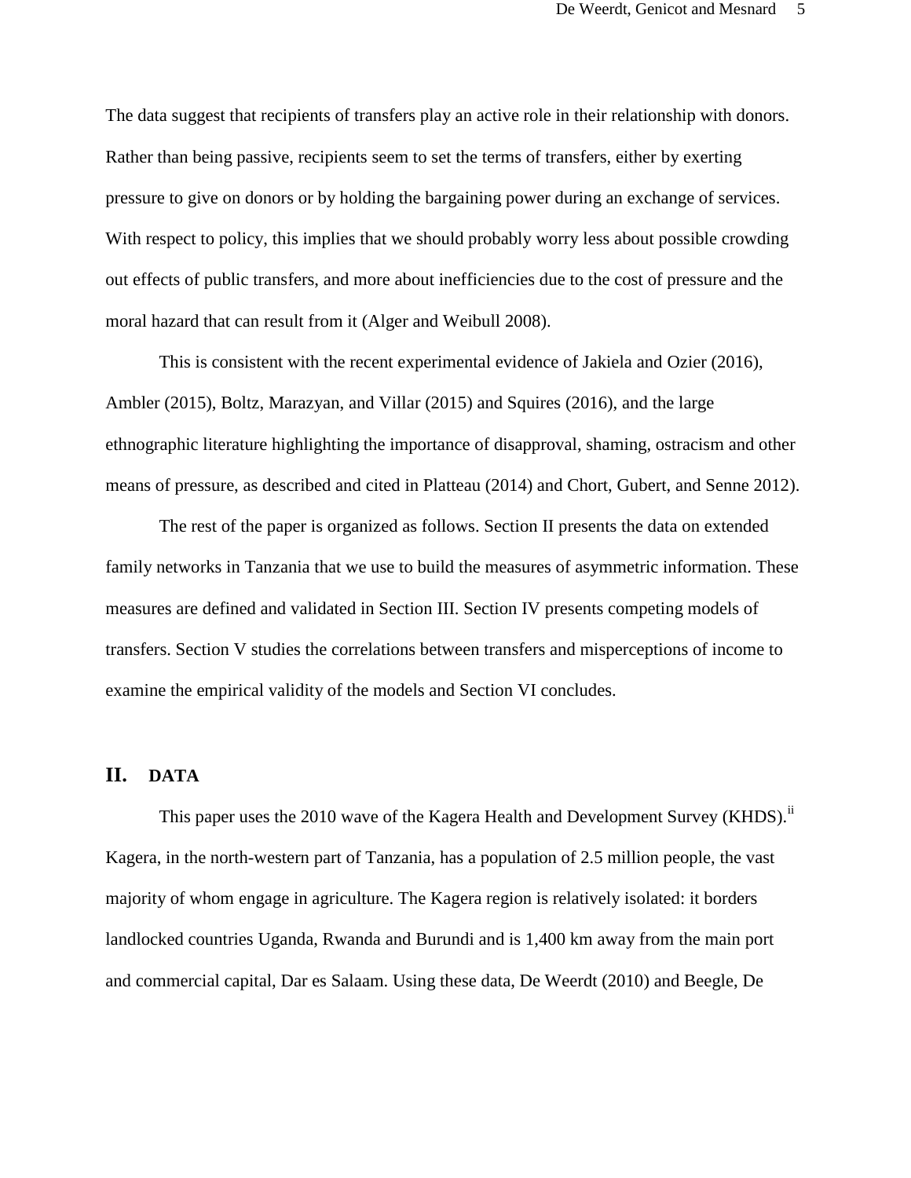The data suggest that recipients of transfers play an active role in their relationship with donors. Rather than being passive, recipients seem to set the terms of transfers, either by exerting pressure to give on donors or by holding the bargaining power during an exchange of services. With respect to policy, this implies that we should probably worry less about possible crowding out effects of public transfers, and more about inefficiencies due to the cost of pressure and the moral hazard that can result from it (Alger and Weibull 2008).

This is consistent with the recent experimental evidence of Jakiela and Ozier (2016), Ambler (2015), Boltz, Marazyan, and Villar (2015) and Squires (2016), and the large ethnographic literature highlighting the importance of disapproval, shaming, ostracism and other means of pressure, as described and cited in Platteau (2014) and Chort, Gubert, and Senne 2012).

The rest of the paper is organized as follows. Section II presents the data on extended family networks in Tanzania that we use to build the measures of asymmetric information. These measures are defined and validated in Section III. Section IV presents competing models of transfers. Section V studies the correlations between transfers and misperceptions of income to examine the empirical validity of the models and Section VI concludes.

## II. DATA

This paper uses the 2010 wave of the Kagera Health and Development Survey (KHDS).[ii] Kagera, in the north-western part of Tanzania, has a population of 2.5 million people, the vast majority of whom engage in agriculture. The Kagera region is relatively isolated: it borders landlocked countries Uganda, Rwanda and Burundi and is 1,400 km away from the main port and commercial capital, Dar es Salaam. Using these data, De Weerdt (2010) and Beegle, De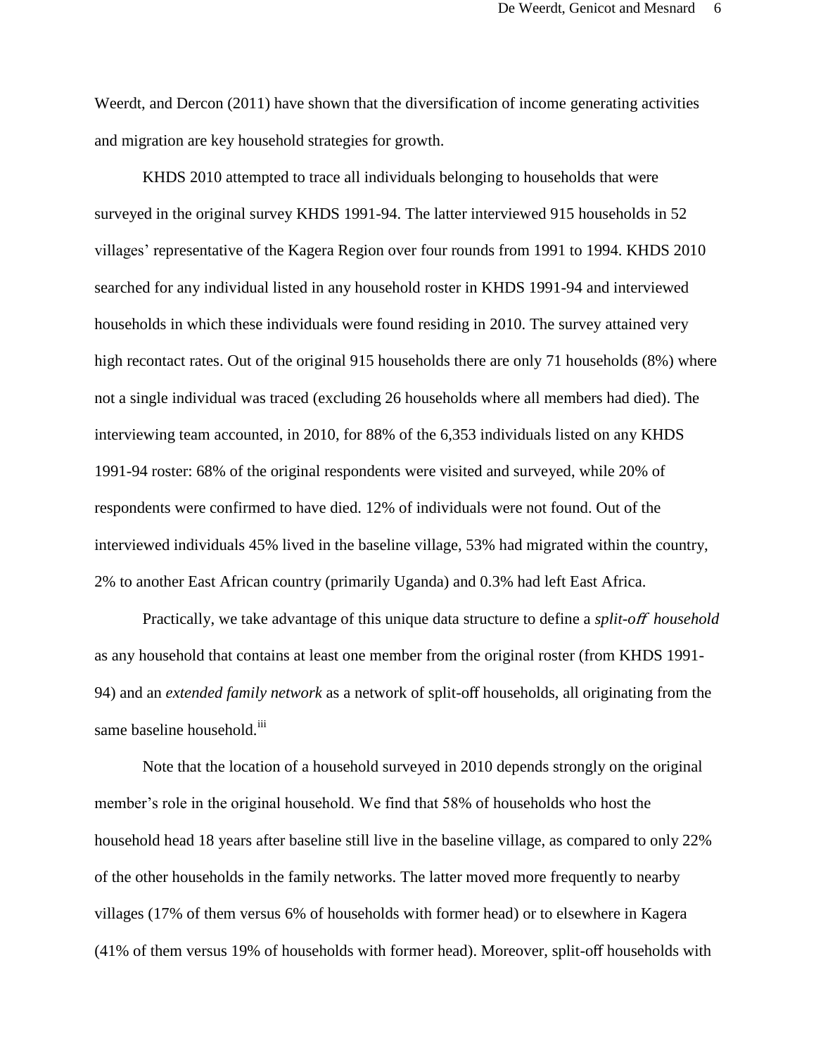Weerdt, and Dercon (2011) have shown that the diversification of income generating activities and migration are key household strategies for growth.

KHDS 2010 attempted to trace all individuals belonging to households that were surveyed in the original survey KHDS 1991-94. The latter interviewed 915 households in 52 villages' representative of the Kagera Region over four rounds from 1991 to 1994. KHDS 2010 searched for any individual listed in any household roster in KHDS 1991-94 and interviewed households in which these individuals were found residing in 2010. The survey attained very high recontact rates. Out of the original 915 households there are only 71 households (8%) where not a single individual was traced (excluding 26 households where all members had died). The interviewing team accounted, in 2010, for 88% of the 6,353 individuals listed on any KHDS 1991-94 roster: 68% of the original respondents were visited and surveyed, while 20% of respondents were confirmed to have died. 12% of individuals were not found. Out of the interviewed individuals 45% lived in the baseline village, 53% had migrated within the country, 2% to another East African country (primarily Uganda) and 0.3% had left East Africa.

Practically, we take advantage of this unique data structure to define a *split-off household* as any household that contains at least one member from the original roster (from KHDS 1991-94) and an *extended family network* as a network of split-off households, all originating from the same baseline household.[iii]

Note that the location of a household surveyed in 2010 depends strongly on the original member's role in the original household. We find that 58% of households who host the household head 18 years after baseline still live in the baseline village, as compared to only 22% of the other households in the family networks. The latter moved more frequently to nearby villages (17% of them versus 6% of households with former head) or to elsewhere in Kagera (41% of them versus 19% of households with former head). Moreover, split-off households with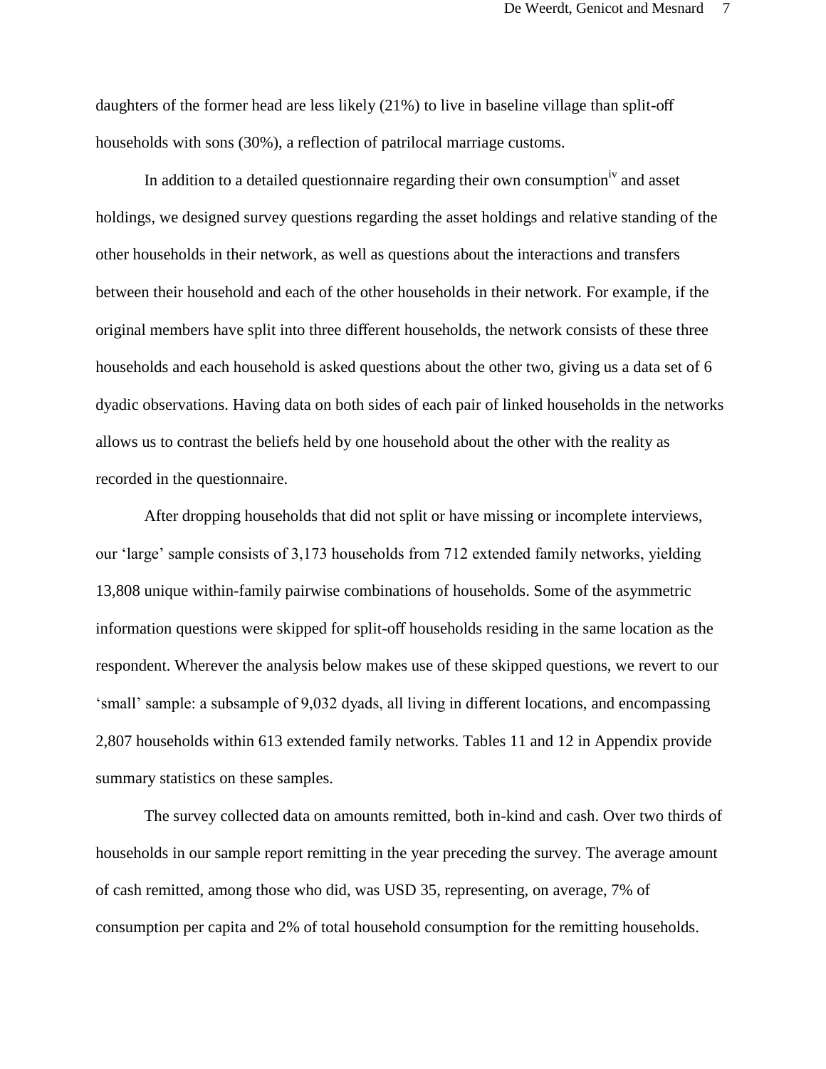daughters of the former head are less likely (21%) to live in baseline village than split-off households with sons (30%), a reflection of patrilocal marriage customs.

In addition to a detailed questionnaire regarding their own consumption[iv] and asset holdings, we designed survey questions regarding the asset holdings and relative standing of the other households in their network, as well as questions about the interactions and transfers between their household and each of the other households in their network. For example, if the original members have split into three different households, the network consists of these three households and each household is asked questions about the other two, giving us a data set of 6 dyadic observations. Having data on both sides of each pair of linked households in the networks allows us to contrast the beliefs held by one household about the other with the reality as recorded in the questionnaire.

After dropping households that did not split or have missing or incomplete interviews, our 'large' sample consists of 3,173 households from 712 extended family networks, yielding 13,808 unique within-family pairwise combinations of households. Some of the asymmetric information questions were skipped for split-off households residing in the same location as the respondent. Wherever the analysis below makes use of these skipped questions, we revert to our 'small' sample: a subsample of 9,032 dyads, all living in different locations, and encompassing 2,807 households within 613 extended family networks. Tables 11 and 12 in Appendix provide summary statistics on these samples.

The survey collected data on amounts remitted, both in-kind and cash. Over two thirds of households in our sample report remitting in the year preceding the survey. The average amount of cash remitted, among those who did, was USD 35, representing, on average, 7% of consumption per capita and 2% of total household consumption for the remitting households.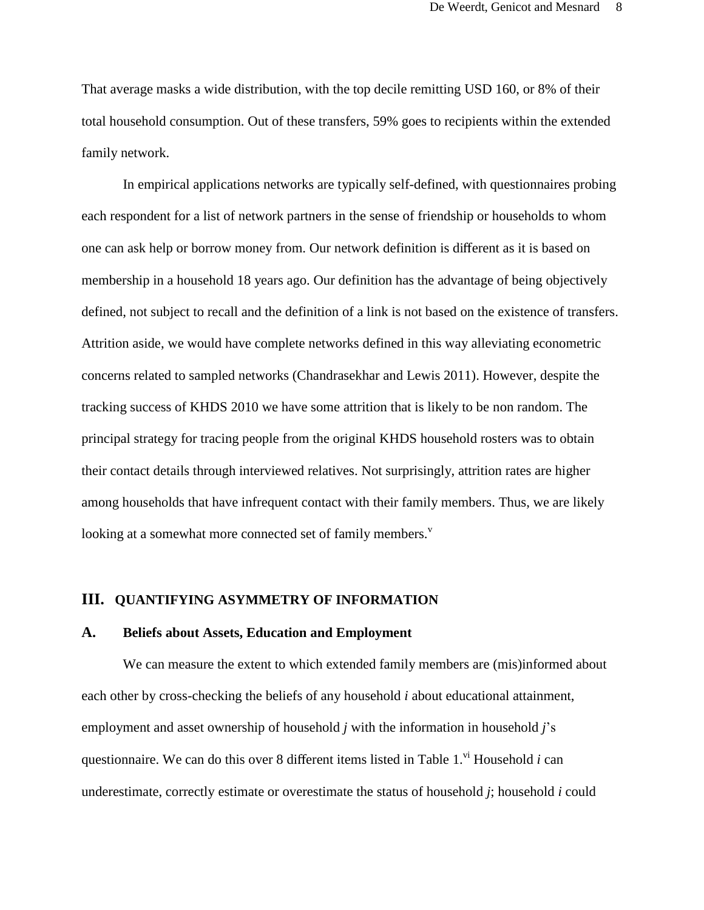That average masks a wide distribution, with the top decile remitting USD 160, or 8% of their total household consumption. Out of these transfers, 59% goes to recipients within the extended family network.

In empirical applications networks are typically self-defined, with questionnaires probing each respondent for a list of network partners in the sense of friendship or households to whom one can ask help or borrow money from. Our network definition is different as it is based on membership in a household 18 years ago. Our definition has the advantage of being objectively defined, not subject to recall and the definition of a link is not based on the existence of transfers. Attrition aside, we would have complete networks defined in this way alleviating econometric concerns related to sampled networks (Chandrasekhar and Lewis 2011). However, despite the tracking success of KHDS 2010 we have some attrition that is likely to be non random. The principal strategy for tracing people from the original KHDS household rosters was to obtain their contact details through interviewed relatives. Not surprisingly, attrition rates are higher among households that have infrequent contact with their family members. Thus, we are likely looking at a somewhat more connected set of family members.[v]

## III. QUANTIFYING ASYMMETRY OF INFORMATION

### A. Beliefs about Assets, Education and Employment

We can measure the extent to which extended family members are (mis)informed about each other by cross-checking the beliefs of any household *i* about educational attainment, employment and asset ownership of household *j* with the information in household *j*'s questionnaire. We can do this over 8 different items listed in Table 1.[vi] Household *i* can underestimate, correctly estimate or overestimate the status of household *j*; household *i* could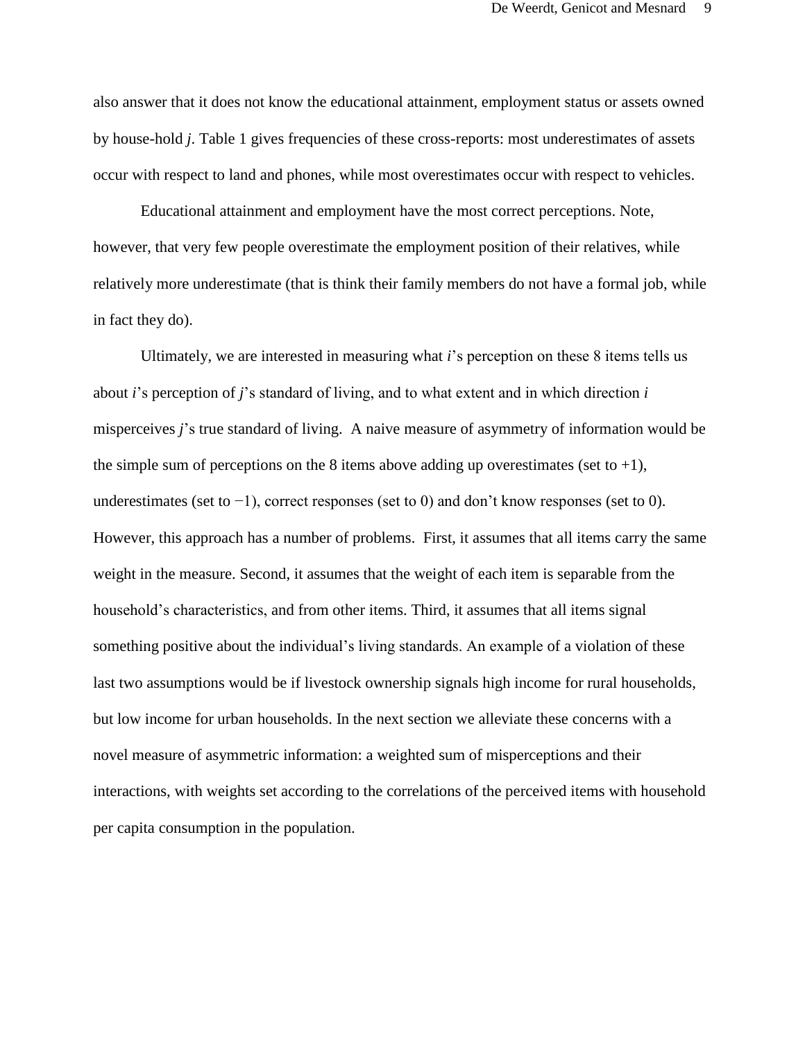also answer that it does not know the educational attainment, employment status or assets owned by house-hold $j$. Table 1 gives frequencies of these cross-reports: most underestimates of assets occur with respect to land and phones, while most overestimates occur with respect to vehicles.

Educational attainment and employment have the most correct perceptions. Note, however, that very few people overestimate the employment position of their relatives, while relatively more underestimate (that is think their family members do not have a formal job, while in fact they do).

Ultimately, we are interested in measuring what $i$'s perception on these 8 items tells us about $i$'s perception of $j$'s standard of living, and to what extent and in which direction $i$ misperceives $j$'s true standard of living. A naive measure of asymmetry of information would be the simple sum of perceptions on the 8 items above adding up overestimates (set to $+1$), underestimates (set to $-1$), correct responses (set to 0) and don't know responses (set to 0). However, this approach has a number of problems. First, it assumes that all items carry the same weight in the measure. Second, it assumes that the weight of each item is separable from the household's characteristics, and from other items. Third, it assumes that all items signal something positive about the individual's living standards. An example of a violation of these last two assumptions would be if livestock ownership signals high income for rural households, but low income for urban households. In the next section we alleviate these concerns with a novel measure of asymmetric information: a weighted sum of misperceptions and their interactions, with weights set according to the correlations of the perceived items with household per capita consumption in the population.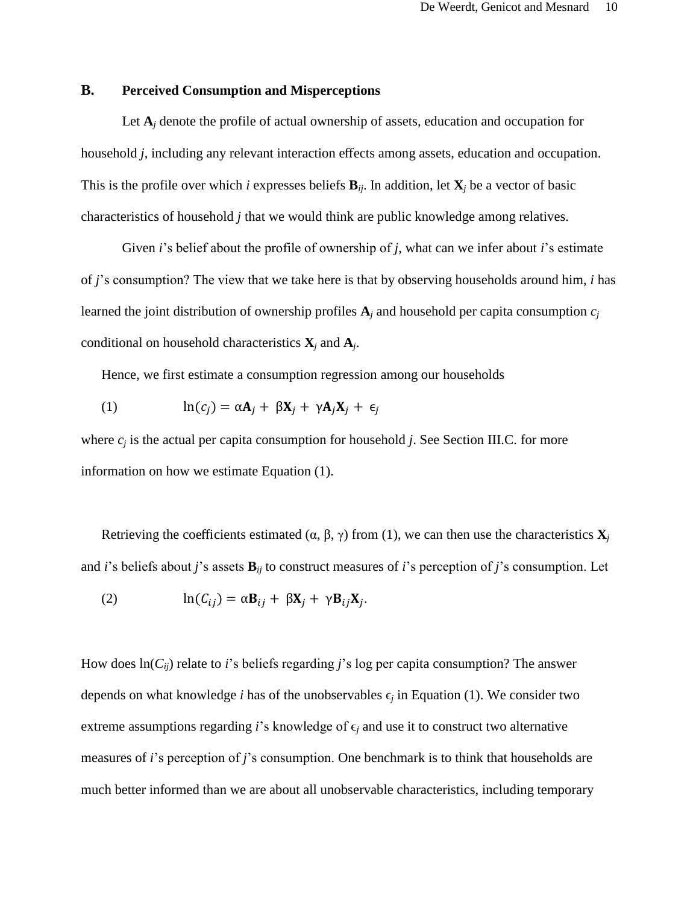### B. Perceived Consumption and Misperceptions

Let $\mathbf{A}_j$ denote the profile of actual ownership of assets, education and occupation for household *j*, including any relevant interaction effects among assets, education and occupation. This is the profile over which *i* expresses beliefs $\mathbf{B}_{ij}$. In addition, let $\mathbf{X}_j$ be a vector of basic characteristics of household *j* that we would think are public knowledge among relatives.

Given *i*'s belief about the profile of ownership of *j*, what can we infer about *i*'s estimate of *j*'s consumption? The view that we take here is that by observing households around him, *i* has learned the joint distribution of ownership profiles $\mathbf{A}_j$ and household per capita consumption $c_j$ conditional on household characteristics $\mathbf{X}_j$ and $\mathbf{A}_j$.

Hence, we first estimate a consumption regression among our households

$$\ln(c_j) = \alpha\mathbf{A}_j + \beta\mathbf{X}_j + \gamma\mathbf{A}_j\mathbf{X}_j + \epsilon_j \tag{1}$$

where $c_j$ is the actual per capita consumption for household *j*. See Section III.C. for more information on how we estimate Equation (1).

Retrieving the coefficients estimated ($\alpha$, $\beta$, $\gamma$) from (1), we can then use the characteristics $\mathbf{X}_j$ and *i*'s beliefs about *j*'s assets $\mathbf{B}_{ij}$ to construct measures of *i*'s perception of *j*'s consumption. Let

$$\ln(C_{ij}) = \alpha\mathbf{B}_{ij} + \beta\mathbf{X}_j + \gamma\mathbf{B}_{ij}\mathbf{X}_j. \tag{2}$$

How does $\ln(C_{ij})$ relate to *i*'s beliefs regarding *j*'s log per capita consumption? The answer depends on what knowledge *i* has of the unobservables $\epsilon_j$ in Equation (1). We consider two extreme assumptions regarding *i*'s knowledge of $\epsilon_j$ and use it to construct two alternative measures of *i*'s perception of *j*'s consumption. One benchmark is to think that households are much better informed than we are about all unobservable characteristics, including temporary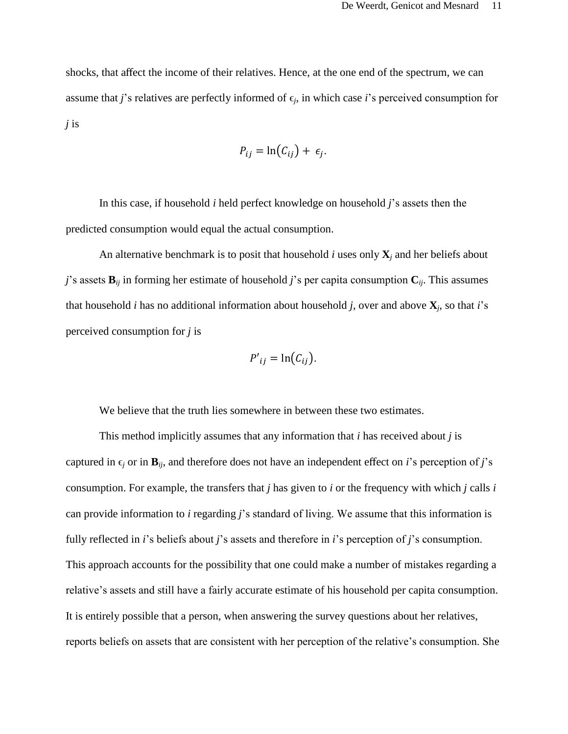shocks, that affect the income of their relatives. Hence, at the one end of the spectrum, we can assume that *j*'s relatives are perfectly informed of $\epsilon_j$, in which case *i*'s perceived consumption for *j* is

$$P_{ij} = \ln(C_{ij}) + \epsilon_j.$$

In this case, if household *i* held perfect knowledge on household *j*'s assets then the predicted consumption would equal the actual consumption.

An alternative benchmark is to posit that household *i* uses only $\mathbf{X}_j$ and her beliefs about *j*'s assets $\mathbf{B}_{ij}$ in forming her estimate of household *j*'s per capita consumption $\mathbf{C}_{ij}$. This assumes that household *i* has no additional information about household *j*, over and above $\mathbf{X}_j$, so that *i*'s perceived consumption for *j* is

$$P'_{ij} = \ln(C_{ij}).$$

We believe that the truth lies somewhere in between these two estimates.

This method implicitly assumes that any information that *i* has received about *j* is captured in $\epsilon_j$ or in $\mathbf{B}_{ij}$, and therefore does not have an independent effect on *i*'s perception of *j*'s consumption. For example, the transfers that *j* has given to *i* or the frequency with which *j* calls *i* can provide information to *i* regarding *j*'s standard of living. We assume that this information is fully reflected in *i*'s beliefs about *j*'s assets and therefore in *i*'s perception of *j*'s consumption. This approach accounts for the possibility that one could make a number of mistakes regarding a relative's assets and still have a fairly accurate estimate of his household per capita consumption. It is entirely possible that a person, when answering the survey questions about her relatives, reports beliefs on assets that are consistent with her perception of the relative's consumption. She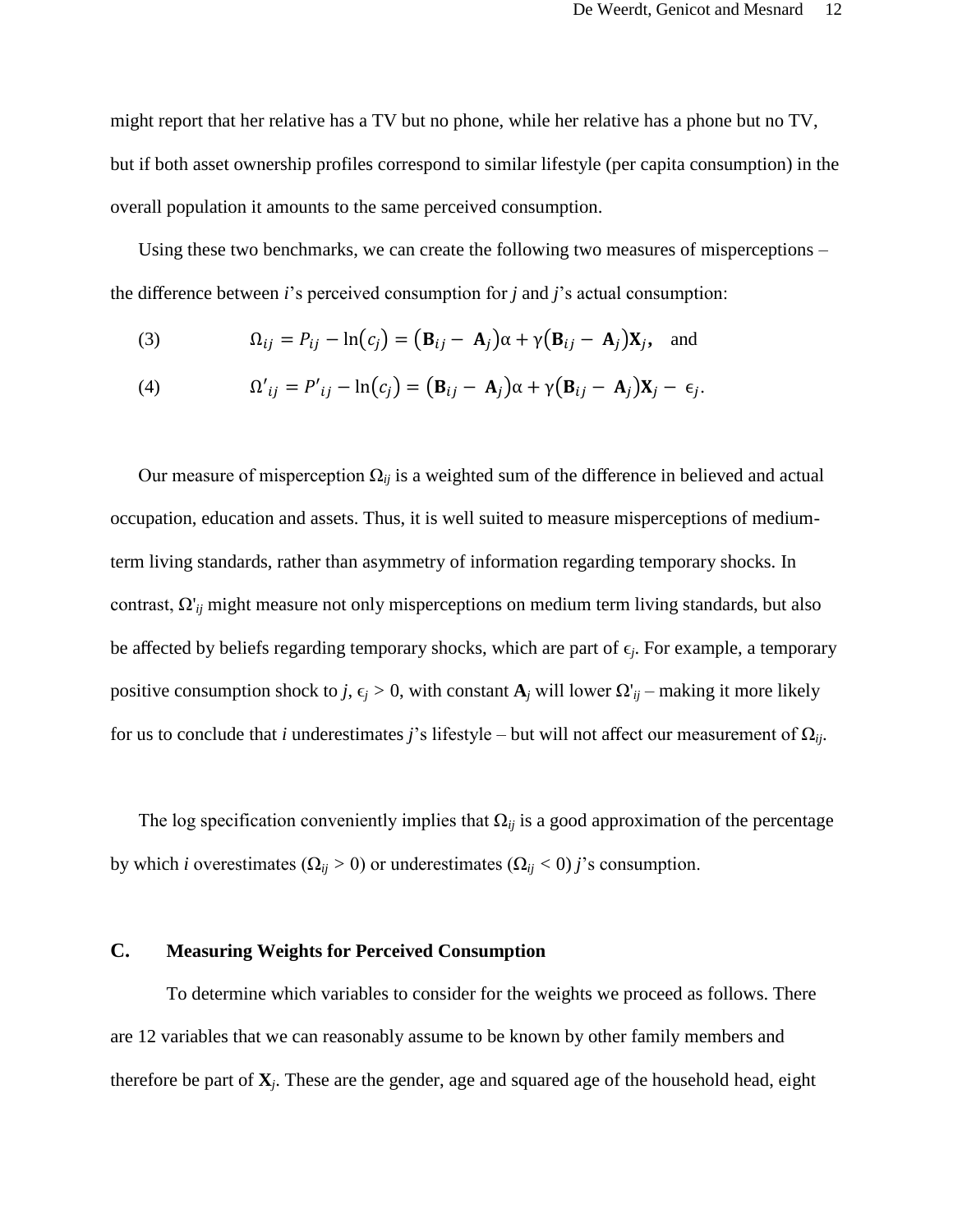might report that her relative has a TV but no phone, while her relative has a phone but no TV, but if both asset ownership profiles correspond to similar lifestyle (per capita consumption) in the overall population it amounts to the same perceived consumption.

Using these two benchmarks, we can create the following two measures of misperceptions – the difference between $i$'s perceived consumption for $j$ and $j$'s actual consumption:

$$\text{(3)} \qquad \Omega_{ij} = P_{ij} - \ln(c_j) = (\mathbf{B}_{ij} - \mathbf{A}_j)\alpha + \gamma(\mathbf{B}_{ij} - \mathbf{A}_j)\mathbf{X}_j, \quad \text{and}$$

$$\text{(4)} \qquad \Omega'_{ij} = P'_{ij} - \ln(c_j) = (\mathbf{B}_{ij} - \mathbf{A}_j)\alpha + \gamma(\mathbf{B}_{ij} - \mathbf{A}_j)\mathbf{X}_j - \epsilon_j.$$

Our measure of misperception $\Omega_{ij}$ is a weighted sum of the difference in believed and actual occupation, education and assets. Thus, it is well suited to measure misperceptions of medium-term living standards, rather than asymmetry of information regarding temporary shocks. In contrast, $\Omega'_{ij}$ might measure not only misperceptions on medium term living standards, but also be affected by beliefs regarding temporary shocks, which are part of $\epsilon_j$. For example, a temporary positive consumption shock to $j$, $\epsilon_j > 0$, with constant $\mathbf{A}_j$ will lower $\Omega'_{ij}$ – making it more likely for us to conclude that $i$ underestimates $j$'s lifestyle – but will not affect our measurement of $\Omega_{ij}$.

The log specification conveniently implies that $\Omega_{ij}$ is a good approximation of the percentage by which $i$ overestimates ($\Omega_{ij} > 0$) or underestimates ($\Omega_{ij} < 0$) $j$'s consumption.

### C. Measuring Weights for Perceived Consumption

To determine which variables to consider for the weights we proceed as follows. There are 12 variables that we can reasonably assume to be known by other family members and therefore be part of $\mathbf{X}_j$. These are the gender, age and squared age of the household head, eight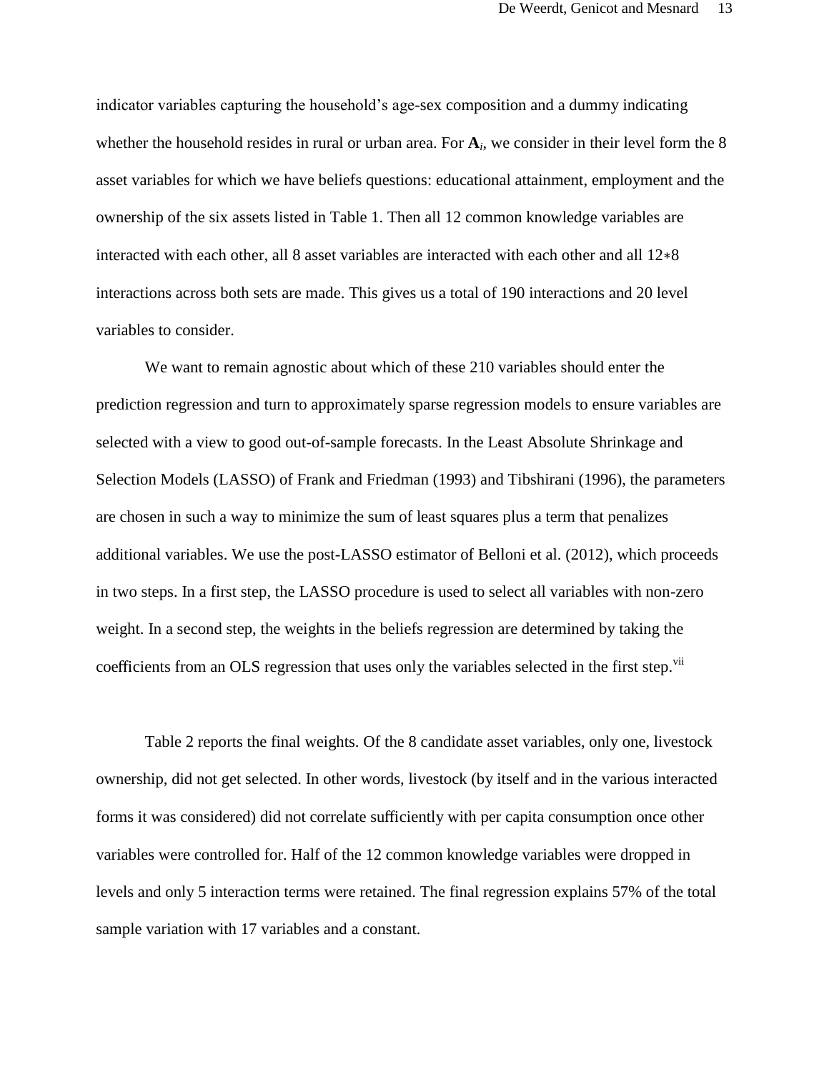indicator variables capturing the household's age-sex composition and a dummy indicating whether the household resides in rural or urban area. For $\mathbf{A}_i$, we consider in their level form the 8 asset variables for which we have beliefs questions: educational attainment, employment and the ownership of the six assets listed in Table 1. Then all 12 common knowledge variables are interacted with each other, all 8 asset variables are interacted with each other and all 12∗8 interactions across both sets are made. This gives us a total of 190 interactions and 20 level variables to consider.

We want to remain agnostic about which of these 210 variables should enter the prediction regression and turn to approximately sparse regression models to ensure variables are selected with a view to good out-of-sample forecasts. In the Least Absolute Shrinkage and Selection Models (LASSO) of Frank and Friedman (1993) and Tibshirani (1996), the parameters are chosen in such a way to minimize the sum of least squares plus a term that penalizes additional variables. We use the post-LASSO estimator of Belloni et al. (2012), which proceeds in two steps. In a first step, the LASSO procedure is used to select all variables with non-zero weight. In a second step, the weights in the beliefs regression are determined by taking the coefficients from an OLS regression that uses only the variables selected in the first step.[vii]

Table 2 reports the final weights. Of the 8 candidate asset variables, only one, livestock ownership, did not get selected. In other words, livestock (by itself and in the various interacted forms it was considered) did not correlate sufficiently with per capita consumption once other variables were controlled for. Half of the 12 common knowledge variables were dropped in levels and only 5 interaction terms were retained. The final regression explains 57% of the total sample variation with 17 variables and a constant.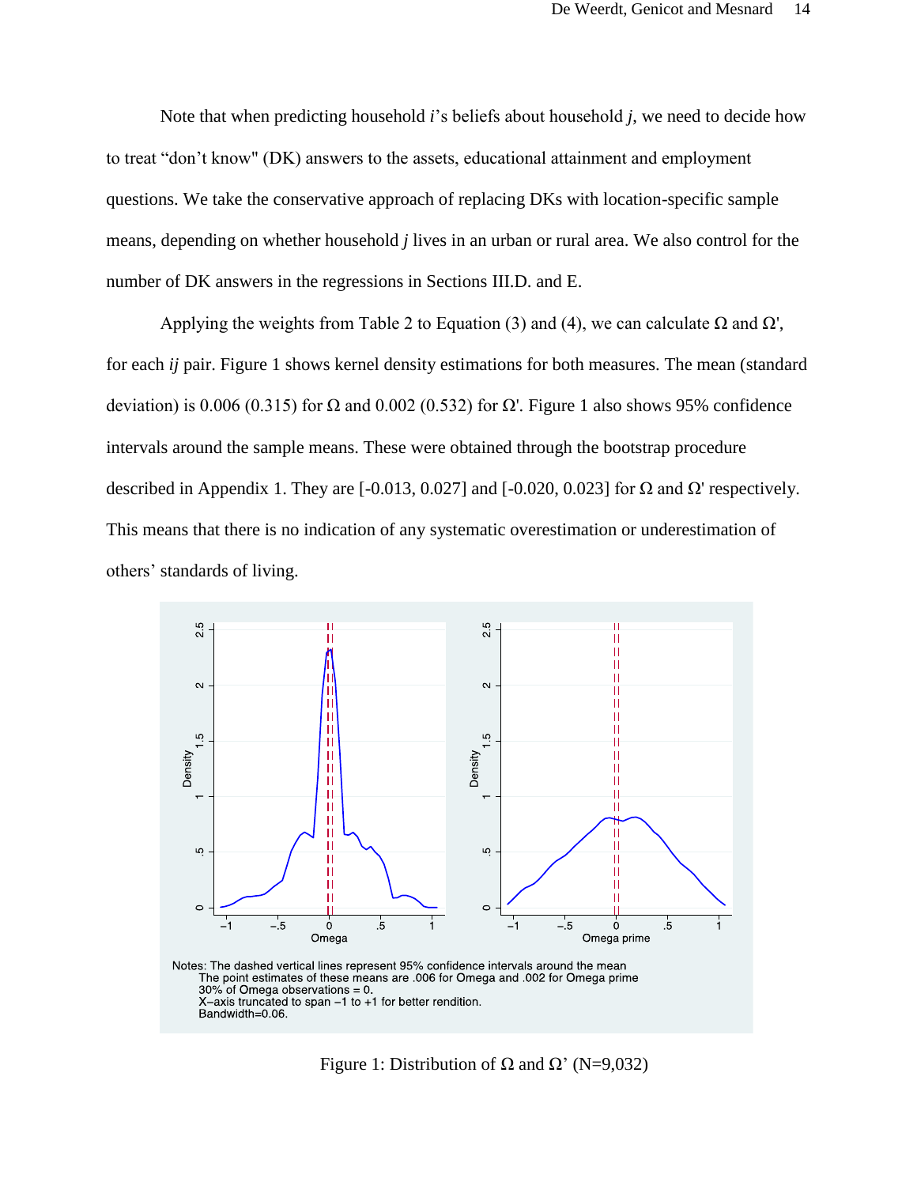Note that when predicting household *i*'s beliefs about household *j*, we need to decide how to treat "don't know" (DK) answers to the assets, educational attainment and employment questions. We take the conservative approach of replacing DKs with location-specific sample means, depending on whether household *j* lives in an urban or rural area. We also control for the number of DK answers in the regressions in Sections III.D. and E.

Applying the weights from Table 2 to Equation (3) and (4), we can calculate $\Omega$ and $\Omega'$, for each *ij* pair. Figure 1 shows kernel density estimations for both measures. The mean (standard deviation) is 0.006 (0.315) for $\Omega$ and 0.002 (0.532) for $\Omega'$. Figure 1 also shows 95% confidence intervals around the sample means. These were obtained through the bootstrap procedure described in Appendix 1. They are [-0.013, 0.027] and [-0.020, 0.023] for $\Omega$ and $\Omega'$ respectively. This means that there is no indication of any systematic overestimation or underestimation of others' standards of living.

Notes: The dashed vertical lines represent 95% confidence intervals around the mean
The point estimates of these means are .006 for Omega and .002 for Omega prime
30% of Omega observations = 0.
X–axis truncated to span −1 to +1 for better rendition.
Bandwidth=0.06.

Figure 1: Distribution of $\Omega$ and $\Omega$' (N=9,032)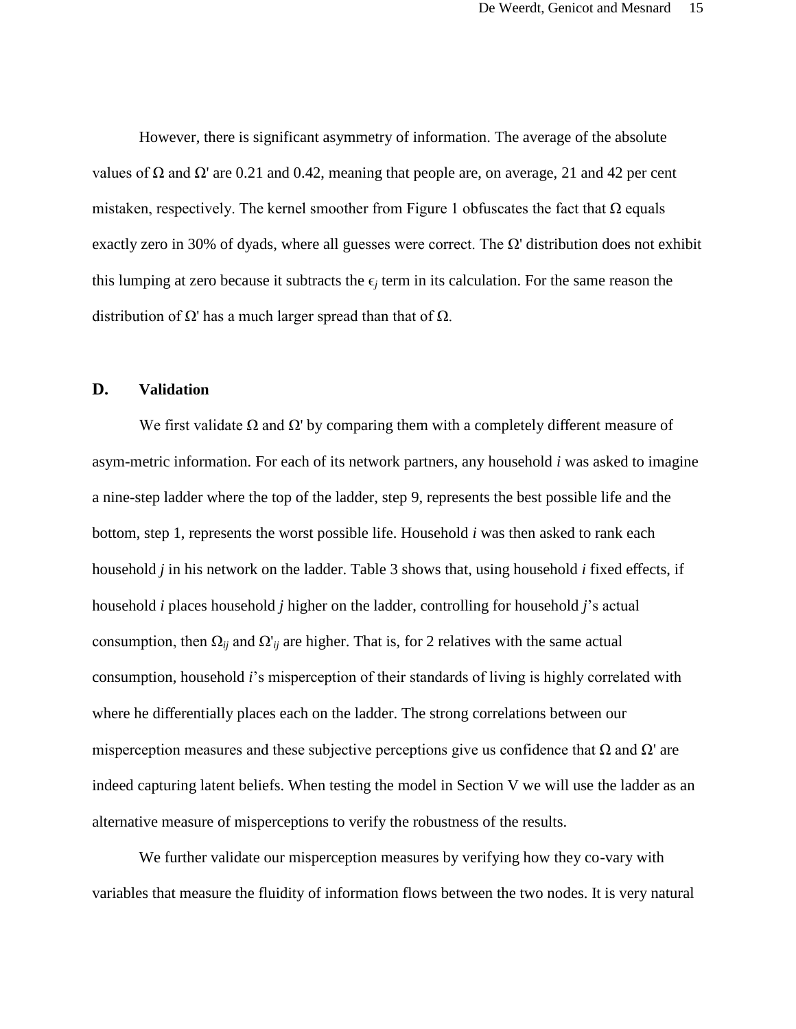However, there is significant asymmetry of information. The average of the absolute values of $\Omega$ and $\Omega'$ are 0.21 and 0.42, meaning that people are, on average, 21 and 42 per cent mistaken, respectively. The kernel smoother from Figure 1 obfuscates the fact that $\Omega$ equals exactly zero in 30% of dyads, where all guesses were correct. The $\Omega'$ distribution does not exhibit this lumping at zero because it subtracts the $\epsilon_j$ term in its calculation. For the same reason the distribution of $\Omega'$ has a much larger spread than that of $\Omega$.

## D. Validation

We first validate $\Omega$ and $\Omega'$ by comparing them with a completely different measure of asym-metric information. For each of its network partners, any household *i* was asked to imagine a nine-step ladder where the top of the ladder, step 9, represents the best possible life and the bottom, step 1, represents the worst possible life. Household *i* was then asked to rank each household *j* in his network on the ladder. Table 3 shows that, using household *i* fixed effects, if household *i* places household *j* higher on the ladder, controlling for household *j*'s actual consumption, then $\Omega_{ij}$ and $\Omega'_{ij}$ are higher. That is, for 2 relatives with the same actual consumption, household *i*'s misperception of their standards of living is highly correlated with where he differentially places each on the ladder. The strong correlations between our misperception measures and these subjective perceptions give us confidence that $\Omega$ and $\Omega'$ are indeed capturing latent beliefs. When testing the model in Section V we will use the ladder as an alternative measure of misperceptions to verify the robustness of the results.

We further validate our misperception measures by verifying how they co-vary with variables that measure the fluidity of information flows between the two nodes. It is very natural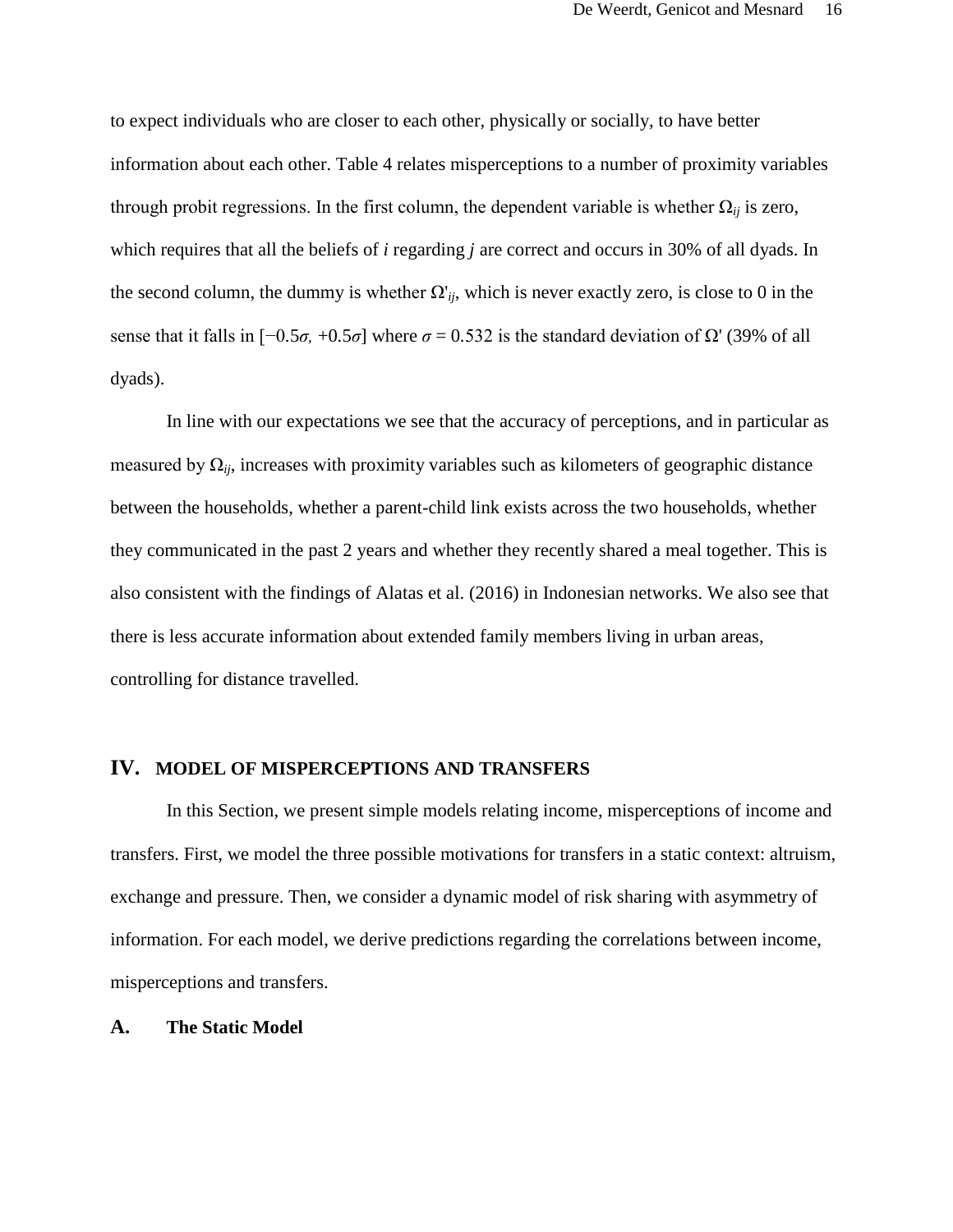to expect individuals who are closer to each other, physically or socially, to have better information about each other. Table 4 relates misperceptions to a number of proximity variables through probit regressions. In the first column, the dependent variable is whether $\Omega_{ij}$ is zero, which requires that all the beliefs of *i* regarding *j* are correct and occurs in 30% of all dyads. In the second column, the dummy is whether $\Omega'_{ij}$, which is never exactly zero, is close to 0 in the sense that it falls in $[-0.5\sigma, +0.5\sigma]$ where $\sigma = 0.532$ is the standard deviation of $\Omega'$ (39% of all dyads).

In line with our expectations we see that the accuracy of perceptions, and in particular as measured by $\Omega_{ij}$, increases with proximity variables such as kilometers of geographic distance between the households, whether a parent-child link exists across the two households, whether they communicated in the past 2 years and whether they recently shared a meal together. This is also consistent with the findings of Alatas et al. (2016) in Indonesian networks. We also see that there is less accurate information about extended family members living in urban areas, controlling for distance travelled.

## IV. MODEL OF MISPERCEPTIONS AND TRANSFERS

In this Section, we present simple models relating income, misperceptions of income and transfers. First, we model the three possible motivations for transfers in a static context: altruism, exchange and pressure. Then, we consider a dynamic model of risk sharing with asymmetry of information. For each model, we derive predictions regarding the correlations between income, misperceptions and transfers.

### A. The Static Model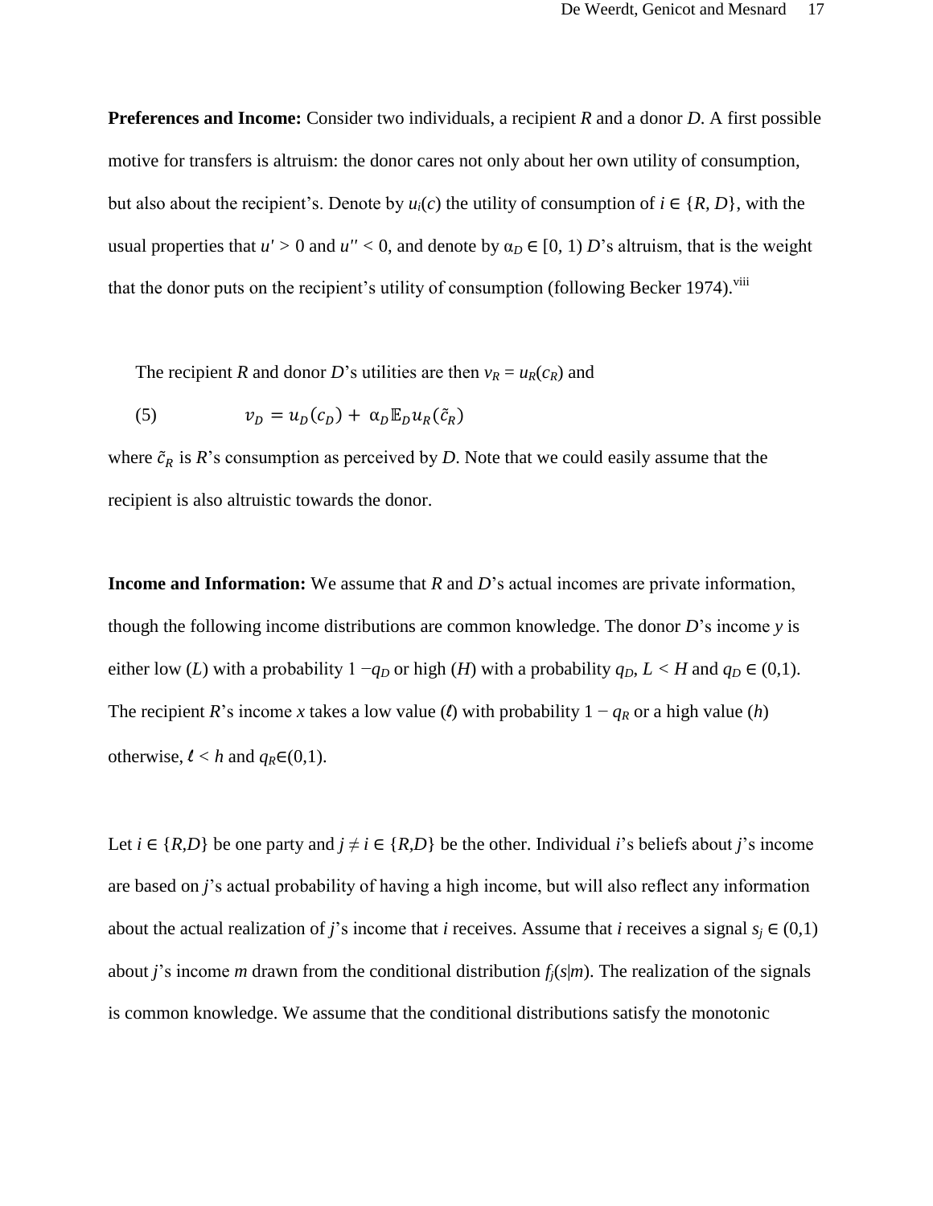**Preferences and Income:** Consider two individuals, a recipient *R* and a donor *D*. A first possible motive for transfers is altruism: the donor cares not only about her own utility of consumption, but also about the recipient's. Denote by $u_i(c)$ the utility of consumption of $i \in \{R, D\}$, with the usual properties that $u' > 0$ and $u'' < 0$, and denote by $\alpha_D \in [0, 1)$ *D*'s altruism, that is the weight that the donor puts on the recipient's utility of consumption (following Becker 1974).[viii]

The recipient *R* and donor *D*'s utilities are then $v_R = u_R(c_R)$ and

$$v_D = u_D(c_D) + \alpha_D \mathbb{E}_D u_R(\tilde{c}_R) \quad (5)$$

where $\tilde{c}_R$ is *R*'s consumption as perceived by *D*. Note that we could easily assume that the recipient is also altruistic towards the donor.

**Income and Information:** We assume that *R* and *D*'s actual incomes are private information, though the following income distributions are common knowledge. The donor *D*'s income *y* is either low (*L*) with a probability $1 - q_D$ or high (*H*) with a probability $q_D$, $L < H$ and $q_D \in (0,1)$. The recipient *R*'s income *x* takes a low value ($\ell$) with probability $1 - q_R$ or a high value (*h*) otherwise, $\ell < h$ and $q_R \in (0,1)$.

Let $i \in \{R,D\}$ be one party and $j \neq i \in \{R,D\}$ be the other. Individual *i*'s beliefs about *j*'s income are based on *j*'s actual probability of having a high income, but will also reflect any information about the actual realization of *j*'s income that *i* receives. Assume that *i* receives a signal $s_j \in (0,1)$ about *j*'s income *m* drawn from the conditional distribution $f_j(s|m)$. The realization of the signals is common knowledge. We assume that the conditional distributions satisfy the monotonic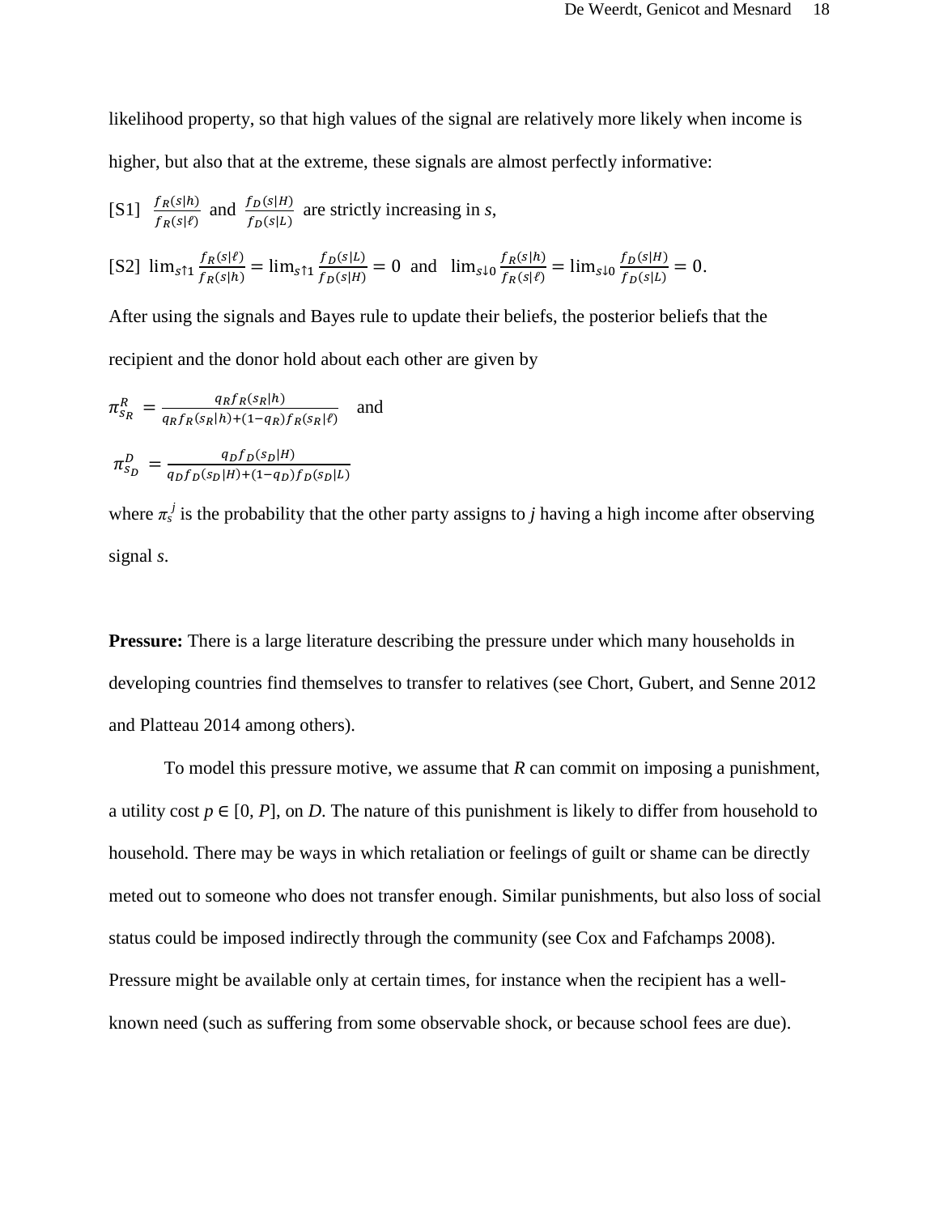likelihood property, so that high values of the signal are relatively more likely when income is higher, but also that at the extreme, these signals are almost perfectly informative:

[S1] $\frac{f_R(s|h)}{f_R(s|\ell)}$ and $\frac{f_D(s|H)}{f_D(s|L)}$ are strictly increasing in $s$,

[S2] $\lim_{s\uparrow 1} \frac{f_R(s|\ell)}{f_R(s|h)} = \lim_{s\uparrow 1} \frac{f_D(s|L)}{f_D(s|H)} = 0$ and $\lim_{s\downarrow 0} \frac{f_R(s|h)}{f_R(s|\ell)} = \lim_{s\downarrow 0} \frac{f_D(s|H)}{f_D(s|L)} = 0$.

After using the signals and Bayes rule to update their beliefs, the posterior beliefs that the recipient and the donor hold about each other are given by

$$\pi_{s_R}^R = \frac{q_R f_R(s_R|h)}{q_R f_R(s_R|h) + (1-q_R) f_R(s_R|\ell)} \quad \text{and}$$

$$\pi_{s_D}^D = \frac{q_D f_D(s_D|H)}{q_D f_D(s_D|H) + (1-q_D) f_D(s_D|L)}$$

where $\pi_s^j$ is the probability that the other party assigns to $j$ having a high income after observing signal $s$.

**Pressure:** There is a large literature describing the pressure under which many households in developing countries find themselves to transfer to relatives (see Chort, Gubert, and Senne 2012 and Platteau 2014 among others).

To model this pressure motive, we assume that $R$ can commit on imposing a punishment, a utility cost $p \in [0, P]$, on $D$. The nature of this punishment is likely to differ from household to household. There may be ways in which retaliation or feelings of guilt or shame can be directly meted out to someone who does not transfer enough. Similar punishments, but also loss of social status could be imposed indirectly through the community (see Cox and Fafchamps 2008). Pressure might be available only at certain times, for instance when the recipient has a well-known need (such as suffering from some observable shock, or because school fees are due).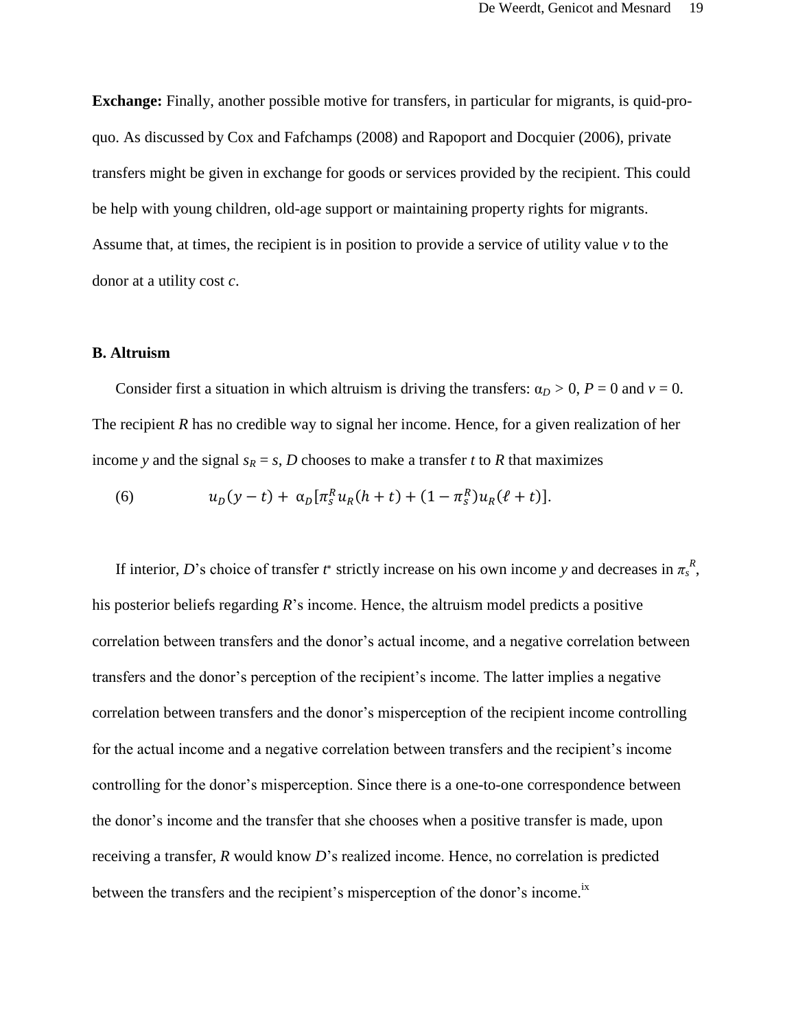**Exchange:** Finally, another possible motive for transfers, in particular for migrants, is quid-pro-quo. As discussed by Cox and Fafchamps (2008) and Rapoport and Docquier (2006), private transfers might be given in exchange for goods or services provided by the recipient. This could be help with young children, old-age support or maintaining property rights for migrants. Assume that, at times, the recipient is in position to provide a service of utility value $v$ to the donor at a utility cost $c$.

### B. Altruism

Consider first a situation in which altruism is driving the transfers: $\alpha_D > 0$, $P = 0$ and $v = 0$. The recipient $R$ has no credible way to signal her income. Hence, for a given realization of her income $y$ and the signal $s_R = s$, $D$ chooses to make a transfer $t$ to $R$ that maximizes

$$u_D(y - t) + \alpha_D[\pi_s^R u_R(h + t) + (1 - \pi_s^R) u_R(\ell + t)]. \tag{6}$$

If interior, $D$'s choice of transfer $t^*$ strictly increase on his own income $y$ and decreases in $\pi_s^R$, his posterior beliefs regarding $R$'s income. Hence, the altruism model predicts a positive correlation between transfers and the donor's actual income, and a negative correlation between transfers and the donor's perception of the recipient's income. The latter implies a negative correlation between transfers and the donor's misperception of the recipient income controlling for the actual income and a negative correlation between transfers and the recipient's income controlling for the donor's misperception. Since there is a one-to-one correspondence between the donor's income and the transfer that she chooses when a positive transfer is made, upon receiving a transfer, $R$ would know $D$'s realized income. Hence, no correlation is predicted between the transfers and the recipient's misperception of the donor's income.[ix]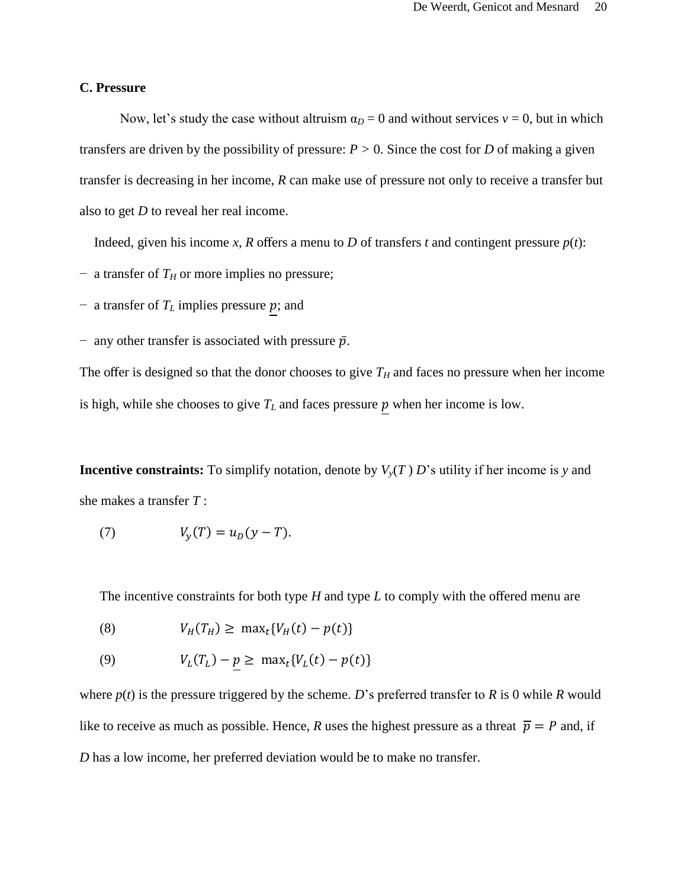### C. Pressure

Now, let's study the case without altruism $\alpha_D = 0$ and without services $v = 0$, but in which transfers are driven by the possibility of pressure: $P > 0$. Since the cost for $D$ of making a given transfer is decreasing in her income, $R$ can make use of pressure not only to receive a transfer but also to get $D$ to reveal her real income.

Indeed, given his income $x$, $R$ offers a menu to $D$ of transfers $t$ and contingent pressure $p(t)$:

- a transfer of $T_H$ or more implies no pressure;
- a transfer of $T_L$ implies pressure $\underline{p}$; and
- any other transfer is associated with pressure $\bar{p}$.

The offer is designed so that the donor chooses to give $T_H$ and faces no pressure when her income is high, while she chooses to give $T_L$ and faces pressure $\underline{p}$ when her income is low.

**Incentive constraints:** To simplify notation, denote by $V_y(T)$ $D$'s utility if her income is $y$ and she makes a transfer $T$ :

$$V_y(T) = u_D(y - T). \tag{7}$$

The incentive constraints for both type $H$ and type $L$ to comply with the offered menu are

$$V_H(T_H) \geq \max_t\{V_H(t) - p(t)\} \tag{8}$$

$$V_L(T_L) - \underline{p} \geq \max_t\{V_L(t) - p(t)\} \tag{9}$$

where $p(t)$ is the pressure triggered by the scheme. $D$'s preferred transfer to $R$ is 0 while $R$ would like to receive as much as possible. Hence, $R$ uses the highest pressure as a threat $\overline{p} = P$ and, if $D$ has a low income, her preferred deviation would be to make no transfer.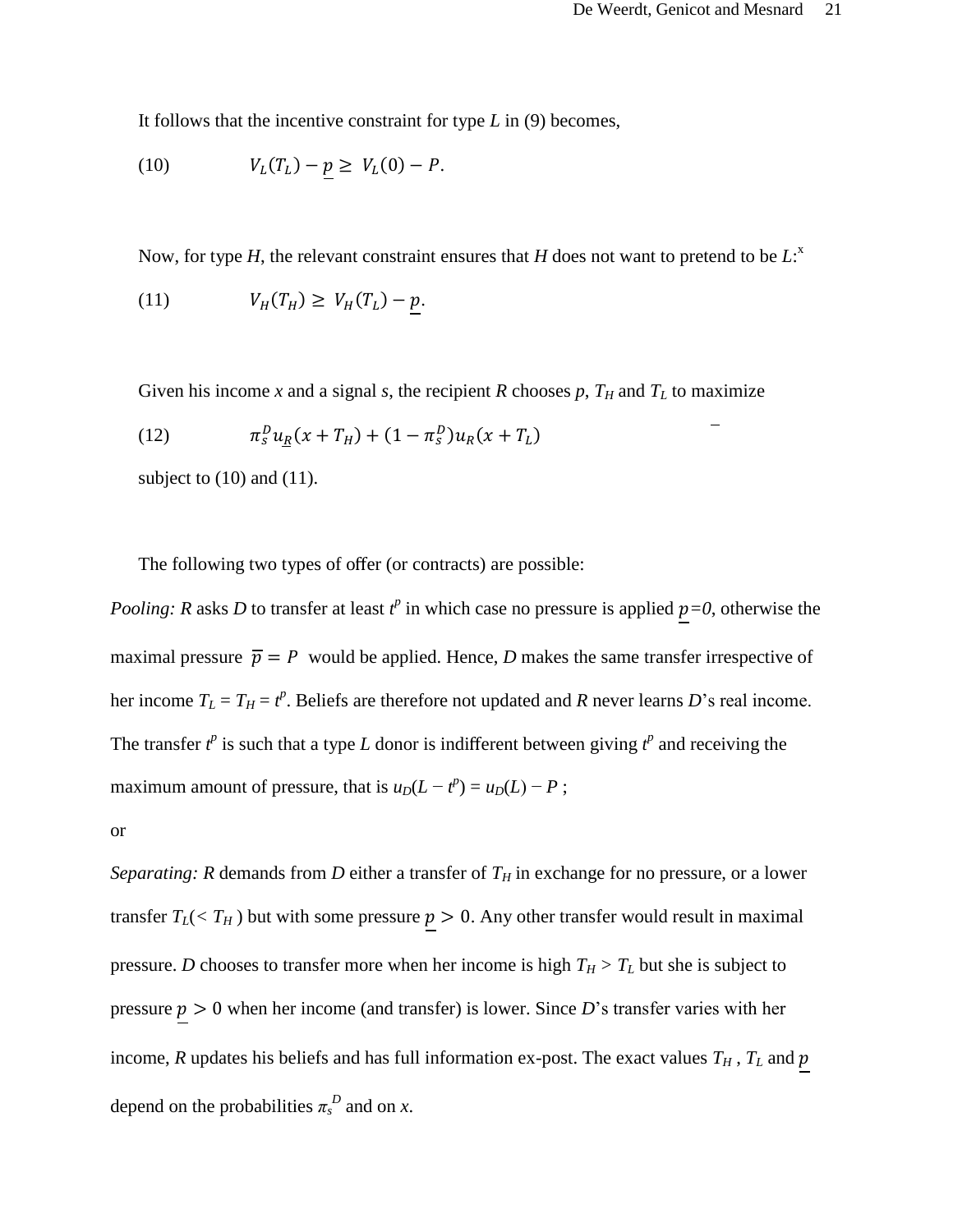It follows that the incentive constraint for type $L$ in (9) becomes,

$$V_L(T_L) - \underline{p} \geq V_L(0) - P. \tag{10}$$

Now, for type $H$, the relevant constraint ensures that $H$ does not want to pretend to be $L$:[x]

$$V_H(T_H) \geq V_H(T_L) - \underline{p}. \tag{11}$$

Given his income $x$ and a signal $s$, the recipient $R$ chooses $p$, $T_H$ and $T_L$ to maximize

$$\pi_s^D u_{\underline{R}}(x + T_H) + (1 - \pi_s^D) u_R(x + T_L) \tag{12}$$

subject to (10) and (11).

The following two types of offer (or contracts) are possible:

*Pooling: R* asks $D$ to transfer at least $t^p$ in which case no pressure is applied $\underline{p}=0$, otherwise the maximal pressure $\overline{p} = P$ would be applied. Hence, $D$ makes the same transfer irrespective of her income $T_L = T_H = t^p$. Beliefs are therefore not updated and $R$ never learns $D$'s real income. The transfer $t^p$ is such that a type $L$ donor is indifferent between giving $t^p$ and receiving the maximum amount of pressure, that is $u_D(L - t^p) = u_D(L) - P$ ;

or

*Separating: R* demands from $D$ either a transfer of $T_H$ in exchange for no pressure, or a lower transfer $T_L (< T_H)$ but with some pressure $\underline{p} > 0$. Any other transfer would result in maximal pressure. $D$ chooses to transfer more when her income is high $T_H > T_L$ but she is subject to pressure $\underline{p} > 0$ when her income (and transfer) is lower. Since $D$'s transfer varies with her income, $R$ updates his beliefs and has full information ex-post. The exact values $T_H$, $T_L$ and $\underline{p}$ depend on the probabilities $\pi_s^D$ and on $x$.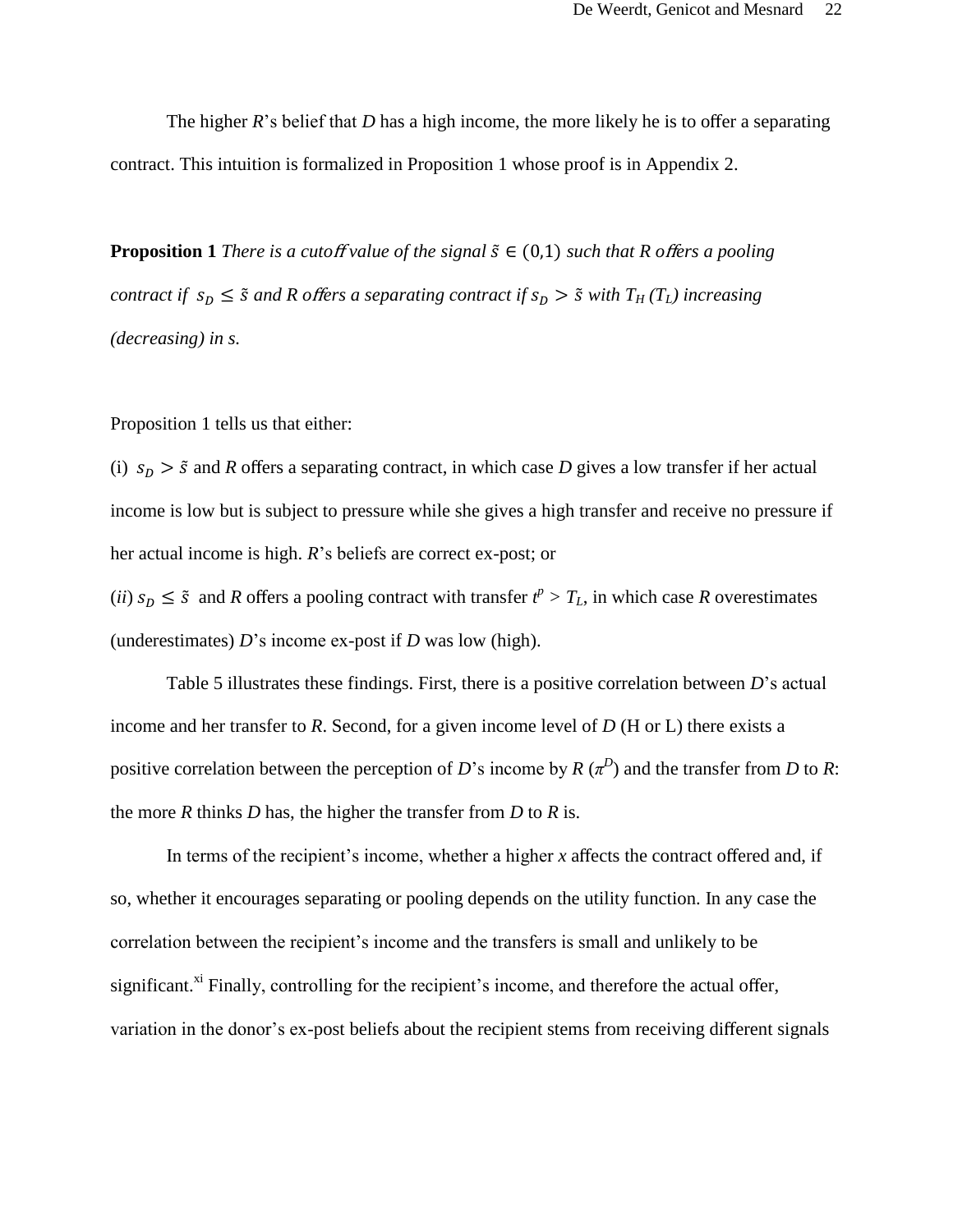The higher *R*'s belief that *D* has a high income, the more likely he is to offer a separating contract. This intuition is formalized in Proposition 1 whose proof is in Appendix 2.

**Proposition 1** *There is a cutoff value of the signal* $\tilde{s} \in (0,1)$ *such that R offers a pooling contract if* $s_D \leq \tilde{s}$ *and R offers a separating contract if* $s_D > \tilde{s}$ *with* $T_H$ ($T_L$) *increasing (decreasing) in s.*

Proposition 1 tells us that either:

(i) $s_D > \tilde{s}$ and *R* offers a separating contract, in which case *D* gives a low transfer if her actual income is low but is subject to pressure while she gives a high transfer and receive no pressure if her actual income is high. *R*'s beliefs are correct ex-post; or

(*ii*) $s_D \leq \tilde{s}$ and *R* offers a pooling contract with transfer $t^p > T_L$, in which case *R* overestimates (underestimates) *D*'s income ex-post if *D* was low (high).

Table 5 illustrates these findings. First, there is a positive correlation between *D*'s actual income and her transfer to *R*. Second, for a given income level of *D* (H or L) there exists a positive correlation between the perception of *D*'s income by *R* ($\pi^D$) and the transfer from *D* to *R*: the more *R* thinks *D* has, the higher the transfer from *D* to *R* is.

In terms of the recipient's income, whether a higher *x* affects the contract offered and, if so, whether it encourages separating or pooling depends on the utility function. In any case the correlation between the recipient's income and the transfers is small and unlikely to be significant.[xi] Finally, controlling for the recipient's income, and therefore the actual offer, variation in the donor's ex-post beliefs about the recipient stems from receiving different signals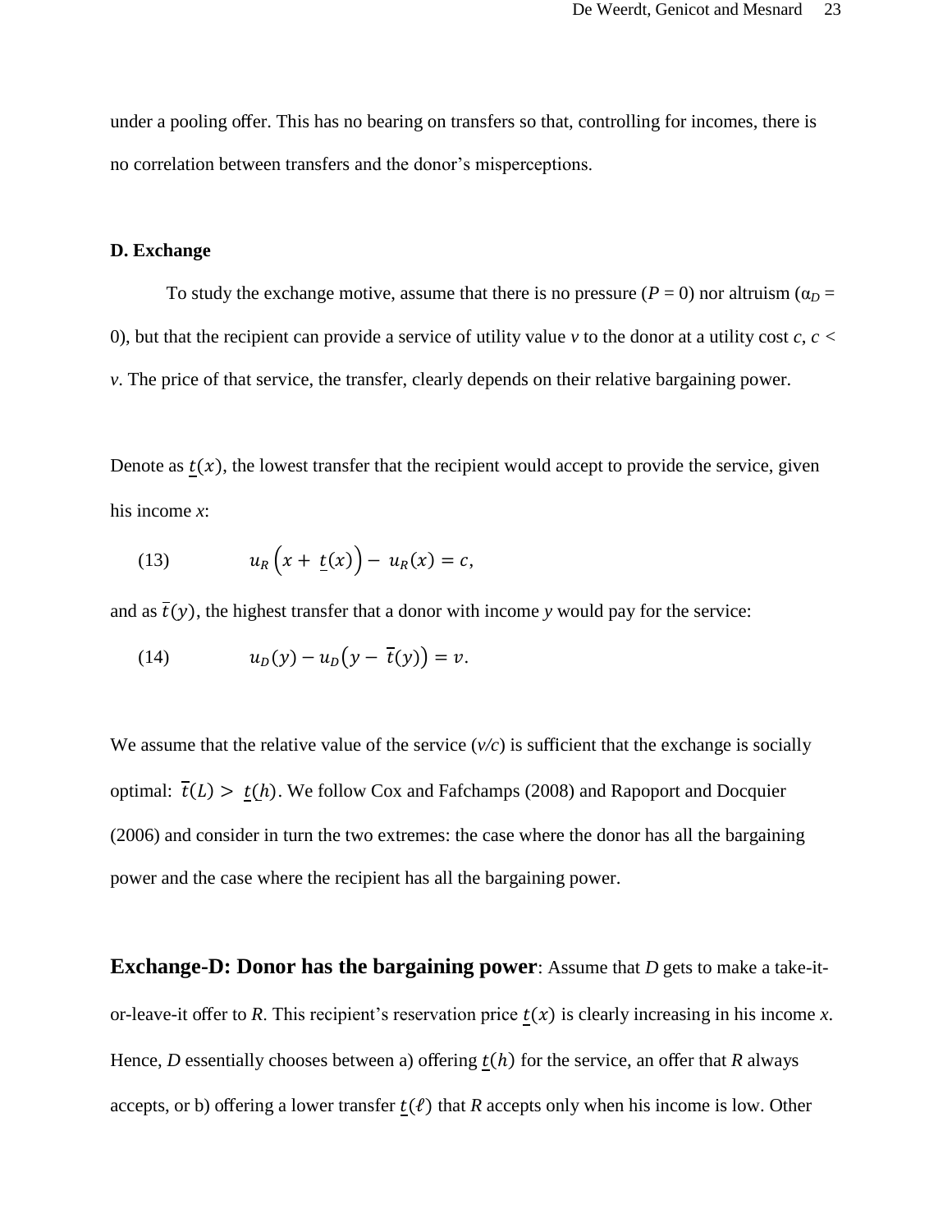under a pooling offer. This has no bearing on transfers so that, controlling for incomes, there is no correlation between transfers and the donor's misperceptions.

### D. Exchange

To study the exchange motive, assume that there is no pressure ($P = 0$) nor altruism ($\alpha_D = 0$), but that the recipient can provide a service of utility value $v$ to the donor at a utility cost $c$, $c < v$. The price of that service, the transfer, clearly depends on their relative bargaining power.

Denote as $\underline{t}(x)$, the lowest transfer that the recipient would accept to provide the service, given his income $x$:

$$u_R\left(x + \underline{t}(x)\right) - u_R(x) = c, \tag{13}$$

and as $\overline{t}(y)$, the highest transfer that a donor with income $y$ would pay for the service:

$$u_D(y) - u_D\left(y - \overline{t}(y)\right) = v. \tag{14}$$

We assume that the relative value of the service ($v/c$) is sufficient that the exchange is socially optimal: $\overline{t}(L) > \underline{t}(h)$. We follow Cox and Fafchamps (2008) and Rapoport and Docquier (2006) and consider in turn the two extremes: the case where the donor has all the bargaining power and the case where the recipient has all the bargaining power.

**Exchange-D: Donor has the bargaining power**: Assume that *D* gets to make a take-it-or-leave-it offer to *R*. This recipient's reservation price $\underline{t}(x)$ is clearly increasing in his income *x*. Hence, *D* essentially chooses between a) offering $\underline{t}(h)$ for the service, an offer that *R* always accepts, or b) offering a lower transfer $\underline{t}(\ell)$ that *R* accepts only when his income is low. Other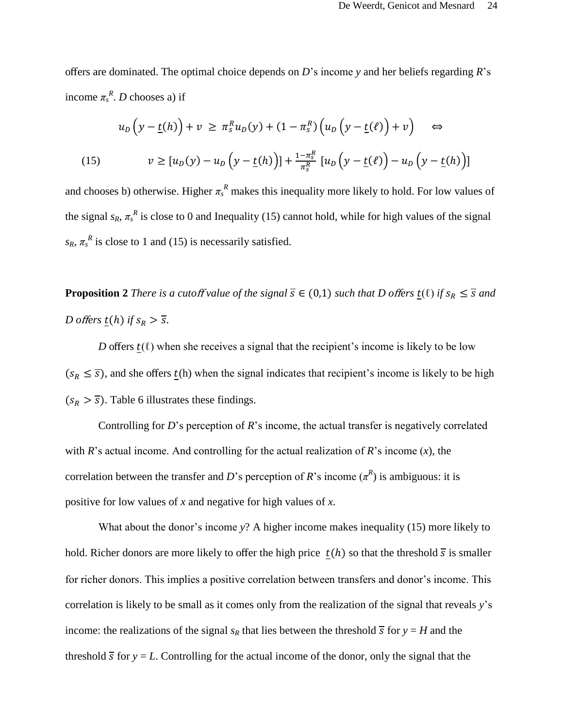offers are dominated. The optimal choice depends on *D*'s income *y* and her beliefs regarding *R*'s income $\pi_s^R$. *D* chooses a) if

$$u_D\left(y - \underline{t}(h)\right) + v \;\geq\; \pi_s^R u_D(y) + (1 - \pi_s^R)\left(u_D\left(y - \underline{t}(\ell)\right) + v\right) \quad \Leftrightarrow$$

$$v \geq \left[u_D(y) - u_D\left(y - \underline{t}(h)\right)\right] + \frac{1-\pi_s^R}{\pi_s^R}\left[u_D\left(y - \underline{t}(\ell)\right) - u_D\left(y - \underline{t}(h)\right)\right] \tag{15}$$

and chooses b) otherwise. Higher $\pi_s^R$ makes this inequality more likely to hold. For low values of the signal $s_R$, $\pi_s^R$ is close to 0 and Inequality (15) cannot hold, while for high values of the signal $s_R$, $\pi_s^R$ is close to 1 and (15) is necessarily satisfied.

**Proposition 2** *There is a cutoff value of the signal $\bar{s} \in (0,1)$ such that D offers $\underline{t}(\ell)$ if $s_R \leq \bar{s}$ and D offers $\underline{t}(h)$ if $s_R > \bar{s}$.*

*D* offers $\underline{t}(\ell)$ when she receives a signal that the recipient's income is likely to be low ($s_R \leq \bar{s}$), and she offers $\underline{t}$(h) when the signal indicates that recipient's income is likely to be high ($s_R > \bar{s}$). Table 6 illustrates these findings.

Controlling for *D*'s perception of *R*'s income, the actual transfer is negatively correlated with *R*'s actual income. And controlling for the actual realization of *R*'s income (*x*), the correlation between the transfer and *D*'s perception of *R*'s income ($\pi^R$) is ambiguous: it is positive for low values of *x* and negative for high values of *x*.

What about the donor's income *y*? A higher income makes inequality (15) more likely to hold. Richer donors are more likely to offer the high price $\underline{t}(h)$ so that the threshold $\bar{s}$ is smaller for richer donors. This implies a positive correlation between transfers and donor's income. This correlation is likely to be small as it comes only from the realization of the signal that reveals *y*'s income: the realizations of the signal $s_R$ that lies between the threshold $\bar{s}$ for $y = H$ and the threshold $\bar{s}$ for $y = L$. Controlling for the actual income of the donor, only the signal that the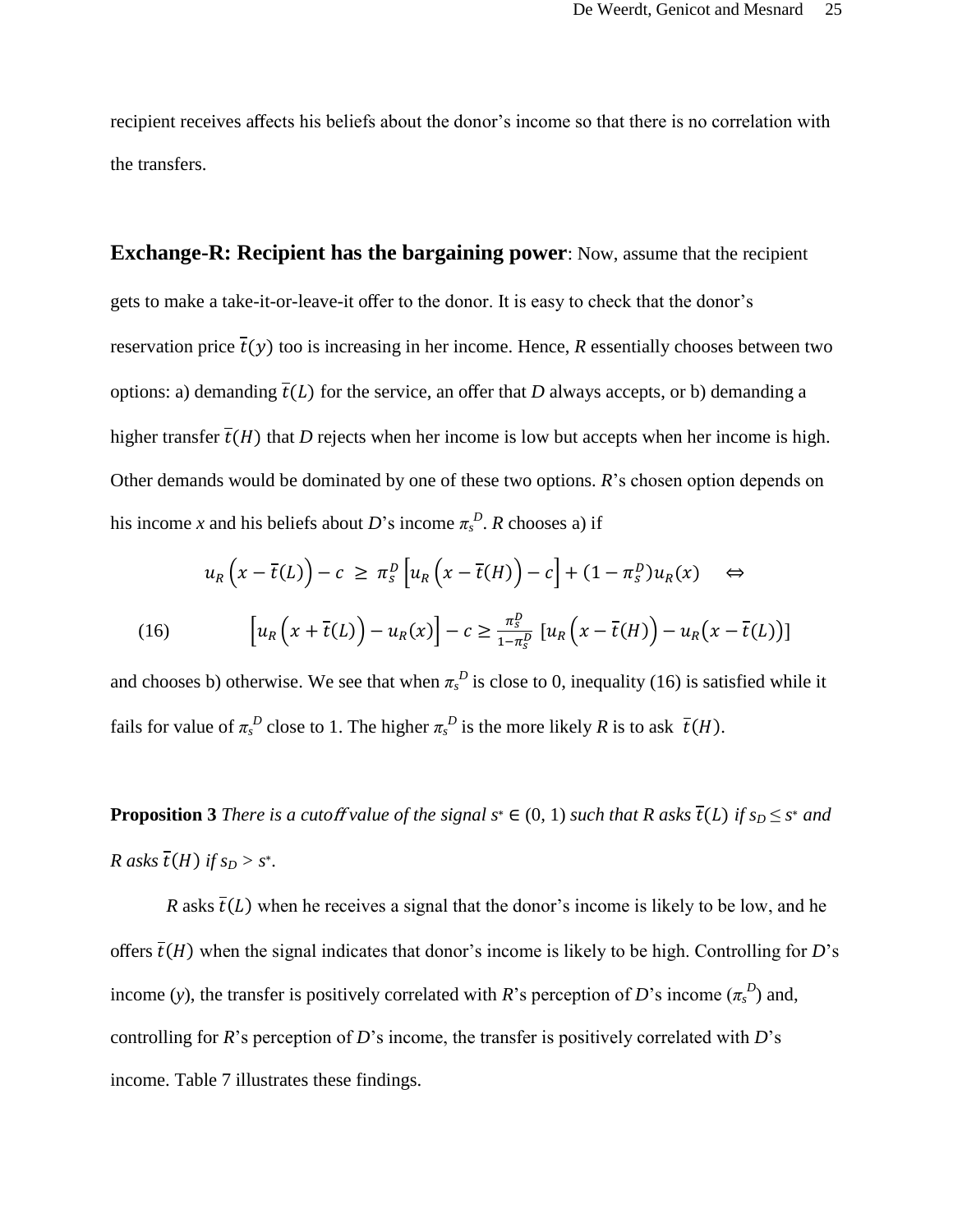recipient receives affects his beliefs about the donor's income so that there is no correlation with the transfers.

**Exchange-R: Recipient has the bargaining power**: Now, assume that the recipient gets to make a take-it-or-leave-it offer to the donor. It is easy to check that the donor's reservation price $\bar{t}(y)$ too is increasing in her income. Hence, *R* essentially chooses between two options: a) demanding $\bar{t}(L)$ for the service, an offer that *D* always accepts, or b) demanding a higher transfer $\bar{t}(H)$ that *D* rejects when her income is low but accepts when her income is high. Other demands would be dominated by one of these two options. *R*'s chosen option depends on his income *x* and his beliefs about *D*'s income $\pi_s^D$. *R* chooses a) if

$$u_R\left(x - \bar{t}(L)\right) - c \;\geq\; \pi_s^D\left[u_R\left(x - \bar{t}(H)\right) - c\right] + (1 - \pi_s^D)u_R(x) \quad \Leftrightarrow$$

$$\left[u_R\left(x + \bar{t}(L)\right) - u_R(x)\right] - c \geq \frac{\pi_s^D}{1-\pi_s^D}\left[u_R\left(x - \bar{t}(H)\right) - u_R\left(x - \bar{t}(L)\right)\right] \tag{16}$$

and chooses b) otherwise. We see that when $\pi_s^D$ is close to 0, inequality (16) is satisfied while it fails for value of $\pi_s^D$ close to 1. The higher $\pi_s^D$ is the more likely *R* is to ask $\bar{t}(H)$.

**Proposition 3** *There is a cutoff value of the signal $s^* \in (0, 1)$ such that R asks $\bar{t}(L)$ if $s_D \leq s^*$ and R asks $\bar{t}(H)$ if $s_D > s^*$.*

*R* asks $\bar{t}(L)$ when he receives a signal that the donor's income is likely to be low, and he offers $\bar{t}(H)$ when the signal indicates that donor's income is likely to be high. Controlling for *D*'s income (*y*), the transfer is positively correlated with *R*'s perception of *D*'s income ($\pi_s^D$) and, controlling for *R*'s perception of *D*'s income, the transfer is positively correlated with *D*'s income. Table 7 illustrates these findings.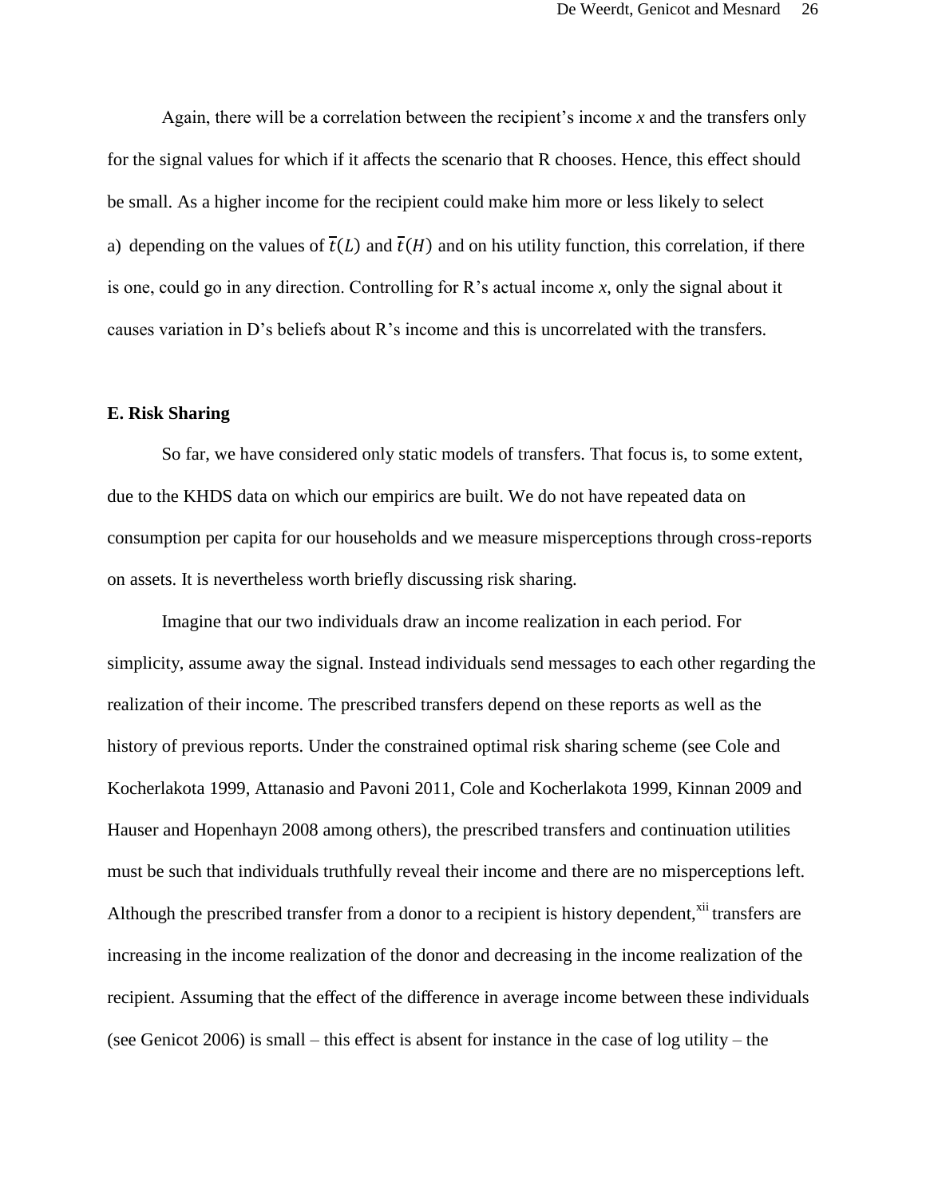Again, there will be a correlation between the recipient's income *x* and the transfers only for the signal values for which if it affects the scenario that R chooses. Hence, this effect should be small. As a higher income for the recipient could make him more or less likely to select a) depending on the values of $\bar{t}(L)$ and $\bar{t}(H)$ and on his utility function, this correlation, if there is one, could go in any direction. Controlling for R's actual income *x*, only the signal about it causes variation in D's beliefs about R's income and this is uncorrelated with the transfers.

### E. Risk Sharing

So far, we have considered only static models of transfers. That focus is, to some extent, due to the KHDS data on which our empirics are built. We do not have repeated data on consumption per capita for our households and we measure misperceptions through cross-reports on assets. It is nevertheless worth briefly discussing risk sharing.

Imagine that our two individuals draw an income realization in each period. For simplicity, assume away the signal. Instead individuals send messages to each other regarding the realization of their income. The prescribed transfers depend on these reports as well as the history of previous reports. Under the constrained optimal risk sharing scheme (see Cole and Kocherlakota 1999, Attanasio and Pavoni 2011, Cole and Kocherlakota 1999, Kinnan 2009 and Hauser and Hopenhayn 2008 among others), the prescribed transfers and continuation utilities must be such that individuals truthfully reveal their income and there are no misperceptions left. Although the prescribed transfer from a donor to a recipient is history dependent,[xii] transfers are increasing in the income realization of the donor and decreasing in the income realization of the recipient. Assuming that the effect of the difference in average income between these individuals (see Genicot 2006) is small – this effect is absent for instance in the case of log utility – the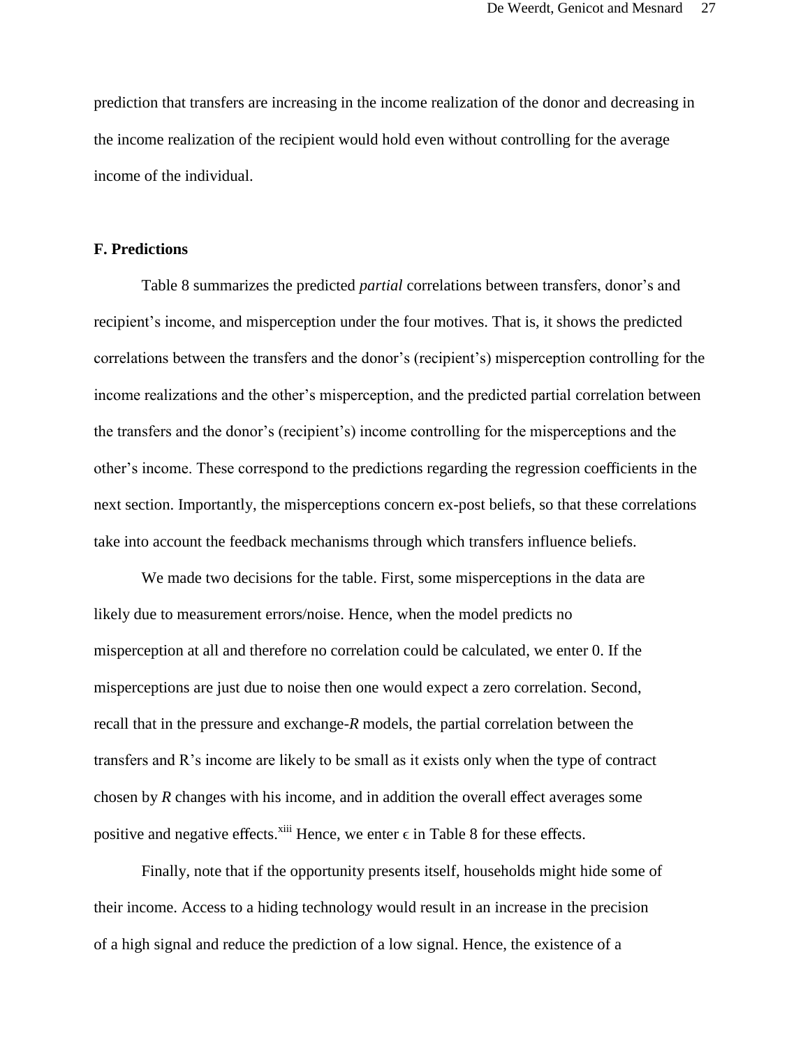prediction that transfers are increasing in the income realization of the donor and decreasing in the income realization of the recipient would hold even without controlling for the average income of the individual.

### F. Predictions

Table 8 summarizes the predicted *partial* correlations between transfers, donor's and recipient's income, and misperception under the four motives. That is, it shows the predicted correlations between the transfers and the donor's (recipient's) misperception controlling for the income realizations and the other's misperception, and the predicted partial correlation between the transfers and the donor's (recipient's) income controlling for the misperceptions and the other's income. These correspond to the predictions regarding the regression coefficients in the next section. Importantly, the misperceptions concern ex-post beliefs, so that these correlations take into account the feedback mechanisms through which transfers influence beliefs.

We made two decisions for the table. First, some misperceptions in the data are likely due to measurement errors/noise. Hence, when the model predicts no misperception at all and therefore no correlation could be calculated, we enter 0. If the misperceptions are just due to noise then one would expect a zero correlation. Second, recall that in the pressure and exchange-*R* models, the partial correlation between the transfers and R's income are likely to be small as it exists only when the type of contract chosen by *R* changes with his income, and in addition the overall effect averages some positive and negative effects.[xiii] Hence, we enter $\epsilon$ in Table 8 for these effects.

Finally, note that if the opportunity presents itself, households might hide some of their income. Access to a hiding technology would result in an increase in the precision of a high signal and reduce the prediction of a low signal. Hence, the existence of a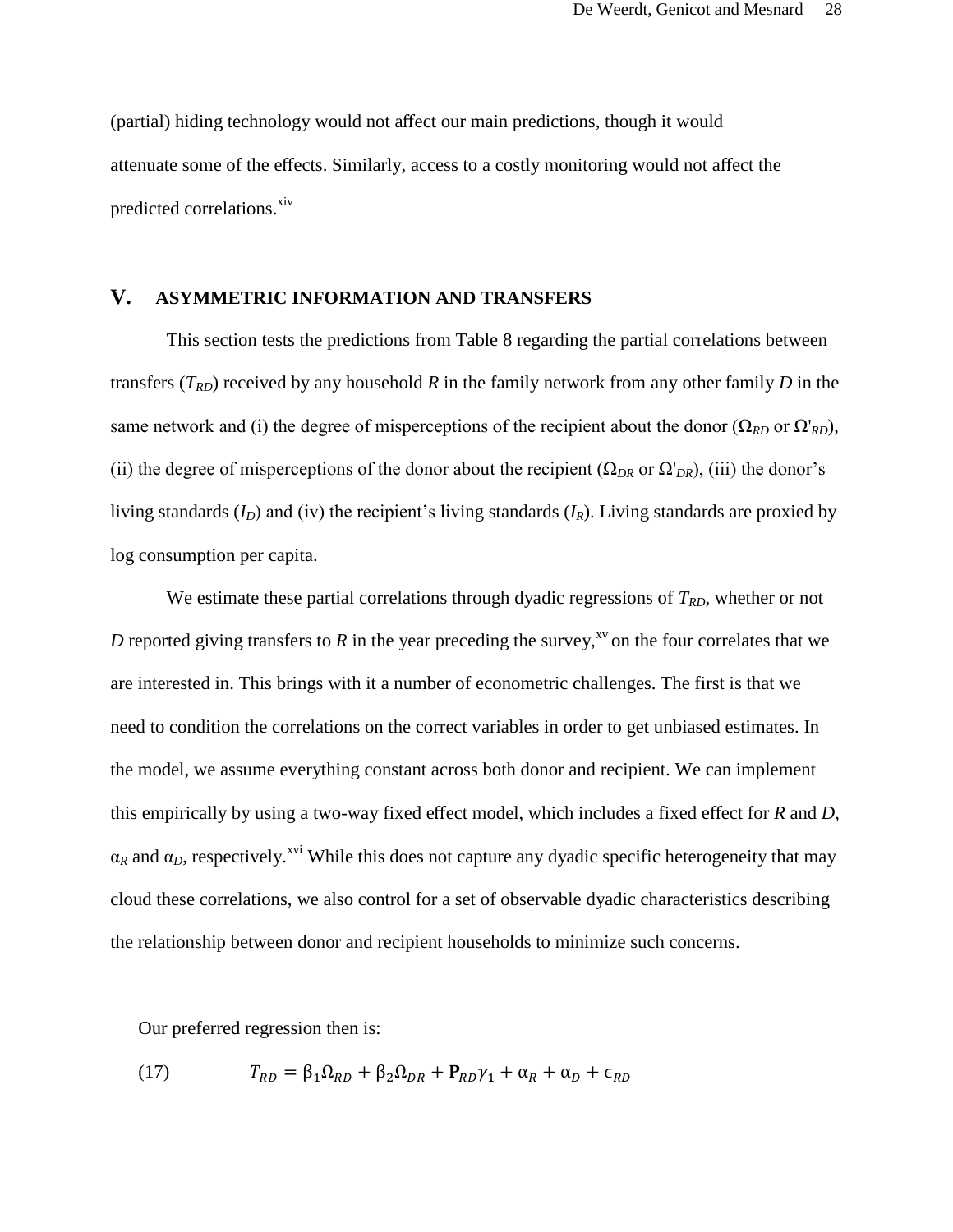(partial) hiding technology would not affect our main predictions, though it would attenuate some of the effects. Similarly, access to a costly monitoring would not affect the predicted correlations.[xiv]

## V. ASYMMETRIC INFORMATION AND TRANSFERS

This section tests the predictions from Table 8 regarding the partial correlations between transfers ($T_{RD}$) received by any household *R* in the family network from any other family *D* in the same network and (i) the degree of misperceptions of the recipient about the donor ($\Omega_{RD}$ or $\Omega'_{RD}$), (ii) the degree of misperceptions of the donor about the recipient ($\Omega_{DR}$ or $\Omega'_{DR}$), (iii) the donor's living standards ($I_D$) and (iv) the recipient's living standards ($I_R$). Living standards are proxied by log consumption per capita.

We estimate these partial correlations through dyadic regressions of $T_{RD}$, whether or not *D* reported giving transfers to *R* in the year preceding the survey,[xv] on the four correlates that we are interested in. This brings with it a number of econometric challenges. The first is that we need to condition the correlations on the correct variables in order to get unbiased estimates. In the model, we assume everything constant across both donor and recipient. We can implement this empirically by using a two-way fixed effect model, which includes a fixed effect for *R* and *D*, $\alpha_R$ and $\alpha_D$, respectively.[xvi] While this does not capture any dyadic specific heterogeneity that may cloud these correlations, we also control for a set of observable dyadic characteristics describing the relationship between donor and recipient households to minimize such concerns.

Our preferred regression then is:

$$(17) \qquad T_{RD} = \beta_1 \Omega_{RD} + \beta_2 \Omega_{DR} + \mathbf{P}_{RD}\gamma_1 + \alpha_R + \alpha_D + \epsilon_{RD}$$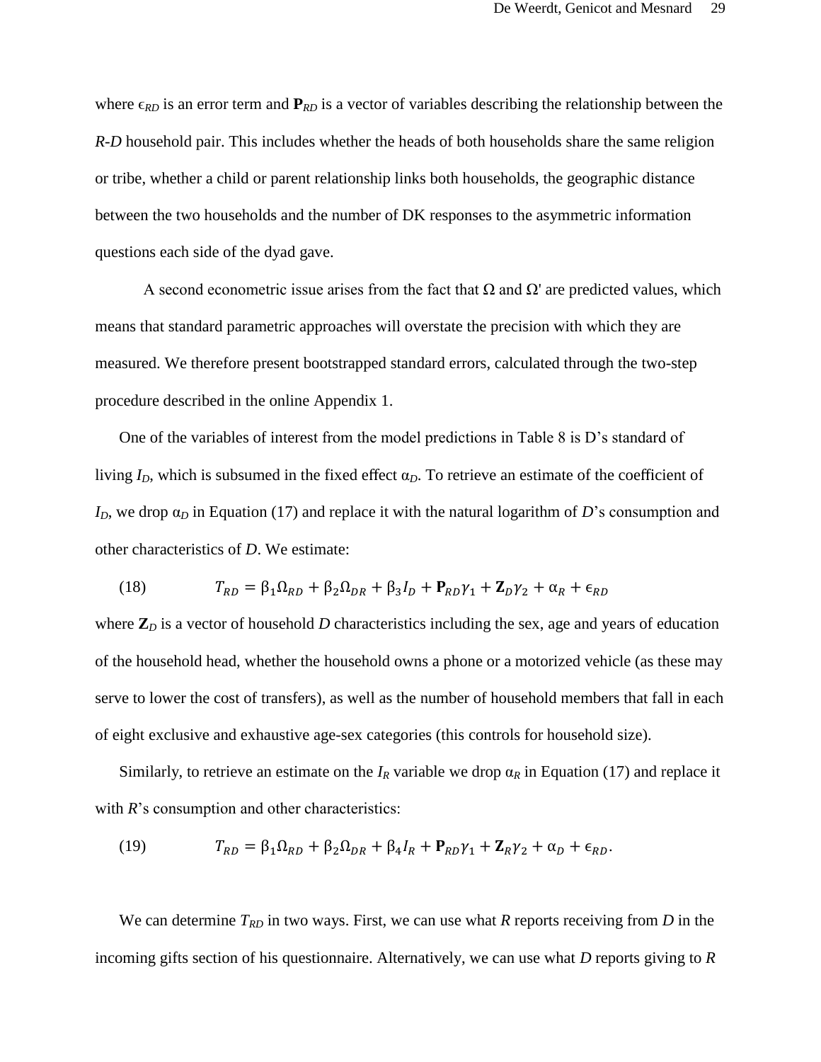where $\epsilon_{RD}$ is an error term and $\mathbf{P}_{RD}$ is a vector of variables describing the relationship between the *R-D* household pair. This includes whether the heads of both households share the same religion or tribe, whether a child or parent relationship links both households, the geographic distance between the two households and the number of DK responses to the asymmetric information questions each side of the dyad gave.

A second econometric issue arises from the fact that $\Omega$ and $\Omega'$ are predicted values, which means that standard parametric approaches will overstate the precision with which they are measured. We therefore present bootstrapped standard errors, calculated through the two-step procedure described in the online Appendix 1.

One of the variables of interest from the model predictions in Table 8 is D's standard of living $I_D$, which is subsumed in the fixed effect $\alpha_D$. To retrieve an estimate of the coefficient of $I_D$, we drop $\alpha_D$ in Equation (17) and replace it with the natural logarithm of *D*'s consumption and other characteristics of *D*. We estimate:

$$T_{RD} = \beta_1 \Omega_{RD} + \beta_2 \Omega_{DR} + \beta_3 I_D + \mathbf{P}_{RD}\gamma_1 + \mathbf{Z}_D\gamma_2 + \alpha_R + \epsilon_{RD} \tag{18}$$

where $\mathbf{Z}_D$ is a vector of household *D* characteristics including the sex, age and years of education of the household head, whether the household owns a phone or a motorized vehicle (as these may serve to lower the cost of transfers), as well as the number of household members that fall in each of eight exclusive and exhaustive age-sex categories (this controls for household size).

Similarly, to retrieve an estimate on the $I_R$ variable we drop $\alpha_R$ in Equation (17) and replace it with *R*'s consumption and other characteristics:

$$T_{RD} = \beta_1 \Omega_{RD} + \beta_2 \Omega_{DR} + \beta_4 I_R + \mathbf{P}_{RD}\gamma_1 + \mathbf{Z}_R\gamma_2 + \alpha_D + \epsilon_{RD}. \tag{19}$$

We can determine $T_{RD}$ in two ways. First, we can use what *R* reports receiving from *D* in the incoming gifts section of his questionnaire. Alternatively, we can use what *D* reports giving to *R*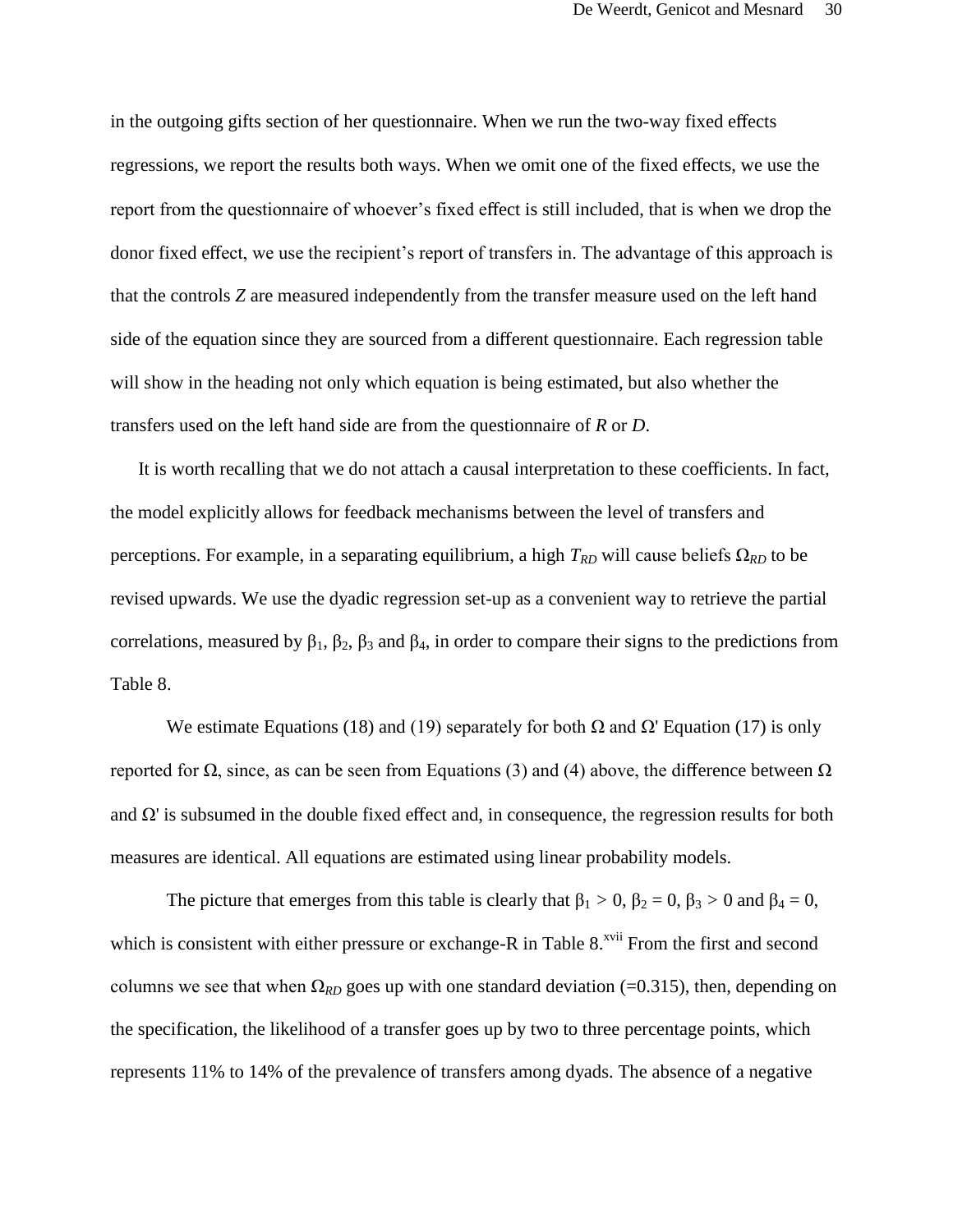in the outgoing gifts section of her questionnaire. When we run the two-way fixed effects regressions, we report the results both ways. When we omit one of the fixed effects, we use the report from the questionnaire of whoever's fixed effect is still included, that is when we drop the donor fixed effect, we use the recipient's report of transfers in. The advantage of this approach is that the controls *Z* are measured independently from the transfer measure used on the left hand side of the equation since they are sourced from a different questionnaire. Each regression table will show in the heading not only which equation is being estimated, but also whether the transfers used on the left hand side are from the questionnaire of *R* or *D*.

It is worth recalling that we do not attach a causal interpretation to these coefficients. In fact, the model explicitly allows for feedback mechanisms between the level of transfers and perceptions. For example, in a separating equilibrium, a high $T_{RD}$ will cause beliefs $\Omega_{RD}$ to be revised upwards. We use the dyadic regression set-up as a convenient way to retrieve the partial correlations, measured by $\beta_1$, $\beta_2$, $\beta_3$ and $\beta_4$, in order to compare their signs to the predictions from Table 8.

We estimate Equations (18) and (19) separately for both $\Omega$ and $\Omega'$ Equation (17) is only reported for $\Omega$, since, as can be seen from Equations (3) and (4) above, the difference between $\Omega$ and $\Omega'$ is subsumed in the double fixed effect and, in consequence, the regression results for both measures are identical. All equations are estimated using linear probability models.

The picture that emerges from this table is clearly that $\beta_1 > 0$, $\beta_2 = 0$, $\beta_3 > 0$ and $\beta_4 = 0$, which is consistent with either pressure or exchange-R in Table 8.[xvii] From the first and second columns we see that when $\Omega_{RD}$ goes up with one standard deviation (=0.315), then, depending on the specification, the likelihood of a transfer goes up by two to three percentage points, which represents 11% to 14% of the prevalence of transfers among dyads. The absence of a negative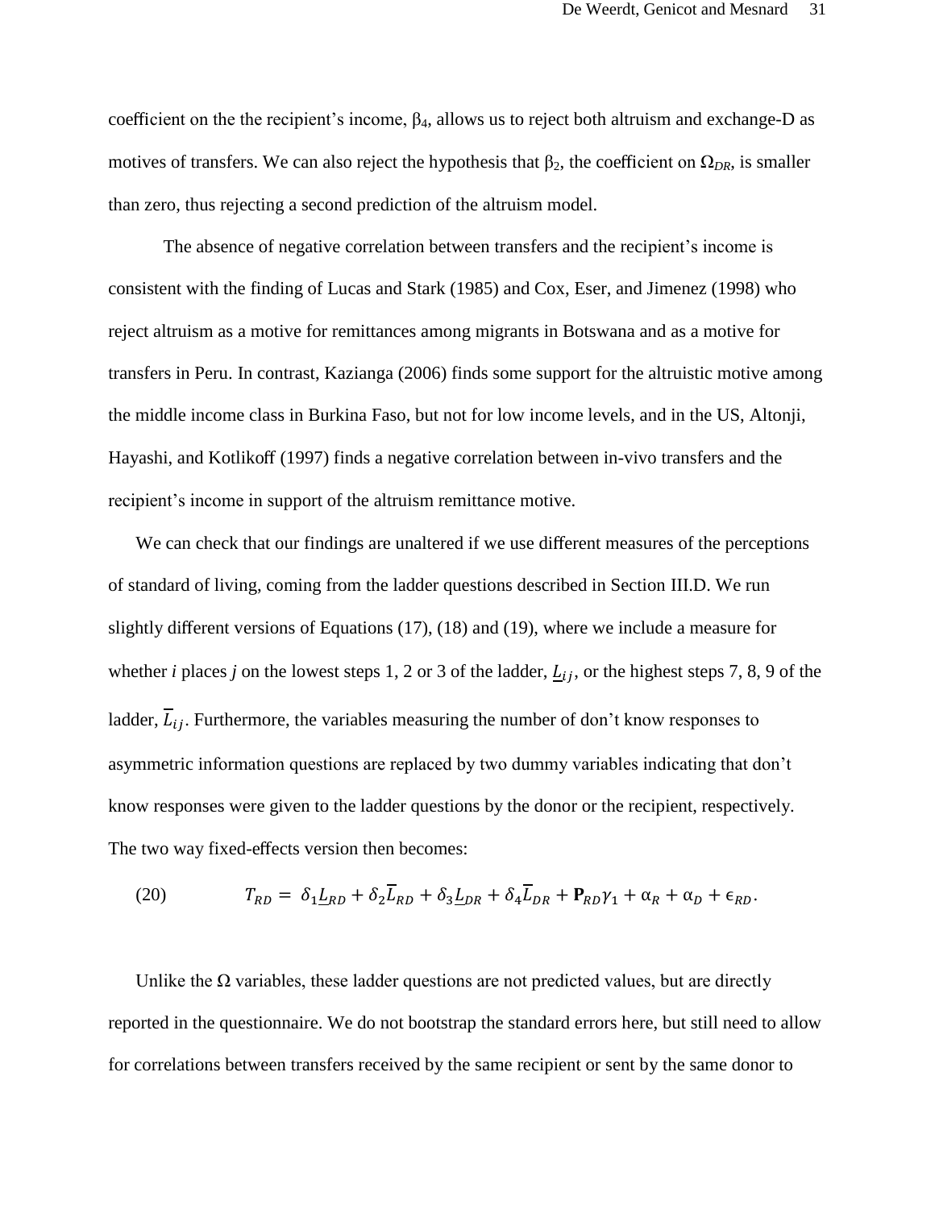coefficient on the the recipient's income, $\beta_4$, allows us to reject both altruism and exchange-D as motives of transfers. We can also reject the hypothesis that $\beta_2$, the coefficient on $\Omega_{DR}$, is smaller than zero, thus rejecting a second prediction of the altruism model.

The absence of negative correlation between transfers and the recipient's income is consistent with the finding of Lucas and Stark (1985) and Cox, Eser, and Jimenez (1998) who reject altruism as a motive for remittances among migrants in Botswana and as a motive for transfers in Peru. In contrast, Kazianga (2006) finds some support for the altruistic motive among the middle income class in Burkina Faso, but not for low income levels, and in the US, Altonji, Hayashi, and Kotlikoff (1997) finds a negative correlation between in-vivo transfers and the recipient's income in support of the altruism remittance motive.

We can check that our findings are unaltered if we use different measures of the perceptions of standard of living, coming from the ladder questions described in Section III.D. We run slightly different versions of Equations (17), (18) and (19), where we include a measure for whether *i* places *j* on the lowest steps 1, 2 or 3 of the ladder, $\underline{L}_{ij}$, or the highest steps 7, 8, 9 of the ladder, $\overline{L}_{ij}$. Furthermore, the variables measuring the number of don't know responses to asymmetric information questions are replaced by two dummy variables indicating that don't know responses were given to the ladder questions by the donor or the recipient, respectively. The two way fixed-effects version then becomes:

$$(20) \qquad T_{RD} = \delta_1 \underline{L}_{RD} + \delta_2 \overline{L}_{RD} + \delta_3 \underline{L}_{DR} + \delta_4 \overline{L}_{DR} + \mathbf{P}_{RD}\gamma_1 + \alpha_R + \alpha_D + \epsilon_{RD}.$$

Unlike the $\Omega$ variables, these ladder questions are not predicted values, but are directly reported in the questionnaire. We do not bootstrap the standard errors here, but still need to allow for correlations between transfers received by the same recipient or sent by the same donor to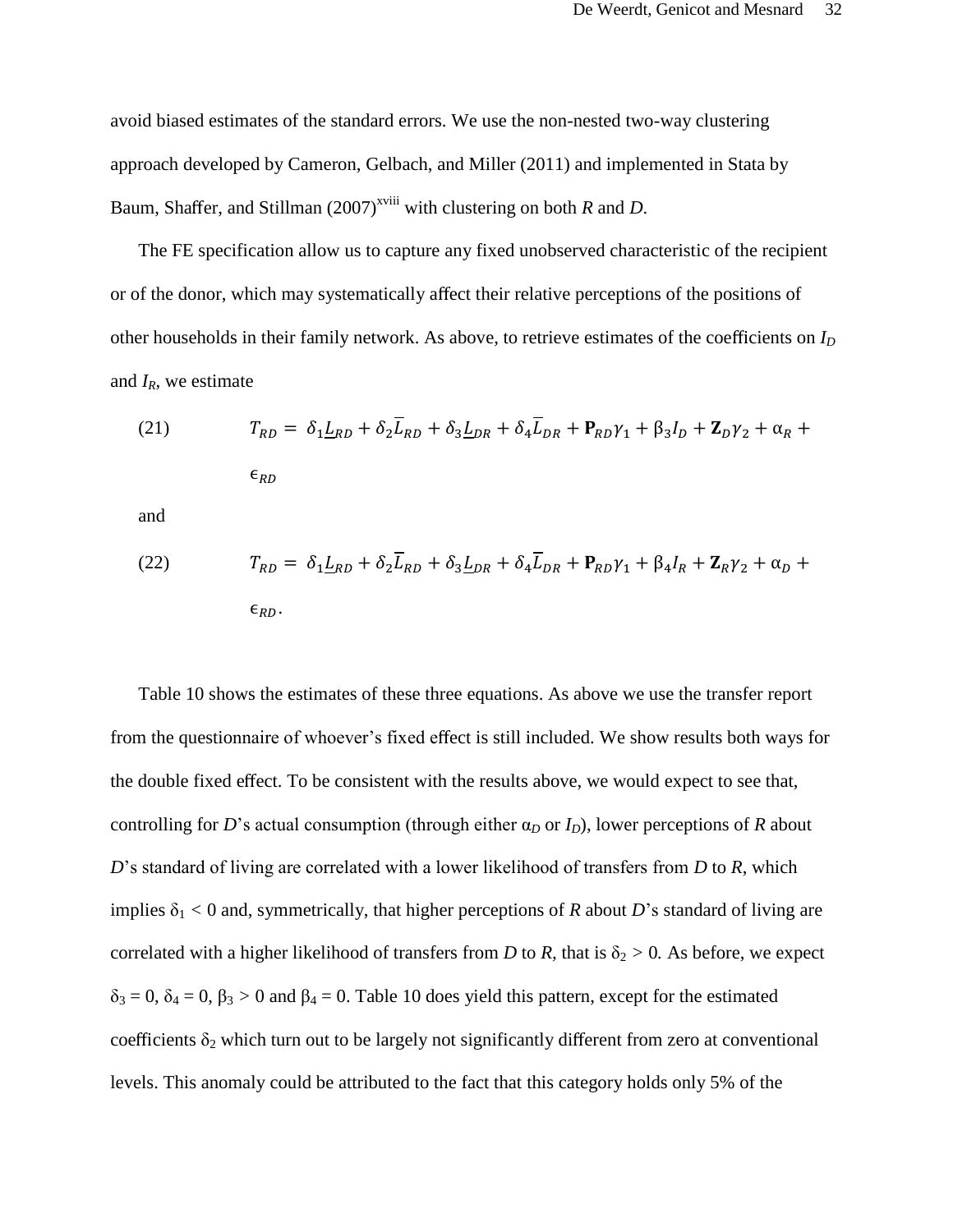avoid biased estimates of the standard errors. We use the non-nested two-way clustering approach developed by Cameron, Gelbach, and Miller (2011) and implemented in Stata by Baum, Shaffer, and Stillman (2007)[xviii] with clustering on both *R* and *D*.

The FE specification allow us to capture any fixed unobserved characteristic of the recipient or of the donor, which may systematically affect their relative perceptions of the positions of other households in their family network. As above, to retrieve estimates of the coefficients on $I_D$ and $I_R$, we estimate

$$(21) \qquad T_{RD} = \delta_1 \underline{L}_{RD} + \delta_2 \overline{L}_{RD} + \delta_3 \underline{L}_{DR} + \delta_4 \overline{L}_{DR} + \mathbf{P}_{RD}\gamma_1 + \beta_3 I_D + \mathbf{Z}_D\gamma_2 + \alpha_R + \epsilon_{RD}$$

and

$$(22) \qquad T_{RD} = \delta_1 \underline{L}_{RD} + \delta_2 \overline{L}_{RD} + \delta_3 \underline{L}_{DR} + \delta_4 \overline{L}_{DR} + \mathbf{P}_{RD}\gamma_1 + \beta_4 I_R + \mathbf{Z}_R\gamma_2 + \alpha_D + \epsilon_{RD}.$$

Table 10 shows the estimates of these three equations. As above we use the transfer report from the questionnaire of whoever's fixed effect is still included. We show results both ways for the double fixed effect. To be consistent with the results above, we would expect to see that, controlling for *D*'s actual consumption (through either $\alpha_D$ or $I_D$), lower perceptions of *R* about *D*'s standard of living are correlated with a lower likelihood of transfers from *D* to *R*, which implies $\delta_1 < 0$ and, symmetrically, that higher perceptions of *R* about *D*'s standard of living are correlated with a higher likelihood of transfers from *D* to *R,* that is $\delta_2 > 0$*.* As before, we expect $\delta_3 = 0$, $\delta_4 = 0$, $\beta_3 > 0$ and $\beta_4 = 0$. Table 10 does yield this pattern, except for the estimated coefficients $\delta_2$ which turn out to be largely not significantly different from zero at conventional levels. This anomaly could be attributed to the fact that this category holds only 5% of the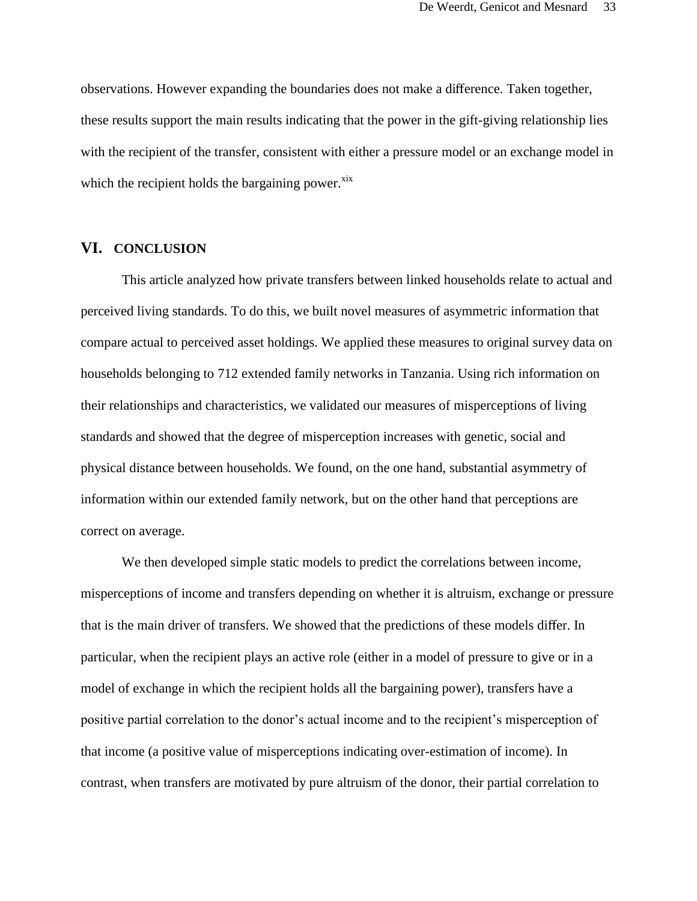observations. However expanding the boundaries does not make a difference. Taken together, these results support the main results indicating that the power in the gift-giving relationship lies with the recipient of the transfer, consistent with either a pressure model or an exchange model in which the recipient holds the bargaining power.[xix]

## VI. CONCLUSION

This article analyzed how private transfers between linked households relate to actual and perceived living standards. To do this, we built novel measures of asymmetric information that compare actual to perceived asset holdings. We applied these measures to original survey data on households belonging to 712 extended family networks in Tanzania. Using rich information on their relationships and characteristics, we validated our measures of misperceptions of living standards and showed that the degree of misperception increases with genetic, social and physical distance between households. We found, on the one hand, substantial asymmetry of information within our extended family network, but on the other hand that perceptions are correct on average.

We then developed simple static models to predict the correlations between income, misperceptions of income and transfers depending on whether it is altruism, exchange or pressure that is the main driver of transfers. We showed that the predictions of these models differ. In particular, when the recipient plays an active role (either in a model of pressure to give or in a model of exchange in which the recipient holds all the bargaining power), transfers have a positive partial correlation to the donor's actual income and to the recipient's misperception of that income (a positive value of misperceptions indicating over-estimation of income). In contrast, when transfers are motivated by pure altruism of the donor, their partial correlation to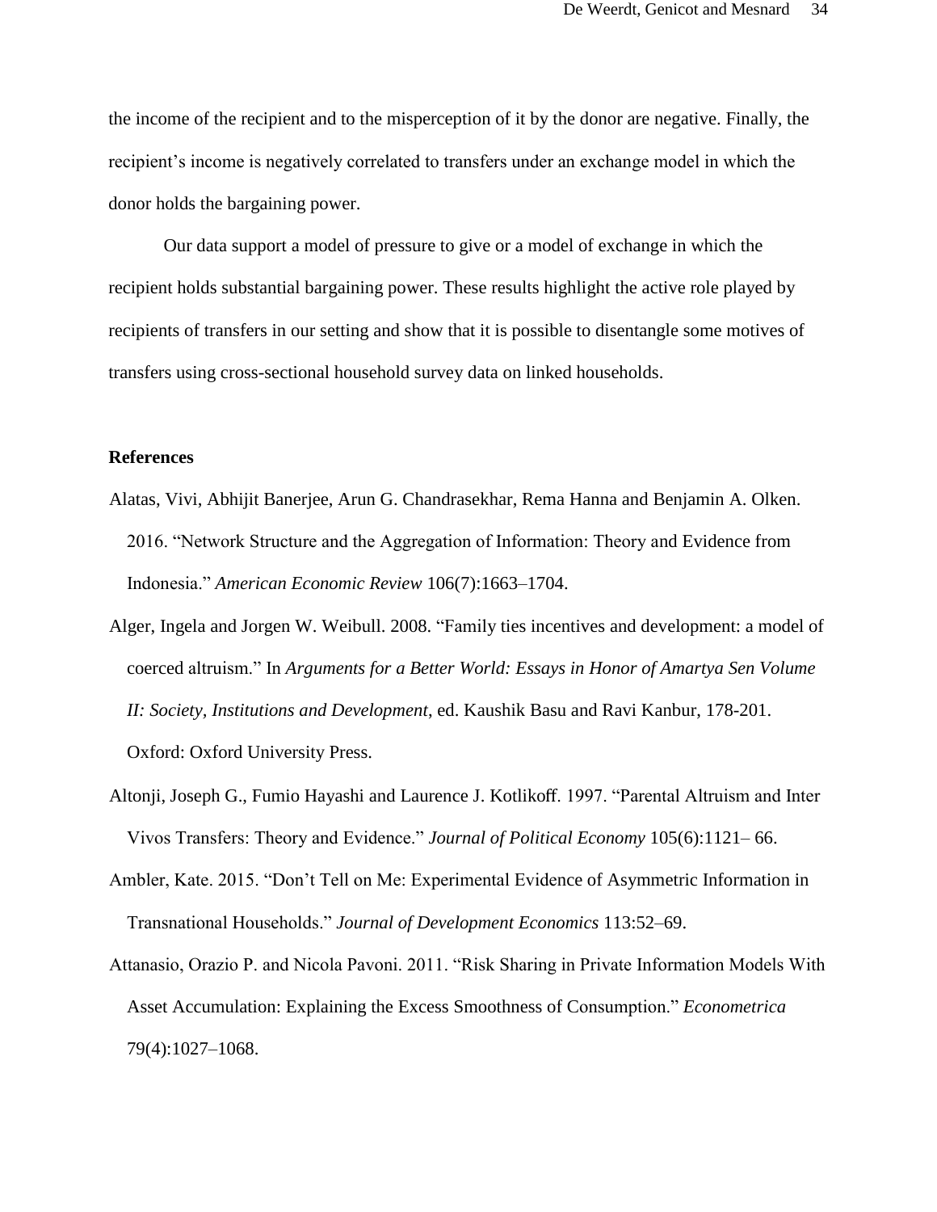the income of the recipient and to the misperception of it by the donor are negative. Finally, the recipient's income is negatively correlated to transfers under an exchange model in which the donor holds the bargaining power.

Our data support a model of pressure to give or a model of exchange in which the recipient holds substantial bargaining power. These results highlight the active role played by recipients of transfers in our setting and show that it is possible to disentangle some motives of transfers using cross-sectional household survey data on linked households.

## References

Alatas, Vivi, Abhijit Banerjee, Arun G. Chandrasekhar, Rema Hanna and Benjamin A. Olken. 2016. "Network Structure and the Aggregation of Information: Theory and Evidence from Indonesia." *American Economic Review* 106(7):1663–1704.

Alger, Ingela and Jorgen W. Weibull. 2008. "Family ties incentives and development: a model of coerced altruism." In *Arguments for a Better World: Essays in Honor of Amartya Sen Volume II: Society, Institutions and Development*, ed. Kaushik Basu and Ravi Kanbur, 178-201. Oxford: Oxford University Press.

Altonji, Joseph G., Fumio Hayashi and Laurence J. Kotlikoff. 1997. "Parental Altruism and Inter Vivos Transfers: Theory and Evidence." *Journal of Political Economy* 105(6):1121– 66.

Ambler, Kate. 2015. "Don't Tell on Me: Experimental Evidence of Asymmetric Information in Transnational Households." *Journal of Development Economics* 113:52–69.

Attanasio, Orazio P. and Nicola Pavoni. 2011. "Risk Sharing in Private Information Models With Asset Accumulation: Explaining the Excess Smoothness of Consumption." *Econometrica* 79(4):1027–1068.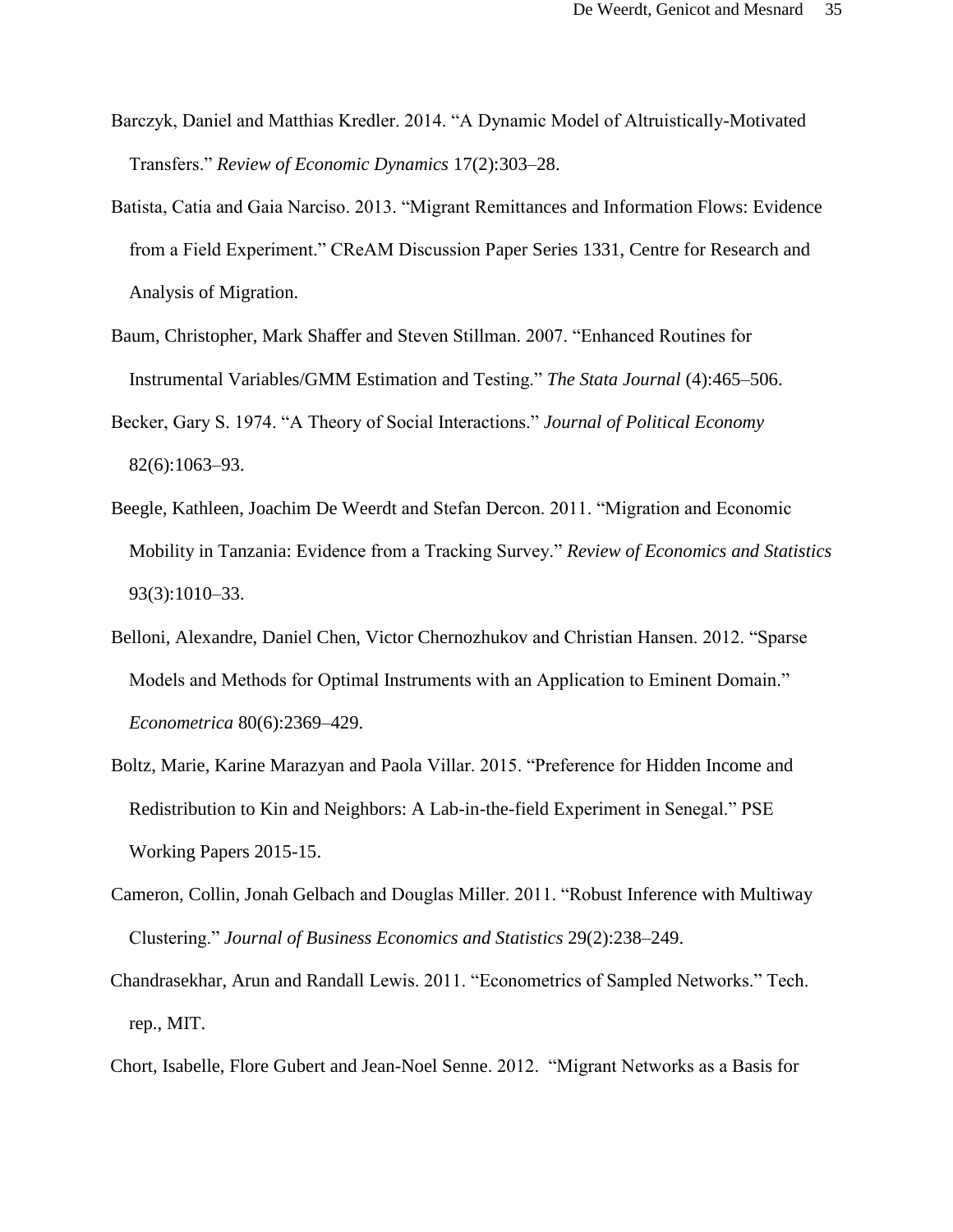Barczyk, Daniel and Matthias Kredler. 2014. “A Dynamic Model of Altruistically-Motivated Transfers.” *Review of Economic Dynamics* 17(2):303–28.

Batista, Catia and Gaia Narciso. 2013. “Migrant Remittances and Information Flows: Evidence from a Field Experiment.” CReAM Discussion Paper Series 1331, Centre for Research and Analysis of Migration.

Baum, Christopher, Mark Shaffer and Steven Stillman. 2007. “Enhanced Routines for Instrumental Variables/GMM Estimation and Testing.” *The Stata Journal* (4):465–506.

Becker, Gary S. 1974. “A Theory of Social Interactions.” *Journal of Political Economy* 82(6):1063–93.

Beegle, Kathleen, Joachim De Weerdt and Stefan Dercon. 2011. “Migration and Economic Mobility in Tanzania: Evidence from a Tracking Survey.” *Review of Economics and Statistics* 93(3):1010–33.

Belloni, Alexandre, Daniel Chen, Victor Chernozhukov and Christian Hansen. 2012. “Sparse Models and Methods for Optimal Instruments with an Application to Eminent Domain.” *Econometrica* 80(6):2369–429.

Boltz, Marie, Karine Marazyan and Paola Villar. 2015. “Preference for Hidden Income and Redistribution to Kin and Neighbors: A Lab-in-the-field Experiment in Senegal.” PSE Working Papers 2015-15.

Cameron, Collin, Jonah Gelbach and Douglas Miller. 2011. “Robust Inference with Multiway Clustering.” *Journal of Business Economics and Statistics* 29(2):238–249.

Chandrasekhar, Arun and Randall Lewis. 2011. “Econometrics of Sampled Networks.” Tech. rep., MIT.

Chort, Isabelle, Flore Gubert and Jean-Noel Senne. 2012. “Migrant Networks as a Basis for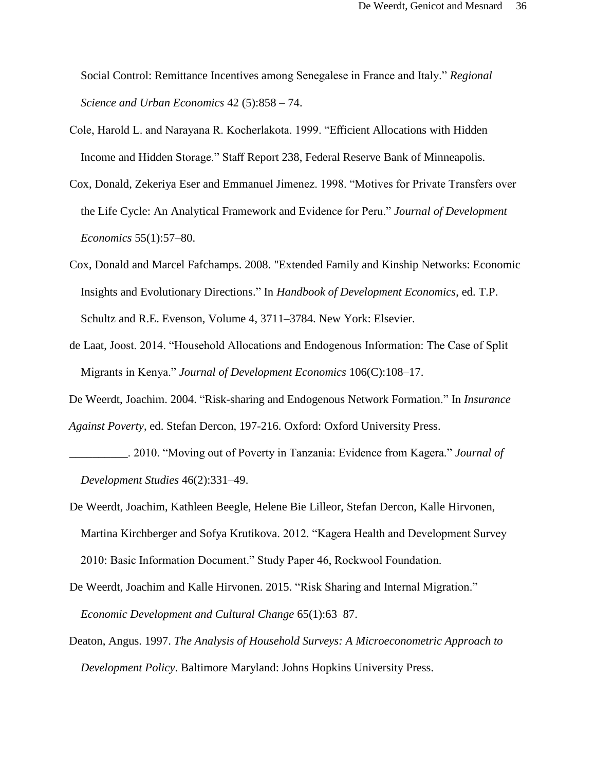Social Control: Remittance Incentives among Senegalese in France and Italy." *Regional Science and Urban Economics* 42 (5):858 – 74.

Cole, Harold L. and Narayana R. Kocherlakota. 1999. "Efficient Allocations with Hidden Income and Hidden Storage." Staff Report 238, Federal Reserve Bank of Minneapolis.

Cox, Donald, Zekeriya Eser and Emmanuel Jimenez. 1998. "Motives for Private Transfers over the Life Cycle: An Analytical Framework and Evidence for Peru." *Journal of Development Economics* 55(1):57–80.

Cox, Donald and Marcel Fafchamps. 2008. "Extended Family and Kinship Networks: Economic Insights and Evolutionary Directions." In *Handbook of Development Economics*, ed. T.P. Schultz and R.E. Evenson, Volume 4, 3711–3784. New York: Elsevier.

de Laat, Joost. 2014. "Household Allocations and Endogenous Information: The Case of Split Migrants in Kenya." *Journal of Development Economics* 106(C):108–17.

De Weerdt, Joachim. 2004. "Risk-sharing and Endogenous Network Formation." In *Insurance Against Poverty*, ed. Stefan Dercon, 197-216. Oxford: Oxford University Press.

__________. 2010. "Moving out of Poverty in Tanzania: Evidence from Kagera." *Journal of Development Studies* 46(2):331–49.

De Weerdt, Joachim, Kathleen Beegle, Helene Bie Lilleor, Stefan Dercon, Kalle Hirvonen, Martina Kirchberger and Sofya Krutikova. 2012. "Kagera Health and Development Survey 2010: Basic Information Document." Study Paper 46, Rockwool Foundation.

De Weerdt, Joachim and Kalle Hirvonen. 2015. "Risk Sharing and Internal Migration." *Economic Development and Cultural Change* 65(1):63–87.

Deaton, Angus. 1997. *The Analysis of Household Surveys: A Microeconometric Approach to Development Policy*. Baltimore Maryland: Johns Hopkins University Press.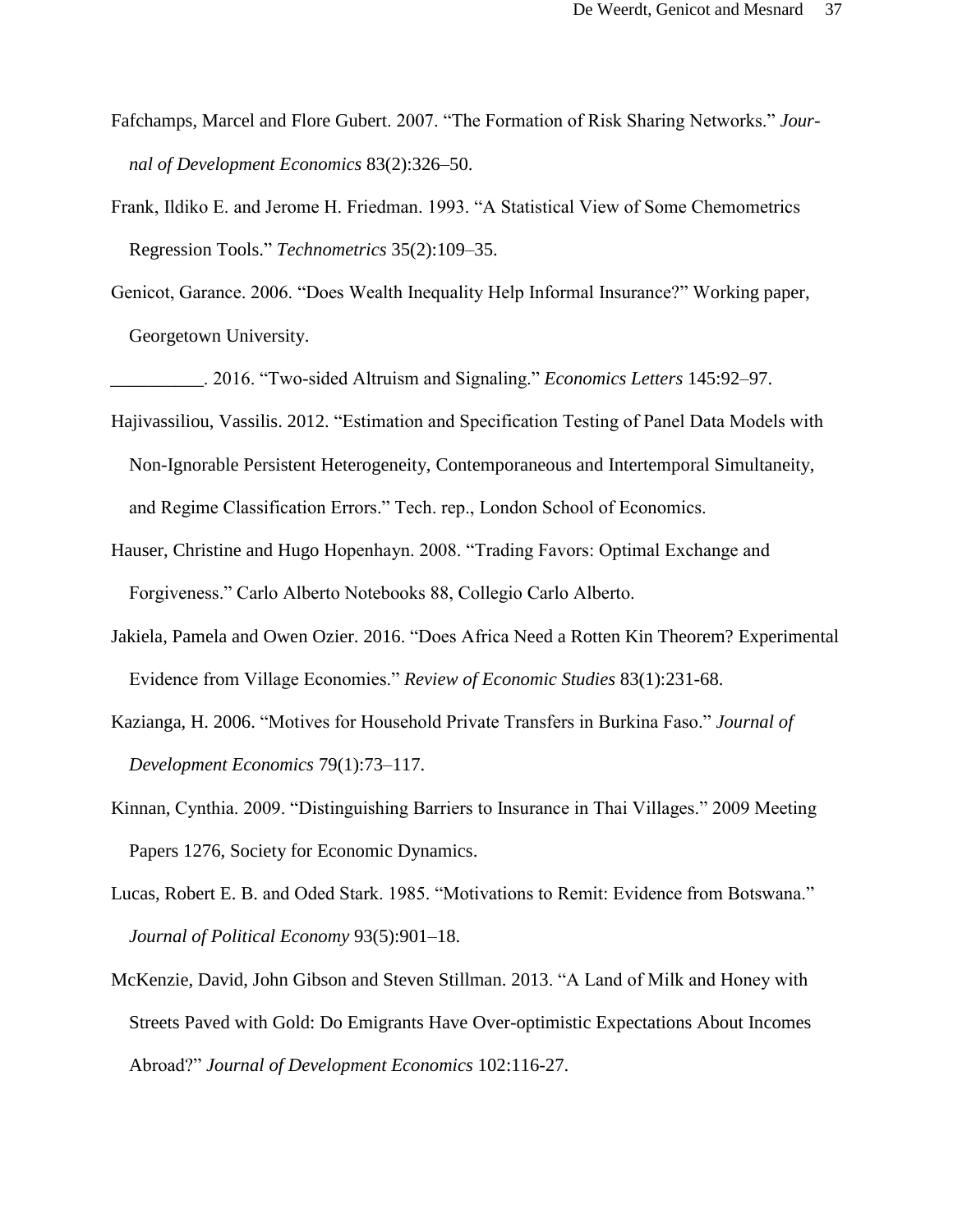Fafchamps, Marcel and Flore Gubert. 2007. "The Formation of Risk Sharing Networks." *Journal of Development Economics* 83(2):326–50.

Frank, Ildiko E. and Jerome H. Friedman. 1993. "A Statistical View of Some Chemometrics Regression Tools." *Technometrics* 35(2):109–35.

Genicot, Garance. 2006. "Does Wealth Inequality Help Informal Insurance?" Working paper, Georgetown University.

__________. 2016. "Two-sided Altruism and Signaling." *Economics Letters* 145:92–97.

Hajivassiliou, Vassilis. 2012. "Estimation and Specification Testing of Panel Data Models with Non-Ignorable Persistent Heterogeneity, Contemporaneous and Intertemporal Simultaneity, and Regime Classification Errors." Tech. rep., London School of Economics.

Hauser, Christine and Hugo Hopenhayn. 2008. "Trading Favors: Optimal Exchange and Forgiveness." Carlo Alberto Notebooks 88, Collegio Carlo Alberto.

Jakiela, Pamela and Owen Ozier. 2016. "Does Africa Need a Rotten Kin Theorem? Experimental Evidence from Village Economies." *Review of Economic Studies* 83(1):231-68.

Kazianga, H. 2006. "Motives for Household Private Transfers in Burkina Faso." *Journal of Development Economics* 79(1):73–117.

Kinnan, Cynthia. 2009. "Distinguishing Barriers to Insurance in Thai Villages." 2009 Meeting Papers 1276, Society for Economic Dynamics.

Lucas, Robert E. B. and Oded Stark. 1985. "Motivations to Remit: Evidence from Botswana." *Journal of Political Economy* 93(5):901–18.

McKenzie, David, John Gibson and Steven Stillman. 2013. "A Land of Milk and Honey with Streets Paved with Gold: Do Emigrants Have Over-optimistic Expectations About Incomes Abroad?" *Journal of Development Economics* 102:116-27.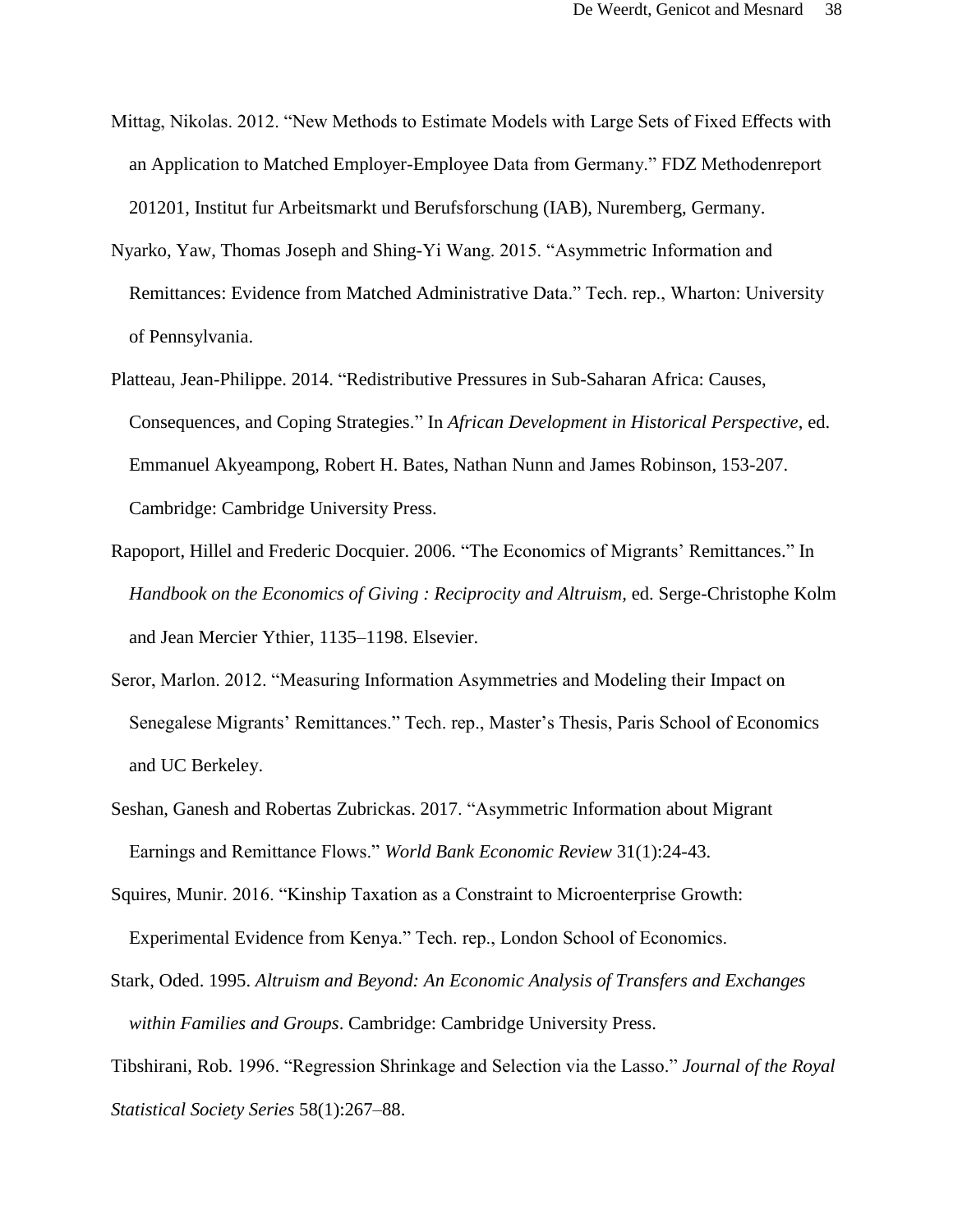Mittag, Nikolas. 2012. “New Methods to Estimate Models with Large Sets of Fixed Effects with an Application to Matched Employer-Employee Data from Germany.” FDZ Methodenreport 201201, Institut fur Arbeitsmarkt und Berufsforschung (IAB), Nuremberg, Germany.

Nyarko, Yaw, Thomas Joseph and Shing-Yi Wang. 2015. “Asymmetric Information and Remittances: Evidence from Matched Administrative Data.” Tech. rep., Wharton: University of Pennsylvania.

Platteau, Jean-Philippe. 2014. “Redistributive Pressures in Sub-Saharan Africa: Causes, Consequences, and Coping Strategies.” In *African Development in Historical Perspective*, ed. Emmanuel Akyeampong, Robert H. Bates, Nathan Nunn and James Robinson, 153-207. Cambridge: Cambridge University Press.

Rapoport, Hillel and Frederic Docquier. 2006. “The Economics of Migrants’ Remittances.” In *Handbook on the Economics of Giving : Reciprocity and Altruism,* ed. Serge-Christophe Kolm and Jean Mercier Ythier, 1135–1198. Elsevier.

Seror, Marlon. 2012. “Measuring Information Asymmetries and Modeling their Impact on Senegalese Migrants’ Remittances.” Tech. rep., Master’s Thesis, Paris School of Economics and UC Berkeley.

Seshan, Ganesh and Robertas Zubrickas. 2017. “Asymmetric Information about Migrant Earnings and Remittance Flows.” *World Bank Economic Review* 31(1):24-43.

Squires, Munir. 2016. “Kinship Taxation as a Constraint to Microenterprise Growth: Experimental Evidence from Kenya.” Tech. rep., London School of Economics.

Stark, Oded. 1995. *Altruism and Beyond: An Economic Analysis of Transfers and Exchanges within Families and Groups*. Cambridge: Cambridge University Press.

Tibshirani, Rob. 1996. “Regression Shrinkage and Selection via the Lasso.” *Journal of the Royal Statistical Society Series* 58(1):267–88.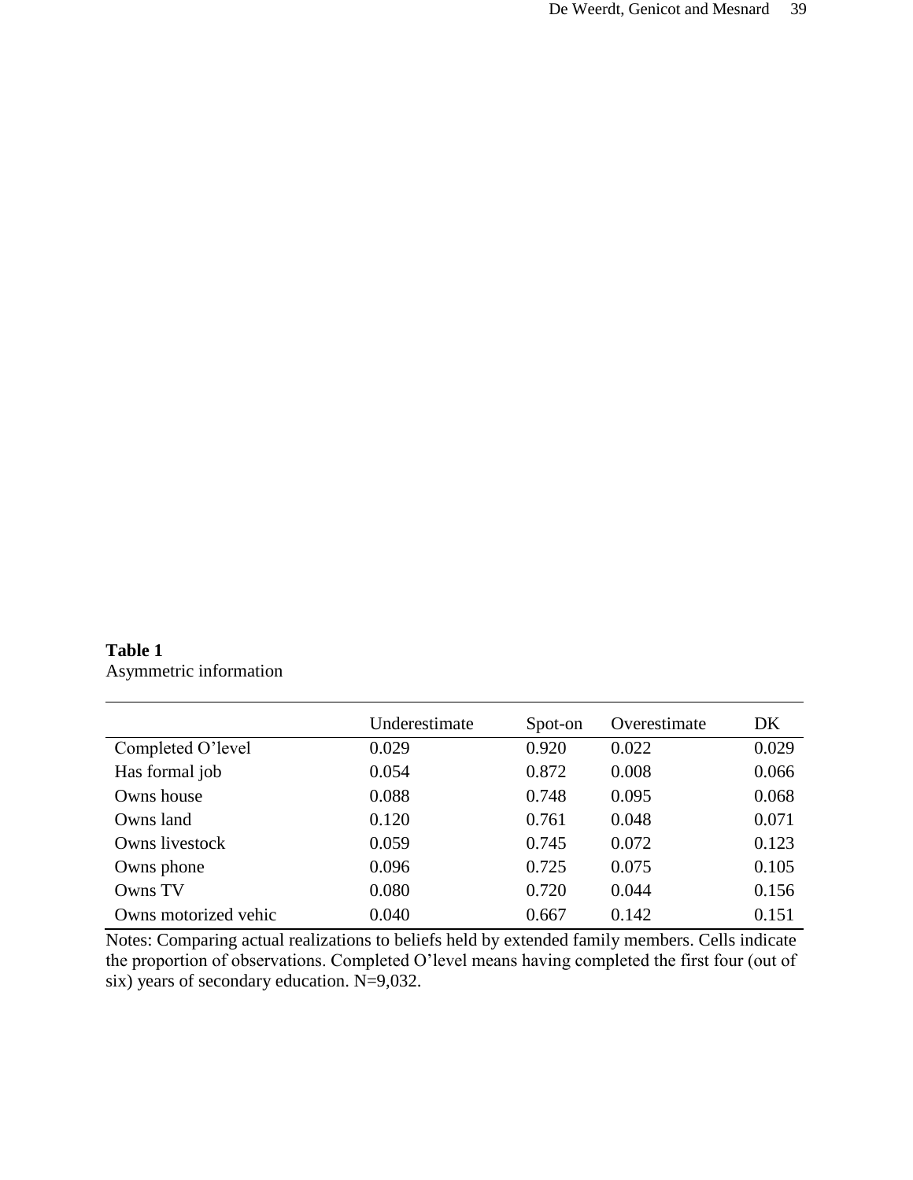**Table 1**
Asymmetric information

| | Underestimate | Spot-on | Overestimate | DK |
|---|---|---|---|---|
| Completed O'level | 0.029 | 0.920 | 0.022 | 0.029 |
| Has formal job | 0.054 | 0.872 | 0.008 | 0.066 |
| Owns house | 0.088 | 0.748 | 0.095 | 0.068 |
| Owns land | 0.120 | 0.761 | 0.048 | 0.071 |
| Owns livestock | 0.059 | 0.745 | 0.072 | 0.123 |
| Owns phone | 0.096 | 0.725 | 0.075 | 0.105 |
| Owns TV | 0.080 | 0.720 | 0.044 | 0.156 |
| Owns motorized vehic | 0.040 | 0.667 | 0.142 | 0.151 |

Notes: Comparing actual realizations to beliefs held by extended family members. Cells indicate the proportion of observations. Completed O'level means having completed the first four (out of six) years of secondary education. N=9,032.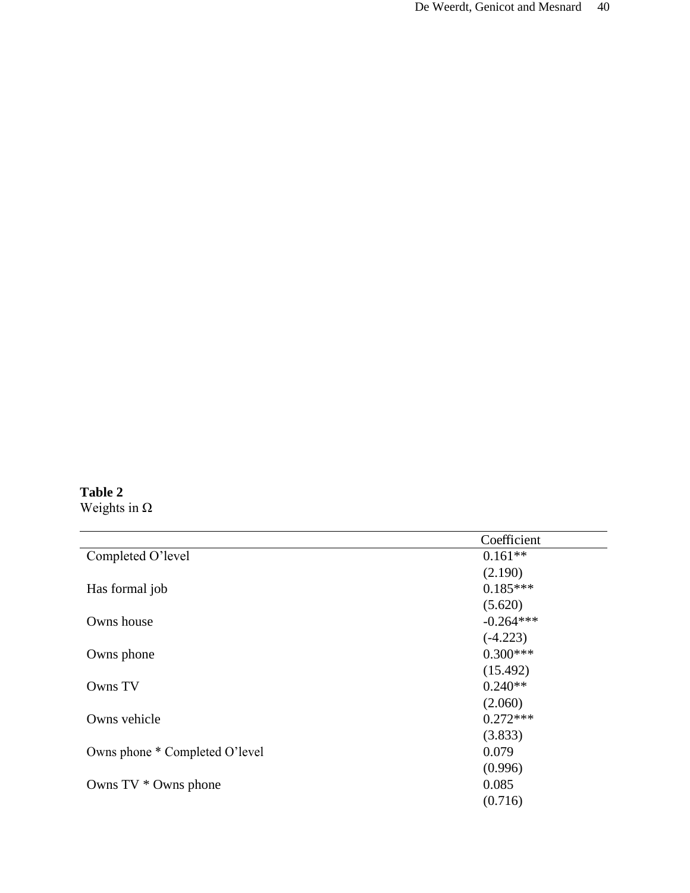**Table 2**
Weights in $\Omega$

| | Coefficient |
|---|---|
| Completed O'level | 0.161** |
| | (2.190) |
| Has formal job | 0.185*** |
| | (5.620) |
| Owns house | -0.264*** |
| | (-4.223) |
| Owns phone | 0.300*** |
| | (15.492) |
| Owns TV | 0.240** |
| | (2.060) |
| Owns vehicle | 0.272*** |
| | (3.833) |
| Owns phone * Completed O'level | 0.079 |
| | (0.996) |
| Owns TV * Owns phone | 0.085 |
| | (0.716) |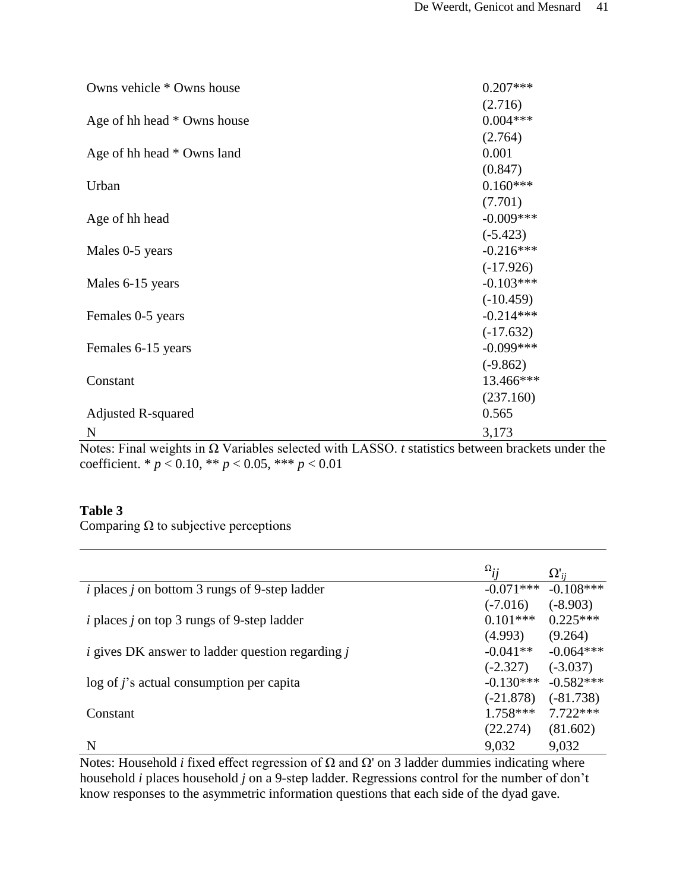| | |
|---|---|
| Owns vehicle * Owns house | 0.207*** |
| | (2.716) |
| Age of hh head * Owns house | 0.004*** |
| | (2.764) |
| Age of hh head * Owns land | 0.001 |
| | (0.847) |
| Urban | 0.160*** |
| | (7.701) |
| Age of hh head | -0.009*** |
| | (-5.423) |
| Males 0-5 years | -0.216*** |
| | (-17.926) |
| Males 6-15 years | -0.103*** |
| | (-10.459) |
| Females 0-5 years | -0.214*** |
| | (-17.632) |
| Females 6-15 years | -0.099*** |
| | (-9.862) |
| Constant | 13.466*** |
| | (237.160) |
| Adjusted R-squared | 0.565 |
| N | 3,173 |

Notes: Final weights in Ω Variables selected with LASSO. *t* statistics between brackets under the coefficient. * $p < 0.10$, ** $p < 0.05$, *** $p < 0.01$

**Table 3**
Comparing Ω to subjective perceptions

| | $\Omega_{ij}$ | $\Omega'_{ij}$ |
|---|---|---|
| *i* places *j* on bottom 3 rungs of 9-step ladder | -0.071*** | -0.108*** |
| | (-7.016) | (-8.903) |
| *i* places *j* on top 3 rungs of 9-step ladder | 0.101*** | 0.225*** |
| | (4.993) | (9.264) |
| *i* gives DK answer to ladder question regarding *j* | -0.041** | -0.064*** |
| | (-2.327) | (-3.037) |
| log of *j*'s actual consumption per capita | -0.130*** | -0.582*** |
| | (-21.878) | (-81.738) |
| Constant | 1.758*** | 7.722*** |
| | (22.274) | (81.602) |
| N | 9,032 | 9,032 |

Notes: Household *i* fixed effect regression of Ω and Ω' on 3 ladder dummies indicating where household *i* places household *j* on a 9-step ladder. Regressions control for the number of don't know responses to the asymmetric information questions that each side of the dyad gave.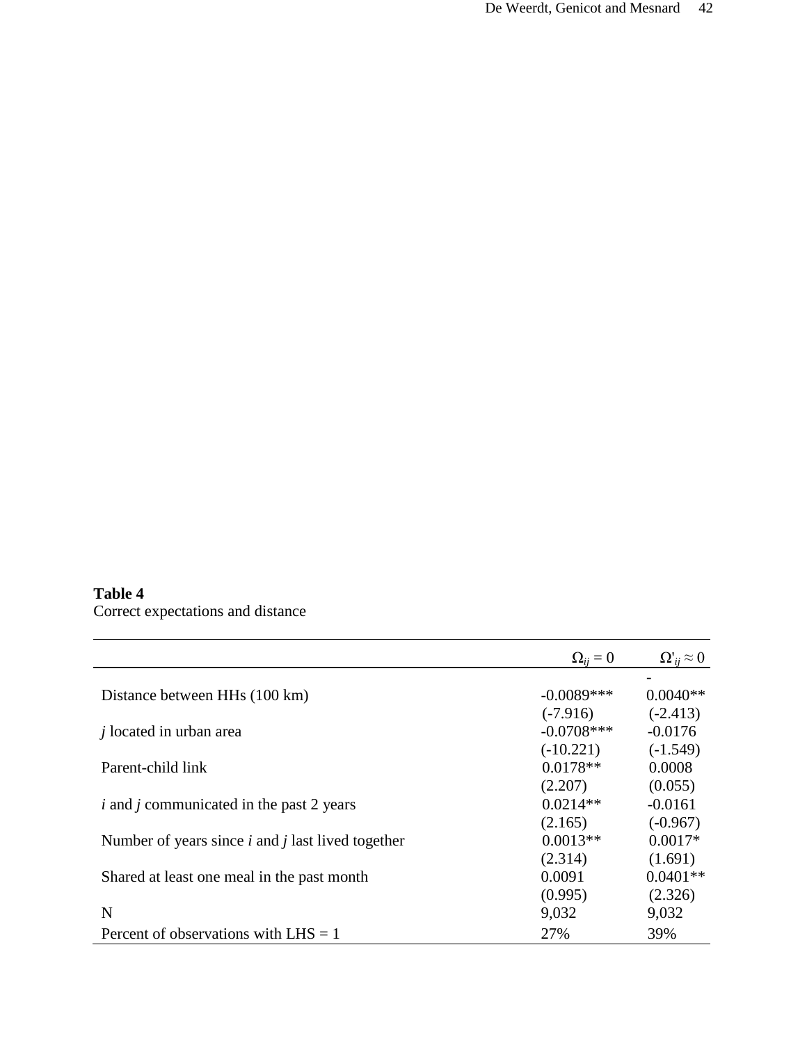**Table 4**
Correct expectations and distance

| | $\Omega_{ij} = 0$ | $\Omega'_{ij} \approx 0$ |
|---|---|---|
| Distance between HHs (100 km) | -0.0089*** | -0.0040** |
| | (-7.916) | (-2.413) |
| *j* located in urban area | -0.0708*** | -0.0176 |
| | (-10.221) | (-1.549) |
| Parent-child link | 0.0178** | 0.0008 |
| | (2.207) | (0.055) |
| *i* and *j* communicated in the past 2 years | 0.0214** | -0.0161 |
| | (2.165) | (-0.967) |
| Number of years since *i* and *j* last lived together | 0.0013** | 0.0017* |
| | (2.314) | (1.691) |
| Shared at least one meal in the past month | 0.0091 | 0.0401** |
| | (0.995) | (2.326) |
| N | 9,032 | 9,032 |
| Percent of observations with LHS = 1 | 27% | 39% |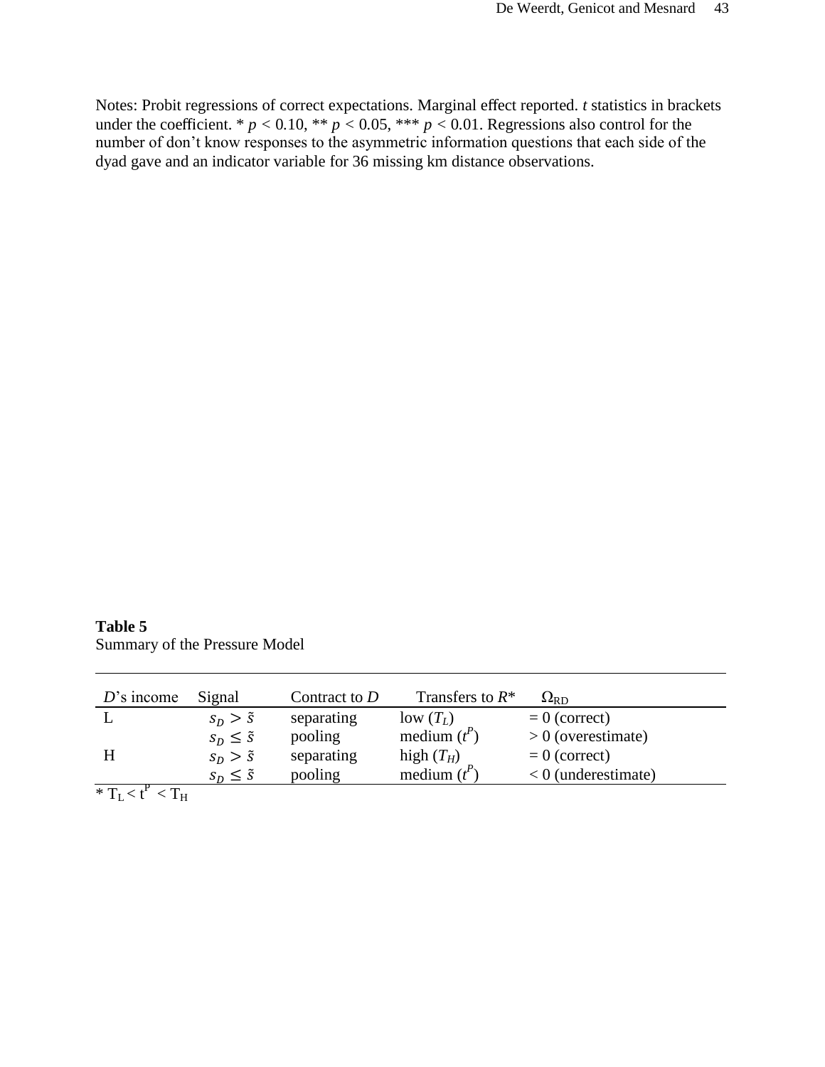Notes: Probit regressions of correct expectations. Marginal effect reported. *t* statistics in brackets under the coefficient. * $p < 0.10$, ** $p < 0.05$, *** $p < 0.01$. Regressions also control for the number of don't know responses to the asymmetric information questions that each side of the dyad gave and an indicator variable for 36 missing km distance observations.

**Table 5**
Summary of the Pressure Model

| *D*'s income | Signal | Contract to *D* | Transfers to *R** | $\Omega_{RD}$ |
|---|---|---|---|---|
| L | $s_D > \tilde{s}$ | separating | low ($T_L$) | = 0 (correct) |
| | $s_D \leq \tilde{s}$ | pooling | medium ($t^P$) | > 0 (overestimate) |
| H | $s_D > \tilde{s}$ | separating | high ($T_H$) | = 0 (correct) |
| | $s_D \leq \tilde{s}$ | pooling | medium ($t^P$) | < 0 (underestimate) |

* $T_L < t^P < T_H$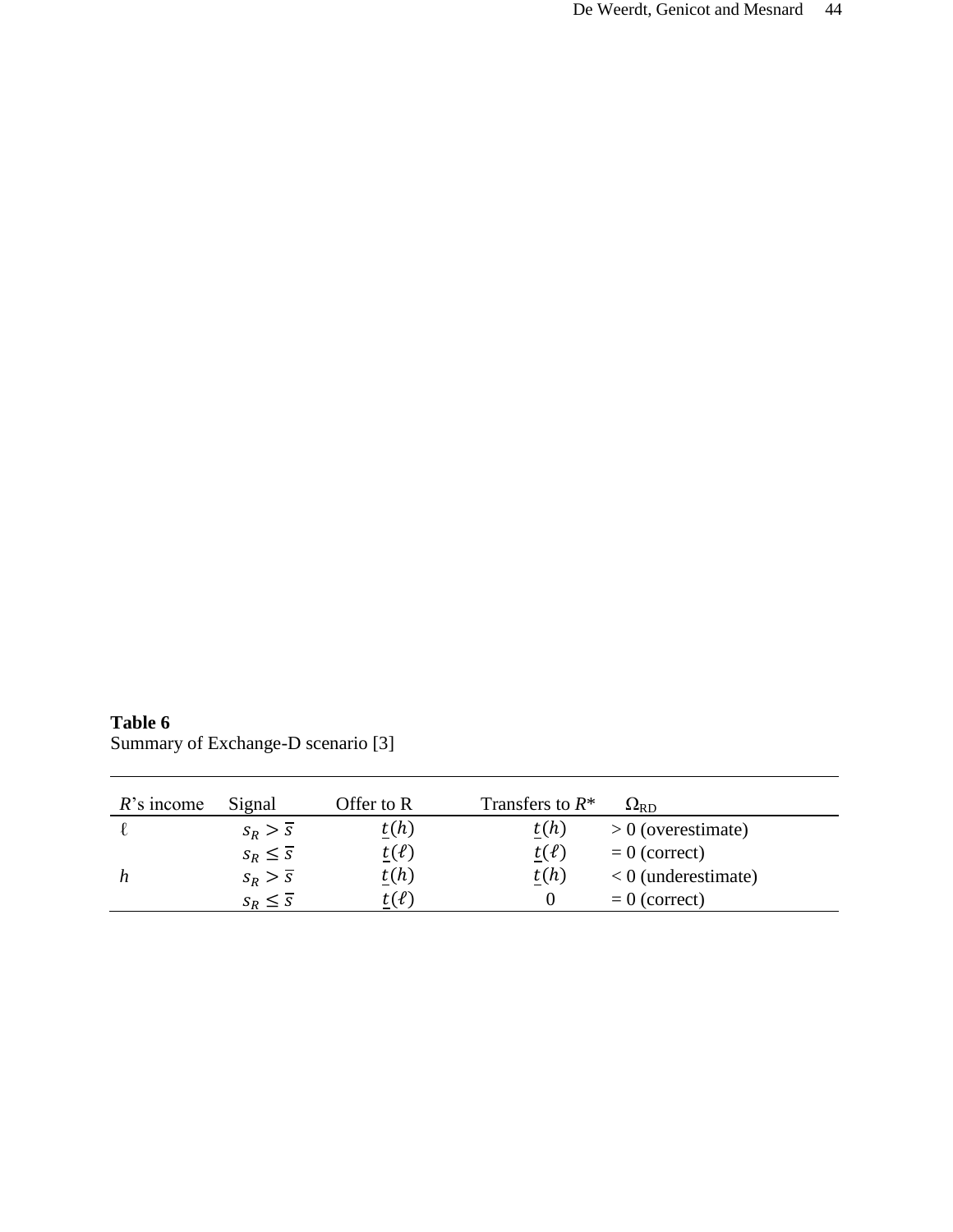**Table 6**
Summary of Exchange-D scenario [3]

| $R$'s income | Signal | Offer to R | Transfers to $R$* | $\Omega_{\text{RD}}$ |
|---|---|---|---|---|
| $\ell$ | $s_R > \bar{s}$ | $\underline{t}(h)$ | $\underline{t}(h)$ | > 0 (overestimate) |
| | $s_R \leq \bar{s}$ | $\underline{t}(\ell)$ | $\underline{t}(\ell)$ | = 0 (correct) |
| $h$ | $s_R > \bar{s}$ | $\underline{t}(h)$ | $\underline{t}(h)$ | < 0 (underestimate) |
| | $s_R \leq \bar{s}$ | $\underline{t}(\ell)$ | 0 | = 0 (correct) |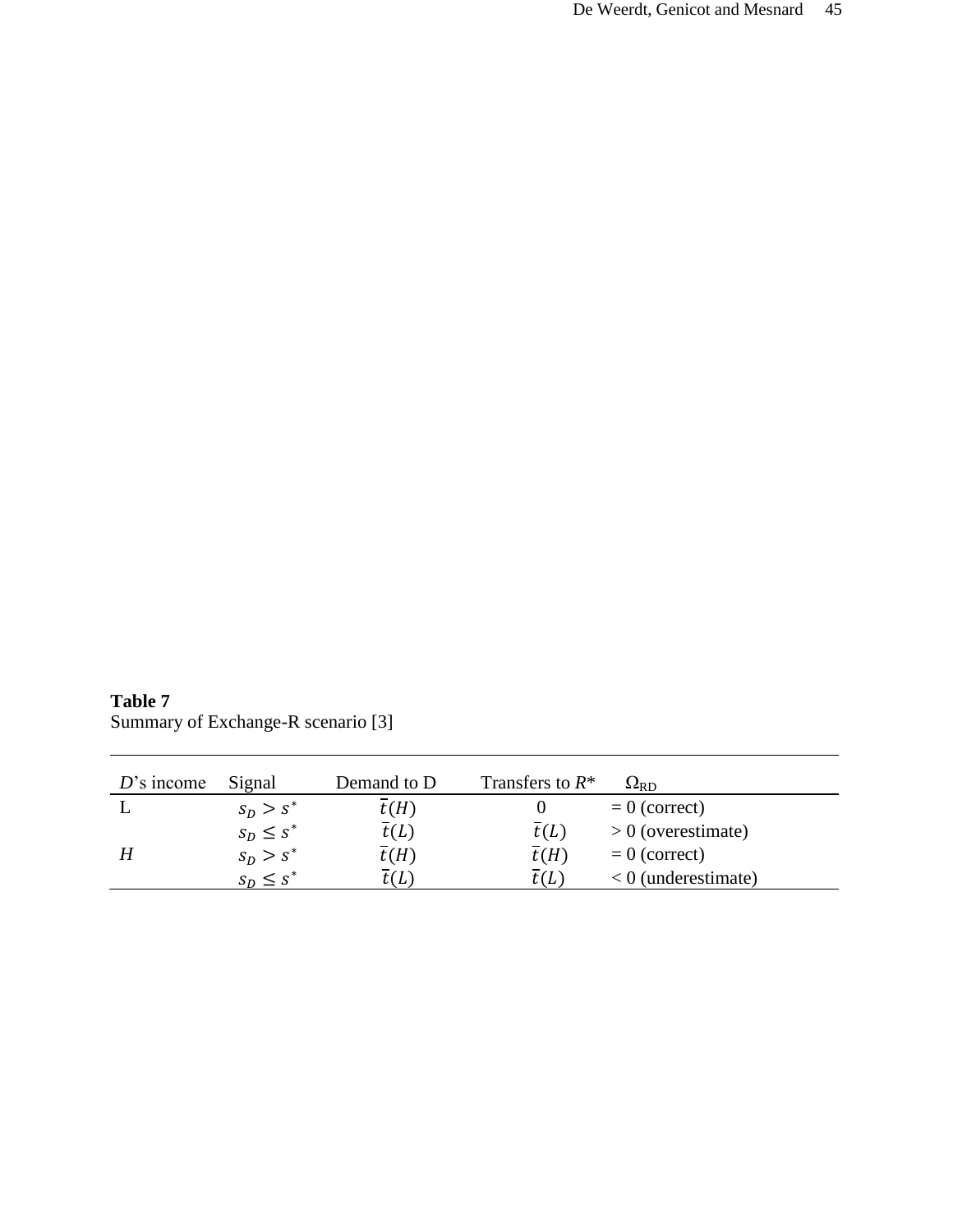**Table 7**
Summary of Exchange-R scenario [3]

| $D$'s income | Signal | Demand to D | Transfers to $R$* | $\Omega_{\text{RD}}$ |
|---|---|---|---|---|
| L | $s_D > s^*$ | $\bar{t}(H)$ | 0 | = 0 (correct) |
| | $s_D \leq s^*$ | $\bar{t}(L)$ | $\bar{t}(L)$ | > 0 (overestimate) |
| $H$ | $s_D > s^*$ | $\bar{t}(H)$ | $\bar{t}(H)$ | = 0 (correct) |
| | $s_D \leq s^*$ | $\bar{t}(L)$ | $\bar{t}(L)$ | < 0 (underestimate) |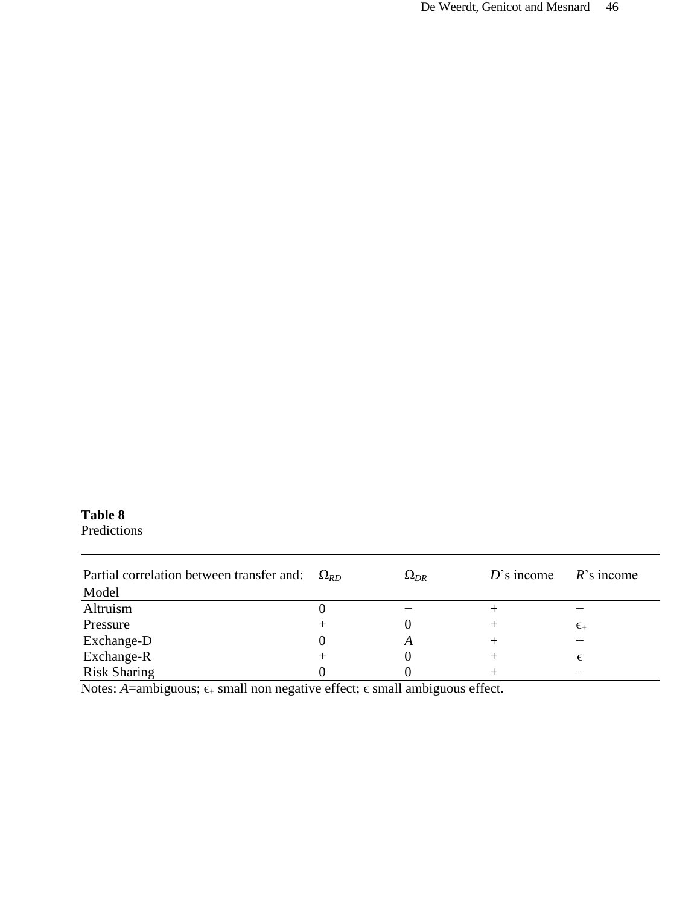**Table 8**
Predictions

| Partial correlation between transfer and: Model | $\Omega_{RD}$ | $\Omega_{DR}$ | *D*'s income | *R*'s income |
|---|---|---|---|---|
| Altruism | 0 | − | + | − |
| Pressure | + | 0 | + | $\epsilon_+$ |
| Exchange-D | 0 | *A* | + | − |
| Exchange-R | + | 0 | + | $\epsilon$ |
| Risk Sharing | 0 | 0 | + | − |

Notes: *A*=ambiguous; $\epsilon_+$ small non negative effect; $\epsilon$ small ambiguous effect.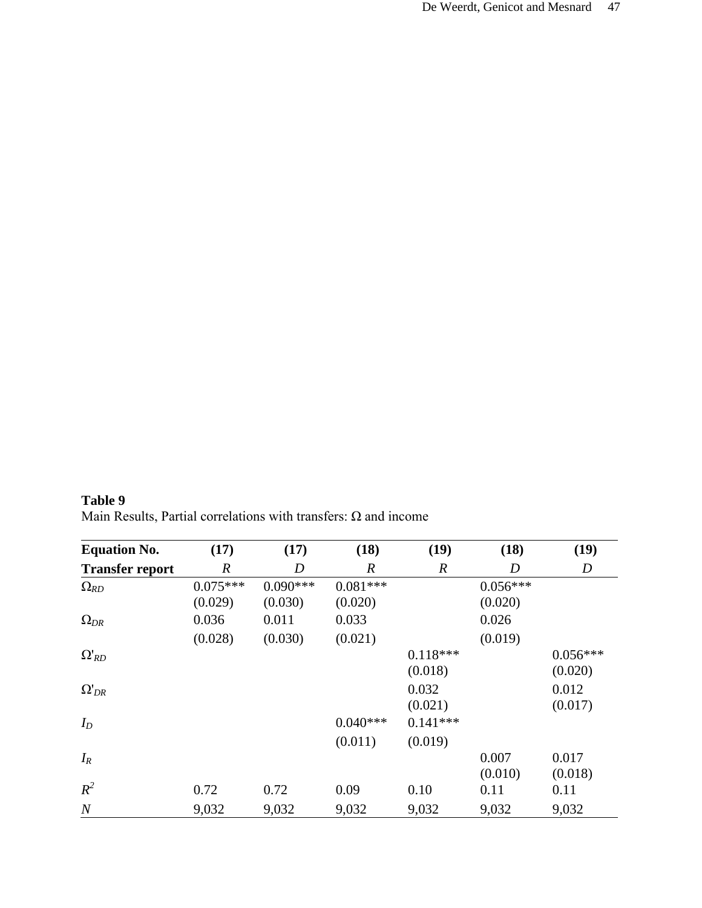**Table 9**
Main Results, Partial correlations with transfers: Ω and income

| Equation No. | (17) | (17) | (18) | (19) | (18) | (19) |
|---|---|---|---|---|---|---|
| Transfer report | *R* | *D* | *R* | *R* | *D* | *D* |
| $\Omega_{RD}$ | 0.075*** | 0.090*** | 0.081*** | | 0.056*** | |
| | (0.029) | (0.030) | (0.020) | | (0.020) | |
| $\Omega_{DR}$ | 0.036 | 0.011 | 0.033 | | 0.026 | |
| | (0.028) | (0.030) | (0.021) | | (0.019) | |
| $\Omega'_{RD}$ | | | | 0.118*** | | 0.056*** |
| | | | | (0.018) | | (0.020) |
| $\Omega'_{DR}$ | | | | 0.032 | | 0.012 |
| | | | | (0.021) | | (0.017) |
| $I_D$ | | | 0.040*** | 0.141*** | | |
| | | | (0.011) | (0.019) | | |
| $I_R$ | | | | | 0.007 | 0.017 |
| | | | | | (0.010) | (0.018) |
| $R^2$ | 0.72 | 0.72 | 0.09 | 0.10 | 0.11 | 0.11 |
| $N$ | 9,032 | 9,032 | 9,032 | 9,032 | 9,032 | 9,032 |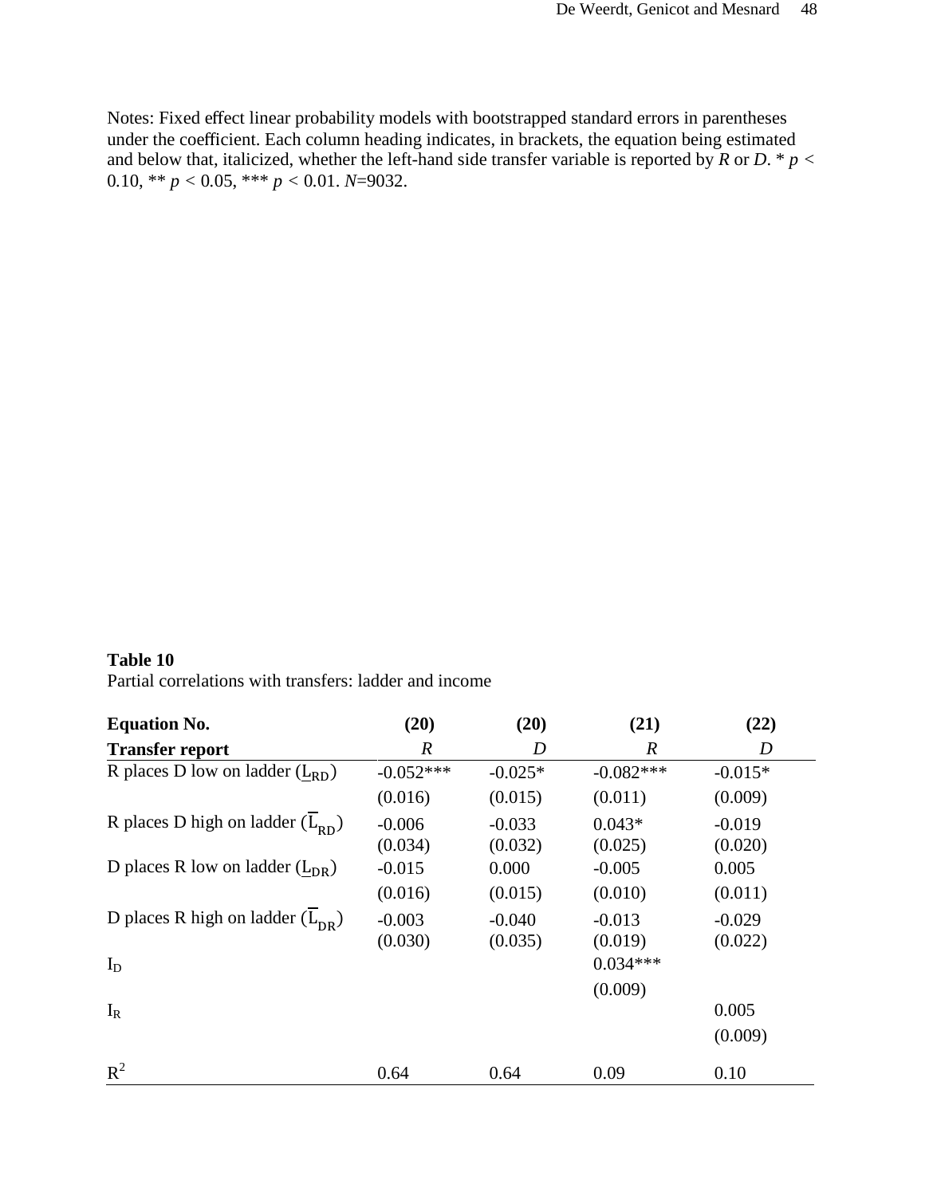Notes: Fixed effect linear probability models with bootstrapped standard errors in parentheses under the coefficient. Each column heading indicates, in brackets, the equation being estimated and below that, italicized, whether the left-hand side transfer variable is reported by *R* or *D*. * $p < 0.10$, ** $p < 0.05$, *** $p < 0.01$. $N$=9032.

**Table 10**

Partial correlations with transfers: ladder and income

| **Equation No.** | **(20)** | **(20)** | **(21)** | **(22)** |
|---|---|---|---|---|
| **Transfer report** | *R* | *D* | *R* | *D* |
| R places D low on ladder ($\underline{L}_{RD}$) | -0.052*** | -0.025* | -0.082*** | -0.015* |
| | (0.016) | (0.015) | (0.011) | (0.009) |
| R places D high on ladder ($\overline{L}_{RD}$) | -0.006 | -0.033 | 0.043* | -0.019 |
| | (0.034) | (0.032) | (0.025) | (0.020) |
| D places R low on ladder ($\underline{L}_{DR}$) | -0.015 | 0.000 | -0.005 | 0.005 |
| | (0.016) | (0.015) | (0.010) | (0.011) |
| D places R high on ladder ($\overline{L}_{DR}$) | -0.003 | -0.040 | -0.013 | -0.029 |
| | (0.030) | (0.035) | (0.019) | (0.022) |
| $I_D$ | | | 0.034*** | |
| | | | (0.009) | |
| $I_R$ | | | | 0.005 |
| | | | | (0.009) |
| $R^2$ | 0.64 | 0.64 | 0.09 | 0.10 |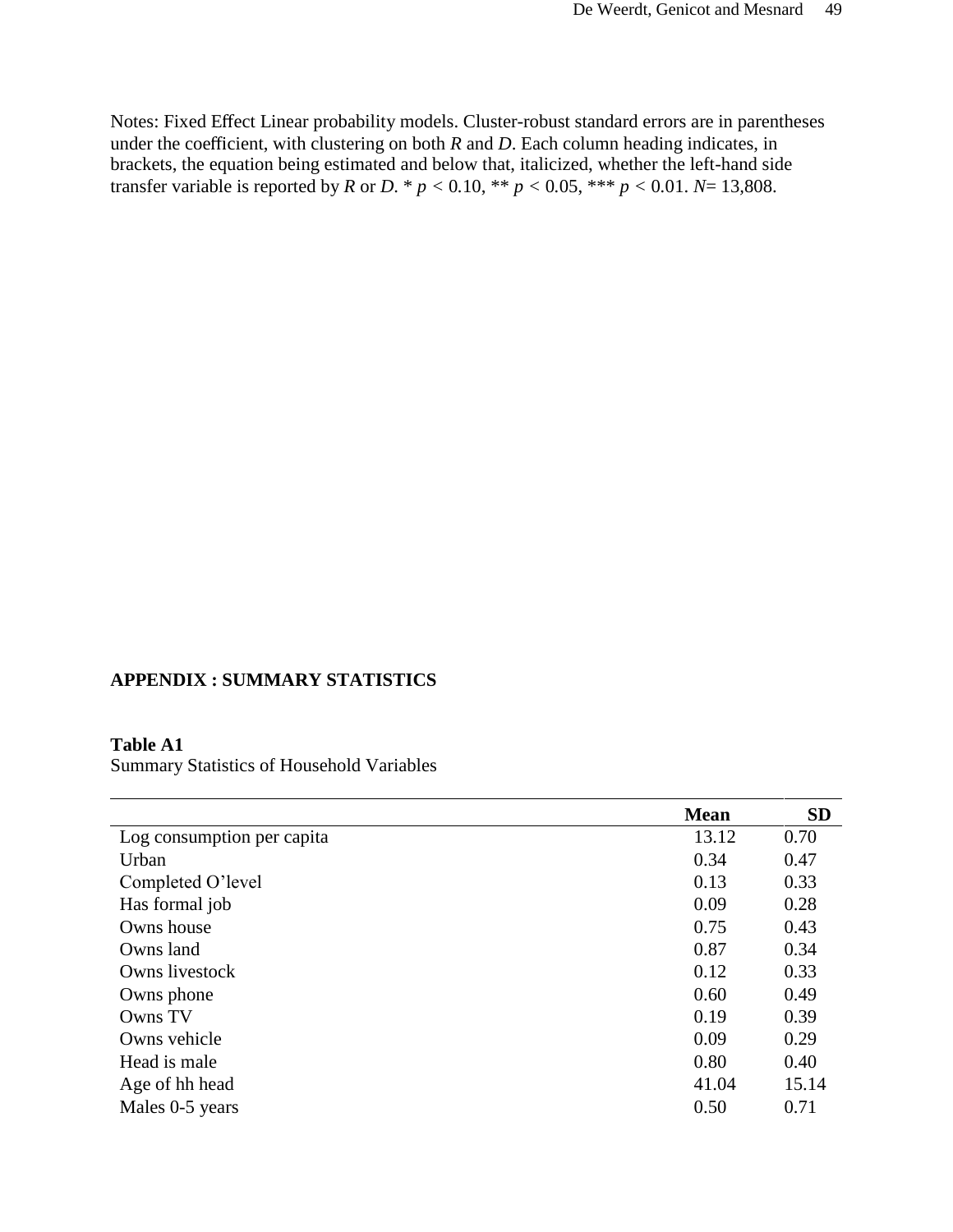Notes: Fixed Effect Linear probability models. Cluster-robust standard errors are in parentheses under the coefficient, with clustering on both *R* and *D*. Each column heading indicates, in brackets, the equation being estimated and below that, italicized, whether the left-hand side transfer variable is reported by *R* or *D*. * $p < 0.10$, ** $p < 0.05$, *** $p < 0.01$. $N$= 13,808.

## APPENDIX : SUMMARY STATISTICS

**Table A1**
Summary Statistics of Household Variables

| | **Mean** | **SD** |
|---|---|---|
| Log consumption per capita | 13.12 | 0.70 |
| Urban | 0.34 | 0.47 |
| Completed O'level | 0.13 | 0.33 |
| Has formal job | 0.09 | 0.28 |
| Owns house | 0.75 | 0.43 |
| Owns land | 0.87 | 0.34 |
| Owns livestock | 0.12 | 0.33 |
| Owns phone | 0.60 | 0.49 |
| Owns TV | 0.19 | 0.39 |
| Owns vehicle | 0.09 | 0.29 |
| Head is male | 0.80 | 0.40 |
| Age of hh head | 41.04 | 15.14 |
| Males 0-5 years | 0.50 | 0.71 |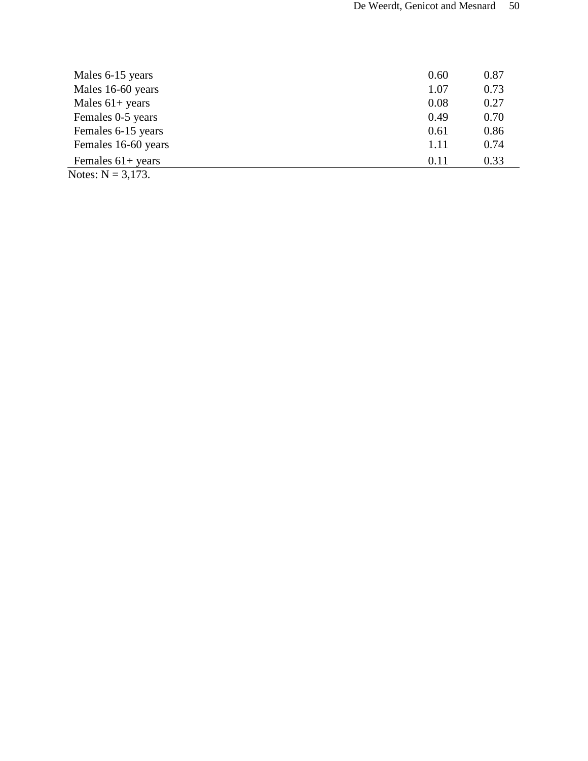| | | |
|---|---|---|
| Males 6-15 years | 0.60 | 0.87 |
| Males 16-60 years | 1.07 | 0.73 |
| Males 61+ years | 0.08 | 0.27 |
| Females 0-5 years | 0.49 | 0.70 |
| Females 6-15 years | 0.61 | 0.86 |
| Females 16-60 years | 1.11 | 0.74 |
| Females 61+ years | 0.11 | 0.33 |

Notes: N = 3,173.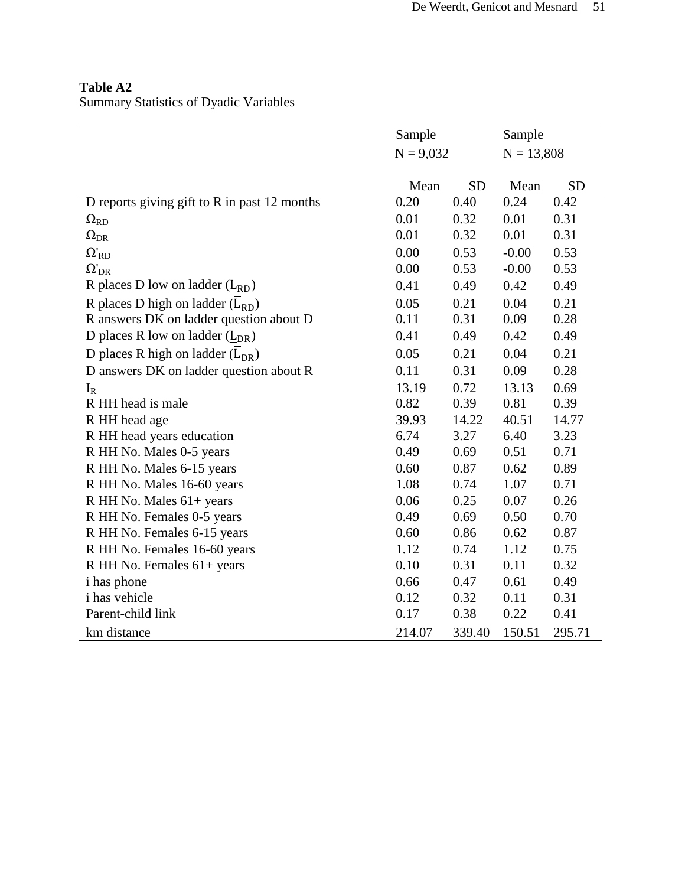**Table A2**
Summary Statistics of Dyadic Variables

| | Sample N = 9,032 | | Sample N = 13,808 | |
|---|---|---|---|---|
| | Mean | SD | Mean | SD |
| D reports giving gift to R in past 12 months | 0.20 | 0.40 | 0.24 | 0.42 |
| $\Omega_{RD}$ | 0.01 | 0.32 | 0.01 | 0.31 |
| $\Omega_{DR}$ | 0.01 | 0.32 | 0.01 | 0.31 |
| $\Omega'_{RD}$ | 0.00 | 0.53 | -0.00 | 0.53 |
| $\Omega'_{DR}$ | 0.00 | 0.53 | -0.00 | 0.53 |
| R places D low on ladder ($\underline{L}_{RD}$) | 0.41 | 0.49 | 0.42 | 0.49 |
| R places D high on ladder ($\overline{L}_{RD}$) | 0.05 | 0.21 | 0.04 | 0.21 |
| R answers DK on ladder question about D | 0.11 | 0.31 | 0.09 | 0.28 |
| D places R low on ladder ($\underline{L}_{DR}$) | 0.41 | 0.49 | 0.42 | 0.49 |
| D places R high on ladder ($\overline{L}_{DR}$) | 0.05 | 0.21 | 0.04 | 0.21 |
| D answers DK on ladder question about R | 0.11 | 0.31 | 0.09 | 0.28 |
| $I_R$ | 13.19 | 0.72 | 13.13 | 0.69 |
| R HH head is male | 0.82 | 0.39 | 0.81 | 0.39 |
| R HH head age | 39.93 | 14.22 | 40.51 | 14.77 |
| R HH head years education | 6.74 | 3.27 | 6.40 | 3.23 |
| R HH No. Males 0-5 years | 0.49 | 0.69 | 0.51 | 0.71 |
| R HH No. Males 6-15 years | 0.60 | 0.87 | 0.62 | 0.89 |
| R HH No. Males 16-60 years | 1.08 | 0.74 | 1.07 | 0.71 |
| R HH No. Males 61+ years | 0.06 | 0.25 | 0.07 | 0.26 |
| R HH No. Females 0-5 years | 0.49 | 0.69 | 0.50 | 0.70 |
| R HH No. Females 6-15 years | 0.60 | 0.86 | 0.62 | 0.87 |
| R HH No. Females 16-60 years | 1.12 | 0.74 | 1.12 | 0.75 |
| R HH No. Females 61+ years | 0.10 | 0.31 | 0.11 | 0.32 |
| i has phone | 0.66 | 0.47 | 0.61 | 0.49 |
| i has vehicle | 0.12 | 0.32 | 0.11 | 0.31 |
| Parent-child link | 0.17 | 0.38 | 0.22 | 0.41 |
| km distance | 214.07 | 339.40 | 150.51 | 295.71 |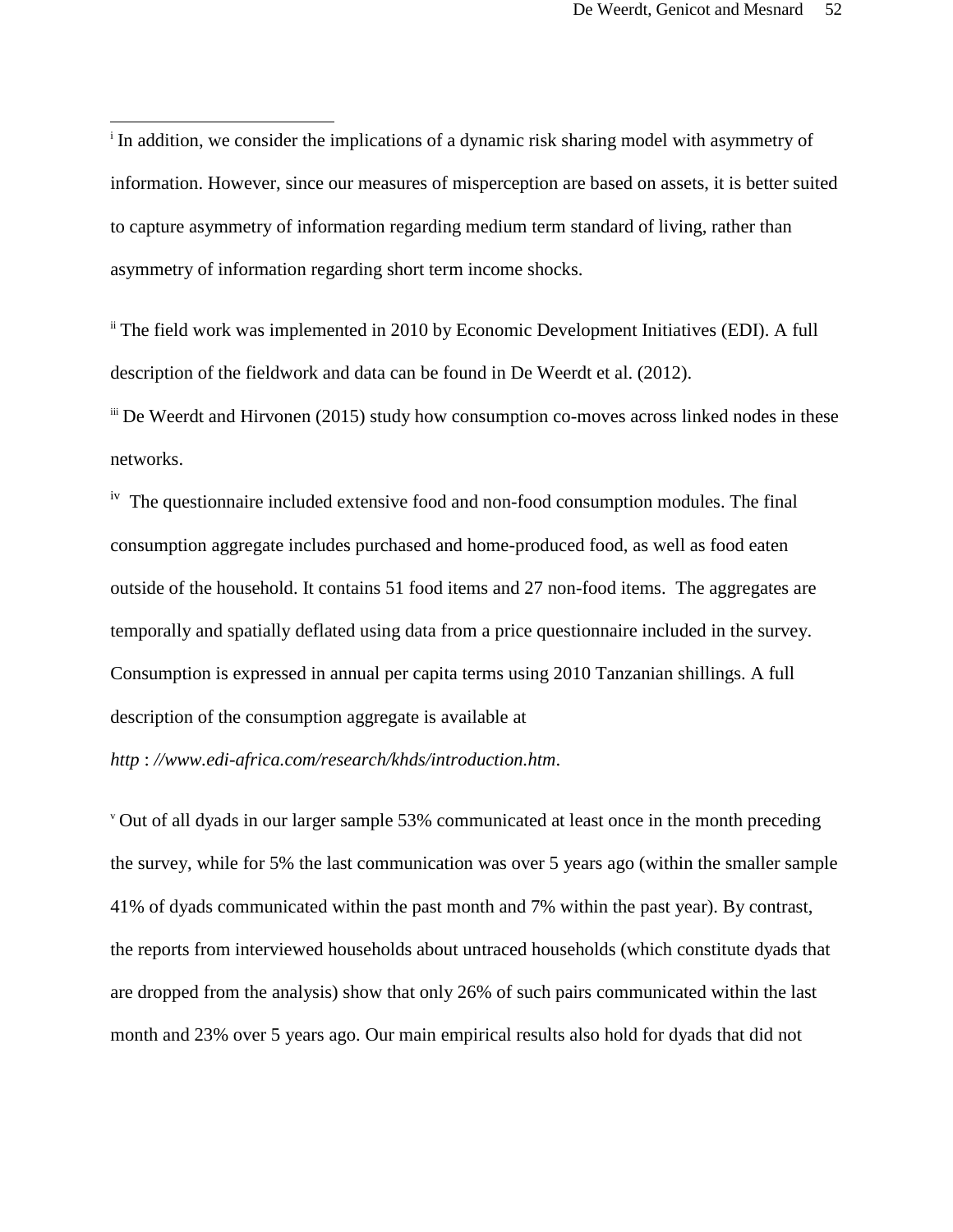[i] In addition, we consider the implications of a dynamic risk sharing model with asymmetry of information. However, since our measures of misperception are based on assets, it is better suited to capture asymmetry of information regarding medium term standard of living, rather than asymmetry of information regarding short term income shocks.

[ii] The field work was implemented in 2010 by Economic Development Initiatives (EDI). A full description of the fieldwork and data can be found in De Weerdt et al. (2012).

[iii] De Weerdt and Hirvonen (2015) study how consumption co-moves across linked nodes in these networks.

[iv] The questionnaire included extensive food and non-food consumption modules. The final consumption aggregate includes purchased and home-produced food, as well as food eaten outside of the household. It contains 51 food items and 27 non-food items. The aggregates are temporally and spatially deflated using data from a price questionnaire included in the survey. Consumption is expressed in annual per capita terms using 2010 Tanzanian shillings. A full description of the consumption aggregate is available at

*http : //www.edi-africa.com/research/khds/introduction.htm*.

[v] Out of all dyads in our larger sample 53% communicated at least once in the month preceding the survey, while for 5% the last communication was over 5 years ago (within the smaller sample 41% of dyads communicated within the past month and 7% within the past year). By contrast, the reports from interviewed households about untraced households (which constitute dyads that are dropped from the analysis) show that only 26% of such pairs communicated within the last month and 23% over 5 years ago. Our main empirical results also hold for dyads that did not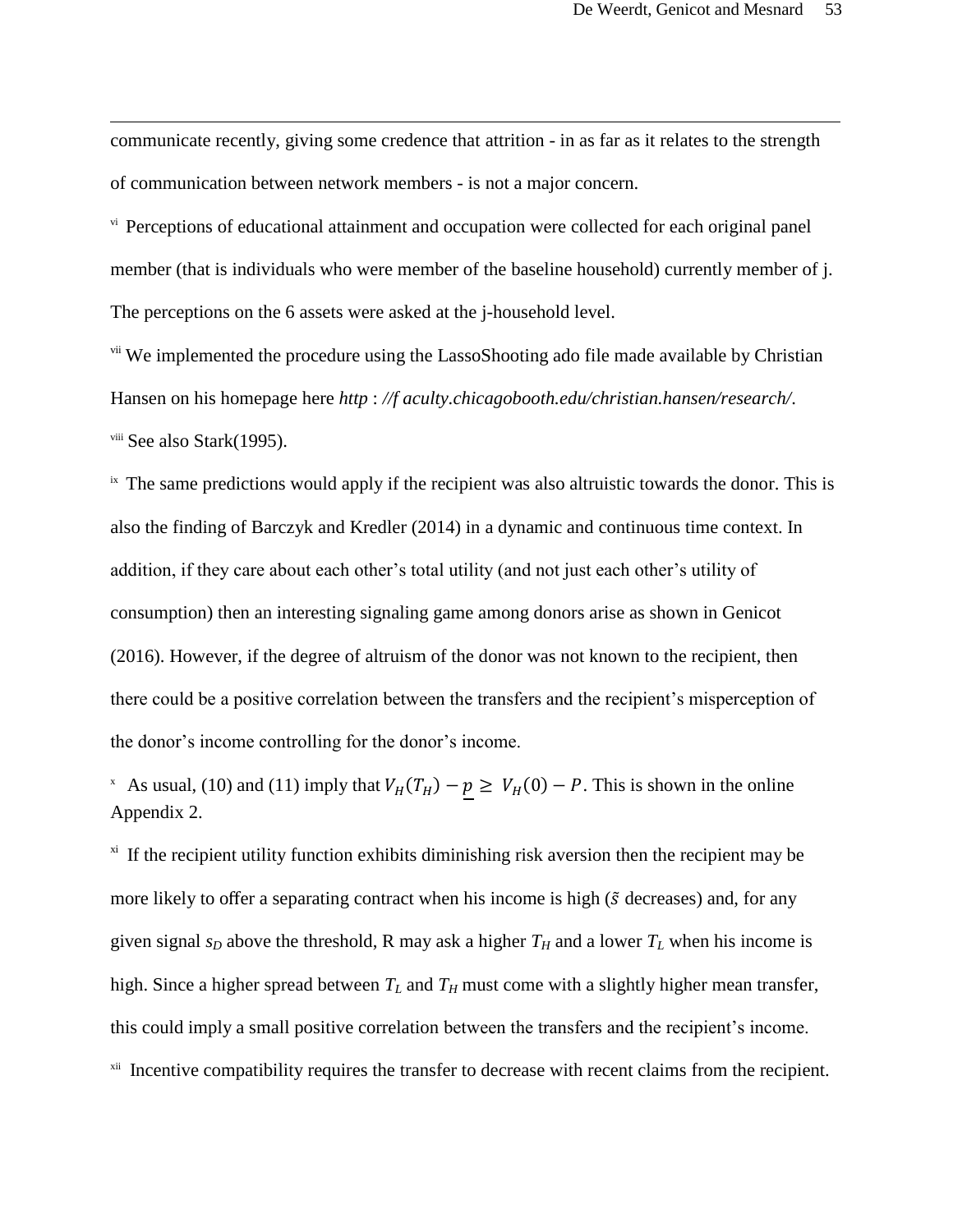communicate recently, giving some credence that attrition - in as far as it relates to the strength of communication between network members - is not a major concern.

[vi] Perceptions of educational attainment and occupation were collected for each original panel member (that is individuals who were member of the baseline household) currently member of j. The perceptions on the 6 assets were asked at the j-household level.

[vii] We implemented the procedure using the LassoShooting ado file made available by Christian Hansen on his homepage here *http : //f aculty.chicagobooth.edu/christian.hansen/research/*.

[viii] See also Stark(1995).

[ix] The same predictions would apply if the recipient was also altruistic towards the donor. This is also the finding of Barczyk and Kredler (2014) in a dynamic and continuous time context. In addition, if they care about each other's total utility (and not just each other's utility of consumption) then an interesting signaling game among donors arise as shown in Genicot (2016). However, if the degree of altruism of the donor was not known to the recipient, then there could be a positive correlation between the transfers and the recipient's misperception of the donor's income controlling for the donor's income.

[x] As usual, (10) and (11) imply that $V_H(T_H) - \underline{p} \geq V_H(0) - P$. This is shown in the online Appendix 2.

[xi] If the recipient utility function exhibits diminishing risk aversion then the recipient may be more likely to offer a separating contract when his income is high ($\tilde{s}$ decreases) and, for any given signal $s_D$ above the threshold, R may ask a higher $T_H$ and a lower $T_L$ when his income is high. Since a higher spread between $T_L$ and $T_H$ must come with a slightly higher mean transfer, this could imply a small positive correlation between the transfers and the recipient's income.

[xii] Incentive compatibility requires the transfer to decrease with recent claims from the recipient.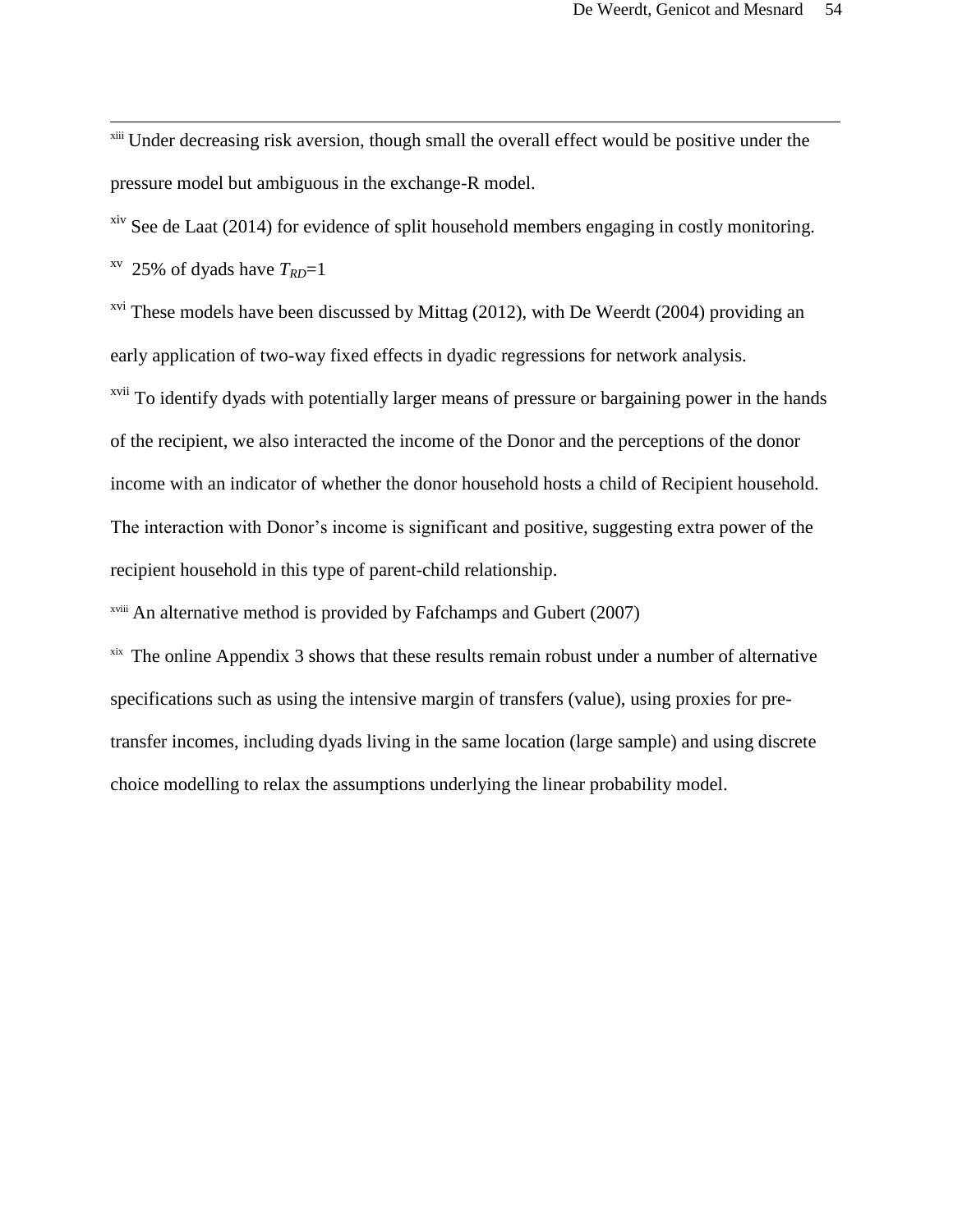[xiii] Under decreasing risk aversion, though small the overall effect would be positive under the pressure model but ambiguous in the exchange-R model.

[xiv] See de Laat (2014) for evidence of split household members engaging in costly monitoring.

[xv] 25% of dyads have $T_{RD}$=1

[xvi] These models have been discussed by Mittag (2012), with De Weerdt (2004) providing an early application of two-way fixed effects in dyadic regressions for network analysis.

[xvii] To identify dyads with potentially larger means of pressure or bargaining power in the hands of the recipient, we also interacted the income of the Donor and the perceptions of the donor income with an indicator of whether the donor household hosts a child of Recipient household. The interaction with Donor's income is significant and positive, suggesting extra power of the recipient household in this type of parent-child relationship.

[xviii] An alternative method is provided by Fafchamps and Gubert (2007)

[xix] The online Appendix 3 shows that these results remain robust under a number of alternative specifications such as using the intensive margin of transfers (value), using proxies for pre-transfer incomes, including dyads living in the same location (large sample) and using discrete choice modelling to relax the assumptions underlying the linear probability model.